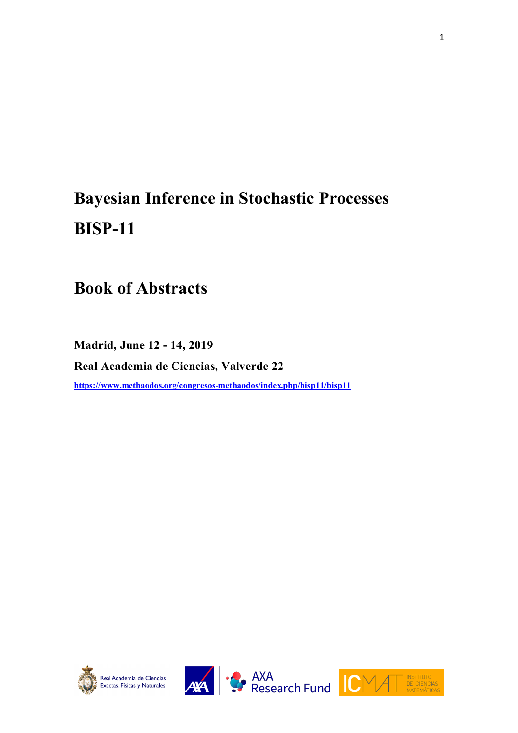# Bayesian Inference in Stochastic Processes

# BISP-11

## Book of Abstracts

**Madrid, June 12 - 14, 2019**

**Real Academia de Ciencias, Valverde 22**

**https://www.methaodos.org/congresos-methaodos/index.php/bisp11/bisp11**

Real Academia de Ciencias Exactas, Físicas y Naturales

AXA Research Fund

ICMAT INSTITUTO DE CIENCIAS MATEMÁTICAS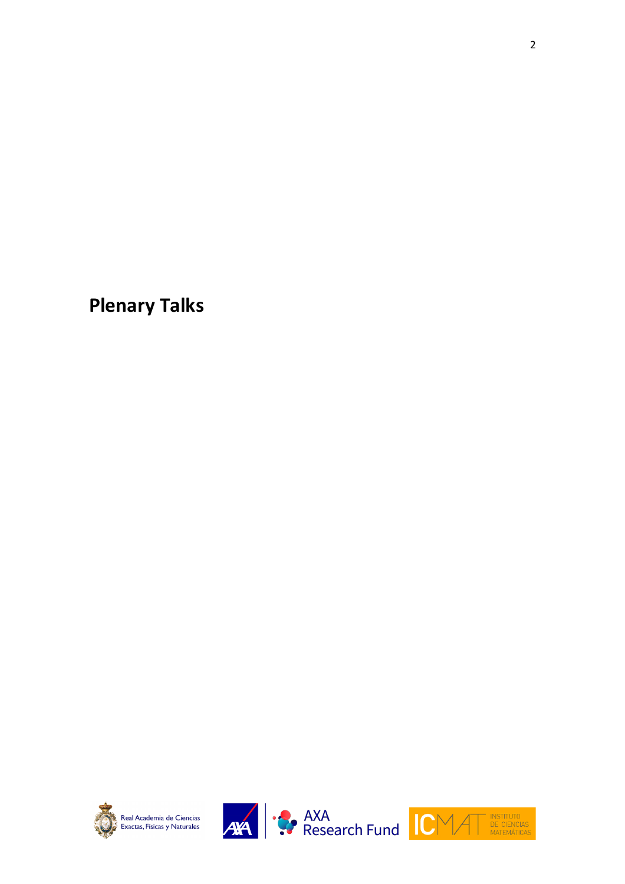# Plenary Talks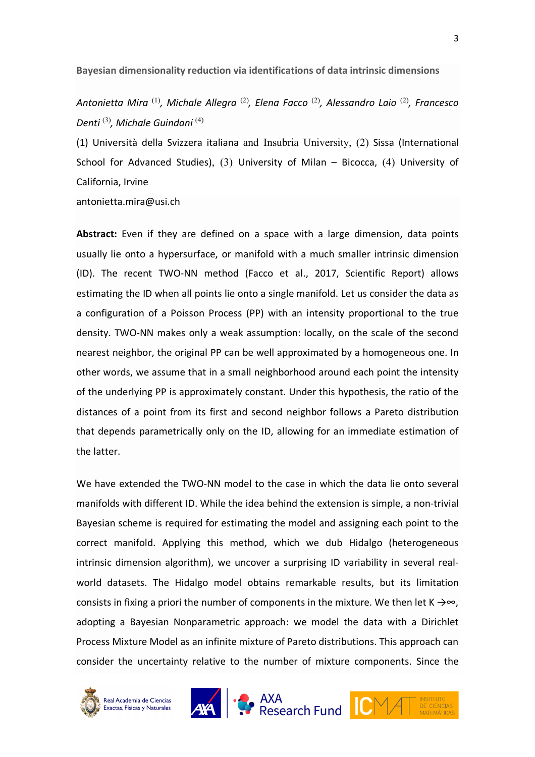### Bayesian dimensionality reduction via identifications of data intrinsic dimensions

*Antonietta Mira* [(1)], *Michale Allegra* [(2)], *Elena Facco* [(2)], *Alessandro Laio* [(2)], *Francesco Denti* [(3)], *Michale Guindani* [(4)]

(1) Università della Svizzera italiana and Insubria University, (2) Sissa (International School for Advanced Studies), (3) University of Milan – Bicocca, (4) University of California, Irvine

antonietta.mira@usi.ch

**Abstract:** Even if they are defined on a space with a large dimension, data points usually lie onto a hypersurface, or manifold with a much smaller intrinsic dimension (ID). The recent TWO-NN method (Facco et al., 2017, Scientific Report) allows estimating the ID when all points lie onto a single manifold. Let us consider the data as a configuration of a Poisson Process (PP) with an intensity proportional to the true density. TWO-NN makes only a weak assumption: locally, on the scale of the second nearest neighbor, the original PP can be well approximated by a homogeneous one. In other words, we assume that in a small neighborhood around each point the intensity of the underlying PP is approximately constant. Under this hypothesis, the ratio of the distances of a point from its first and second neighbor follows a Pareto distribution that depends parametrically only on the ID, allowing for an immediate estimation of the latter.

We have extended the TWO-NN model to the case in which the data lie onto several manifolds with different ID. While the idea behind the extension is simple, a non-trivial Bayesian scheme is required for estimating the model and assigning each point to the correct manifold. Applying this method, which we dub Hidalgo (heterogeneous intrinsic dimension algorithm), we uncover a surprising ID variability in several real-world datasets. The Hidalgo model obtains remarkable results, but its limitation consists in fixing a priori the number of components in the mixture. We then let $K \to \infty$, adopting a Bayesian Nonparametric approach: we model the data with a Dirichlet Process Mixture Model as an infinite mixture of Pareto distributions. This approach can consider the uncertainty relative to the number of mixture components. Since the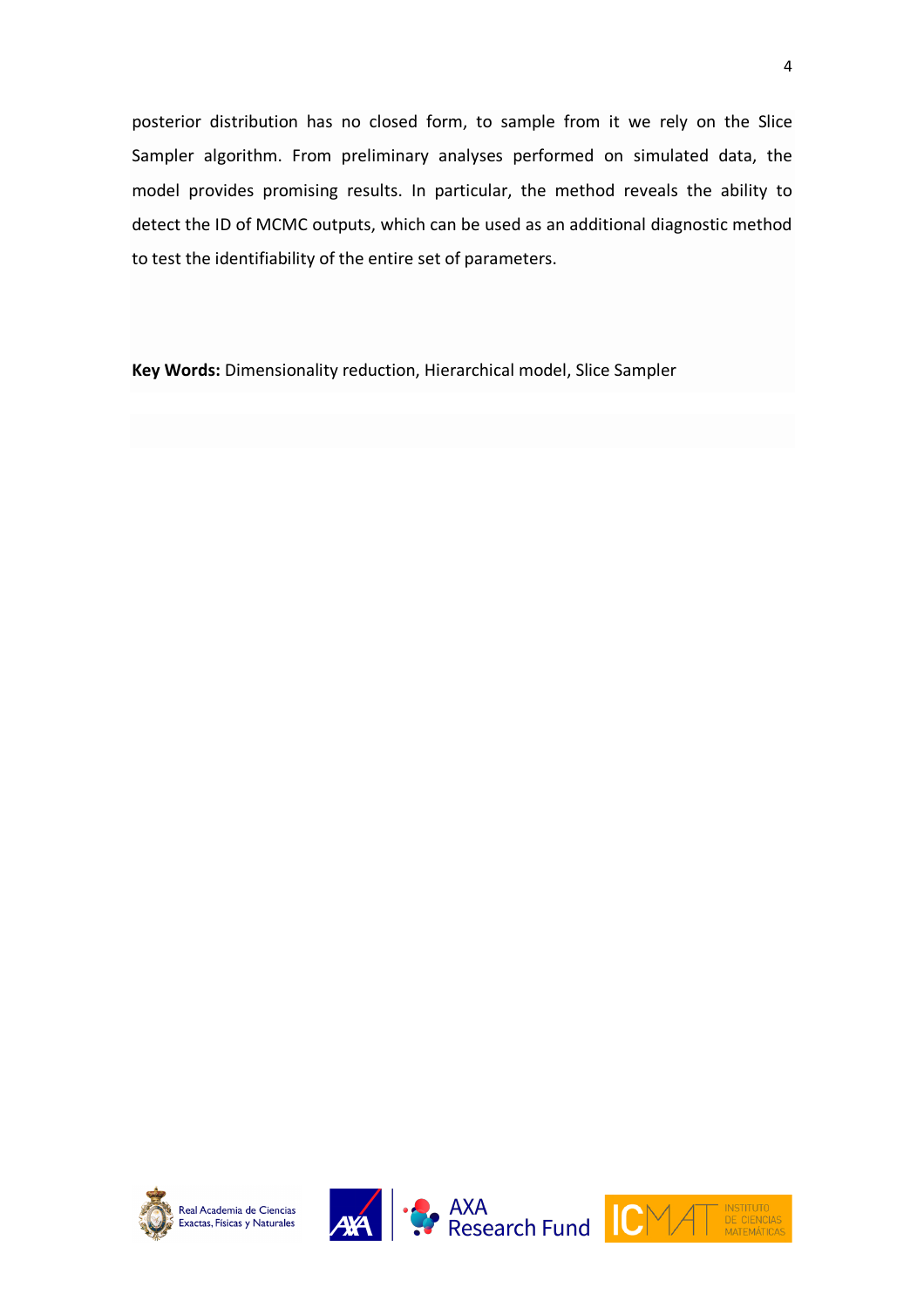posterior distribution has no closed form, to sample from it we rely on the Slice Sampler algorithm. From preliminary analyses performed on simulated data, the model provides promising results. In particular, the method reveals the ability to detect the ID of MCMC outputs, which can be used as an additional diagnostic method to test the identifiability of the entire set of parameters.

**Key Words:** Dimensionality reduction, Hierarchical model, Slice Sampler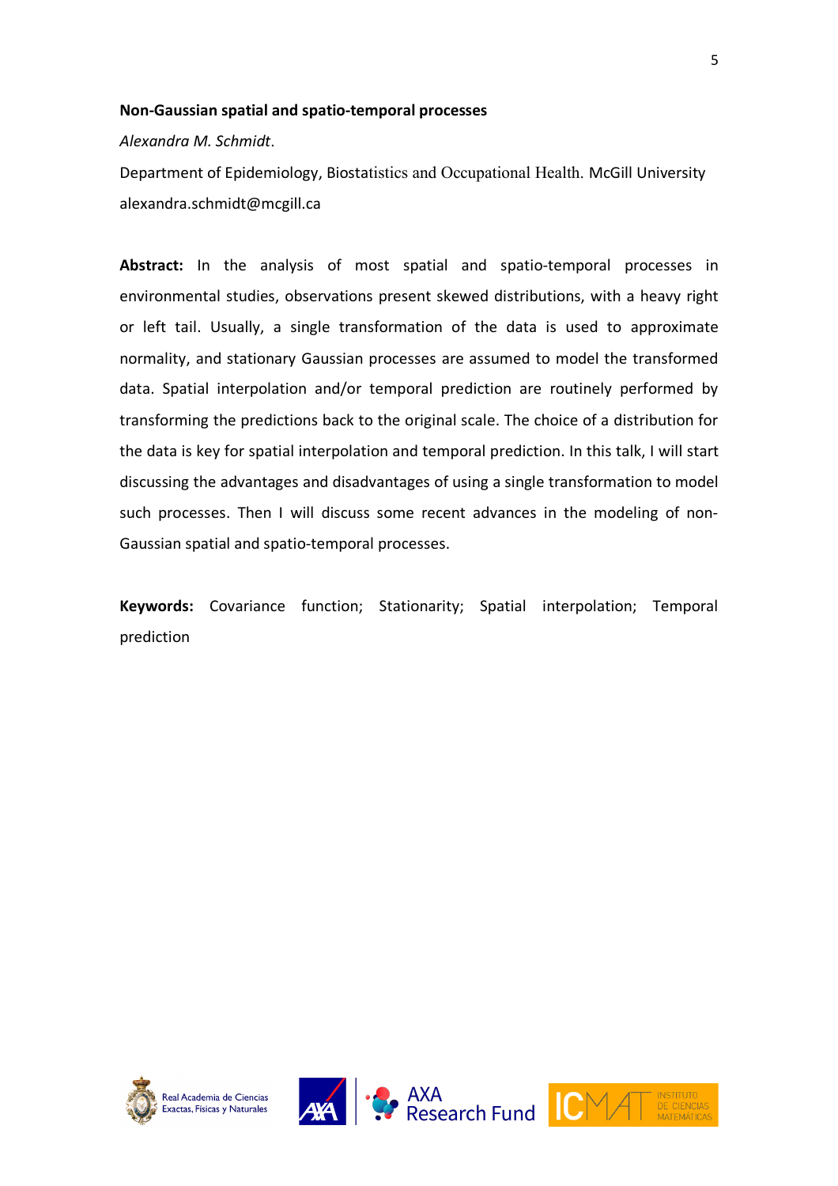**Non-Gaussian spatial and spatio-temporal processes**

*Alexandra M. Schmidt*.

Department of Epidemiology, Biostatistics and Occupational Health. McGill University
alexandra.schmidt@mcgill.ca

**Abstract:** In the analysis of most spatial and spatio-temporal processes in environmental studies, observations present skewed distributions, with a heavy right or left tail. Usually, a single transformation of the data is used to approximate normality, and stationary Gaussian processes are assumed to model the transformed data. Spatial interpolation and/or temporal prediction are routinely performed by transforming the predictions back to the original scale. The choice of a distribution for the data is key for spatial interpolation and temporal prediction. In this talk, I will start discussing the advantages and disadvantages of using a single transformation to model such processes. Then I will discuss some recent advances in the modeling of non-Gaussian spatial and spatio-temporal processes.

**Keywords:** Covariance function; Stationarity; Spatial interpolation; Temporal prediction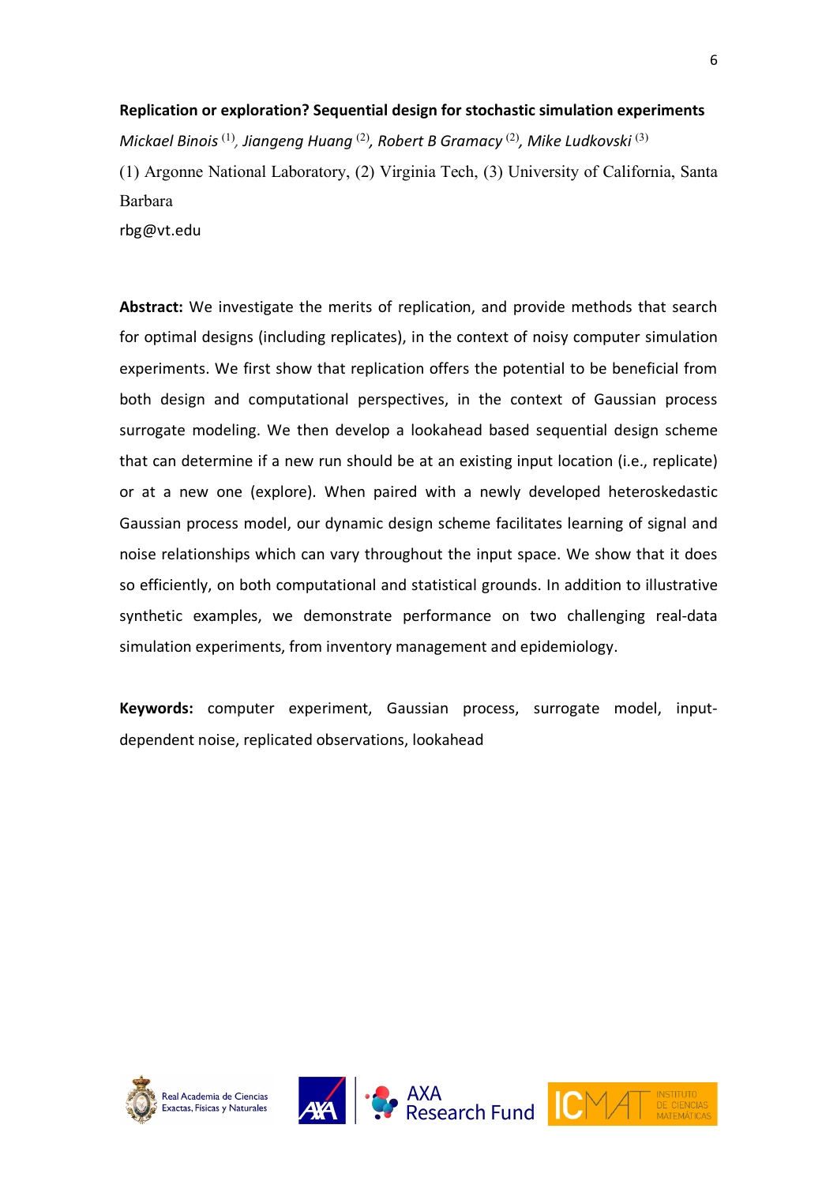**Replication or exploration? Sequential design for stochastic simulation experiments**

*Mickael Binois* [1], *Jiangeng Huang* [2], *Robert B Gramacy* [2], *Mike Ludkovski* [3]

(1) Argonne National Laboratory, (2) Virginia Tech, (3) University of California, Santa Barbara

rbg@vt.edu

**Abstract:** We investigate the merits of replication, and provide methods that search for optimal designs (including replicates), in the context of noisy computer simulation experiments. We first show that replication offers the potential to be beneficial from both design and computational perspectives, in the context of Gaussian process surrogate modeling. We then develop a lookahead based sequential design scheme that can determine if a new run should be at an existing input location (i.e., replicate) or at a new one (explore). When paired with a newly developed heteroskedastic Gaussian process model, our dynamic design scheme facilitates learning of signal and noise relationships which can vary throughout the input space. We show that it does so efficiently, on both computational and statistical grounds. In addition to illustrative synthetic examples, we demonstrate performance on two challenging real-data simulation experiments, from inventory management and epidemiology.

**Keywords:** computer experiment, Gaussian process, surrogate model, input-dependent noise, replicated observations, lookahead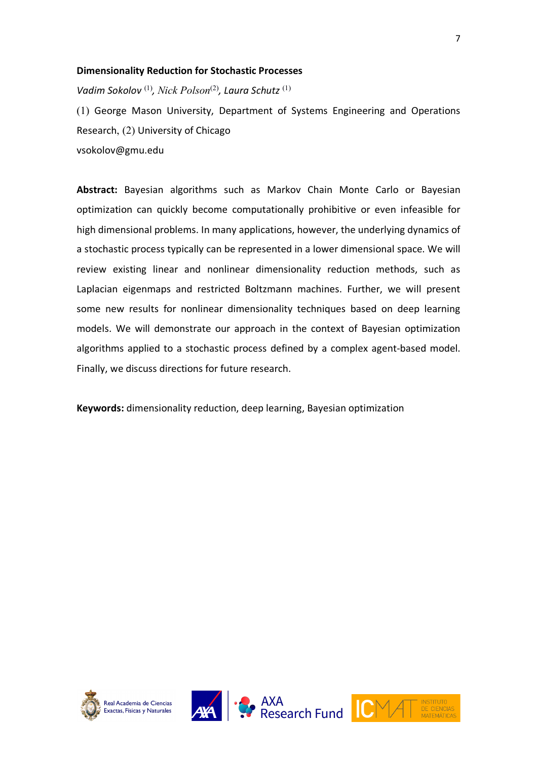**Dimensionality Reduction for Stochastic Processes**

*Vadim Sokolov* [1]*, Nick Polson*[2]*, Laura Schutz* [1]

(1) George Mason University, Department of Systems Engineering and Operations Research, (2) University of Chicago

vsokolov@gmu.edu

**Abstract:** Bayesian algorithms such as Markov Chain Monte Carlo or Bayesian optimization can quickly become computationally prohibitive or even infeasible for high dimensional problems. In many applications, however, the underlying dynamics of a stochastic process typically can be represented in a lower dimensional space. We will review existing linear and nonlinear dimensionality reduction methods, such as Laplacian eigenmaps and restricted Boltzmann machines. Further, we will present some new results for nonlinear dimensionality techniques based on deep learning models. We will demonstrate our approach in the context of Bayesian optimization algorithms applied to a stochastic process defined by a complex agent-based model. Finally, we discuss directions for future research.

**Keywords:** dimensionality reduction, deep learning, Bayesian optimization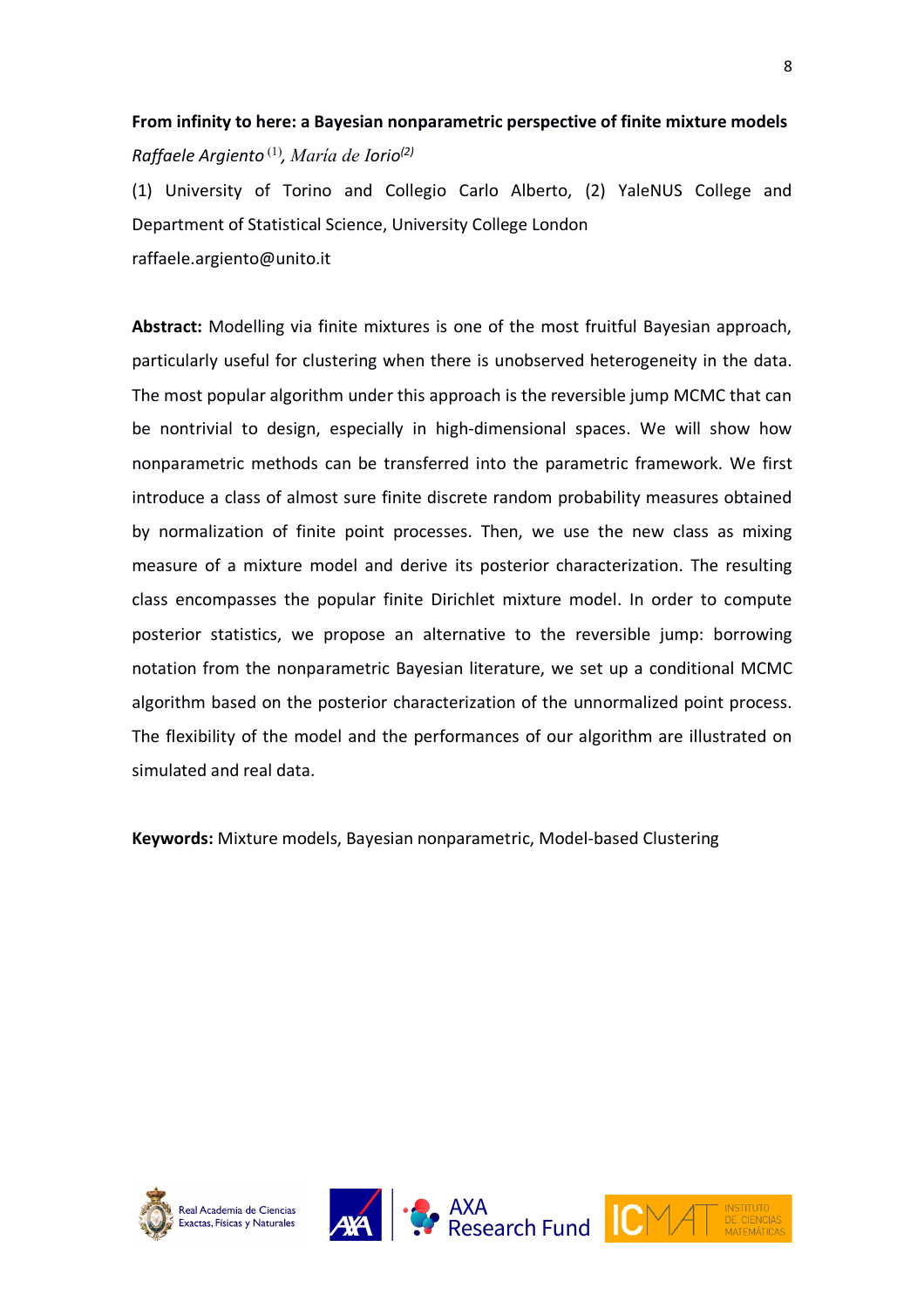**From infinity to here: a Bayesian nonparametric perspective of finite mixture models**

*Raffaele Argiento* [1], *María de Iorio*[2]

(1) University of Torino and Collegio Carlo Alberto, (2) YaleNUS College and Department of Statistical Science, University College London

raffaele.argiento@unito.it

**Abstract:** Modelling via finite mixtures is one of the most fruitful Bayesian approach, particularly useful for clustering when there is unobserved heterogeneity in the data. The most popular algorithm under this approach is the reversible jump MCMC that can be nontrivial to design, especially in high-dimensional spaces. We will show how nonparametric methods can be transferred into the parametric framework. We first introduce a class of almost sure finite discrete random probability measures obtained by normalization of finite point processes. Then, we use the new class as mixing measure of a mixture model and derive its posterior characterization. The resulting class encompasses the popular finite Dirichlet mixture model. In order to compute posterior statistics, we propose an alternative to the reversible jump: borrowing notation from the nonparametric Bayesian literature, we set up a conditional MCMC algorithm based on the posterior characterization of the unnormalized point process. The flexibility of the model and the performances of our algorithm are illustrated on simulated and real data.

**Keywords:** Mixture models, Bayesian nonparametric, Model-based Clustering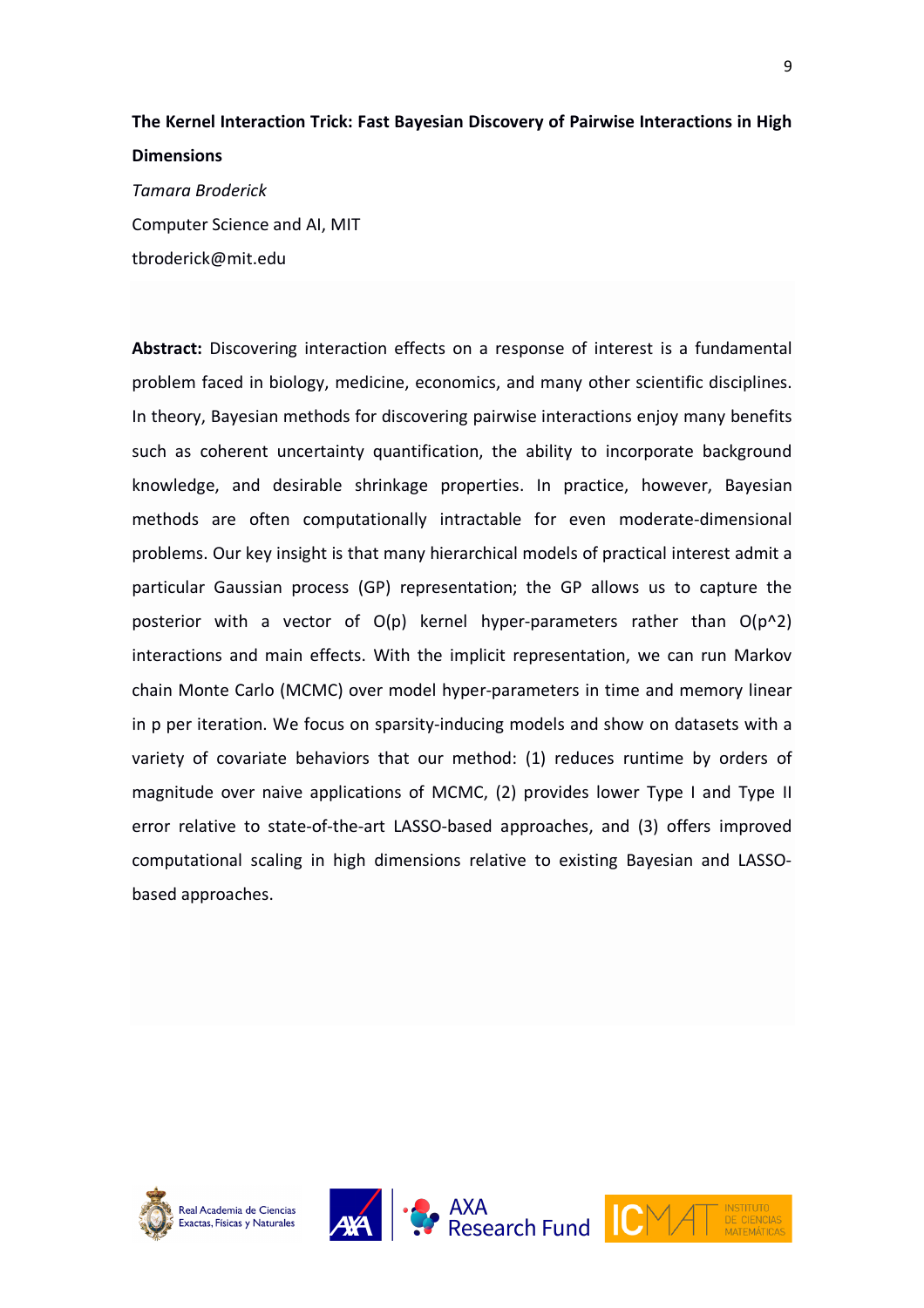**The Kernel Interaction Trick: Fast Bayesian Discovery of Pairwise Interactions in High Dimensions**

*Tamara Broderick*

Computer Science and AI, MIT

tbroderick@mit.edu

**Abstract:** Discovering interaction effects on a response of interest is a fundamental problem faced in biology, medicine, economics, and many other scientific disciplines. In theory, Bayesian methods for discovering pairwise interactions enjoy many benefits such as coherent uncertainty quantification, the ability to incorporate background knowledge, and desirable shrinkage properties. In practice, however, Bayesian methods are often computationally intractable for even moderate-dimensional problems. Our key insight is that many hierarchical models of practical interest admit a particular Gaussian process (GP) representation; the GP allows us to capture the posterior with a vector of $O(p)$ kernel hyper-parameters rather than $O(p^2)$ interactions and main effects. With the implicit representation, we can run Markov chain Monte Carlo (MCMC) over model hyper-parameters in time and memory linear in $p$ per iteration. We focus on sparsity-inducing models and show on datasets with a variety of covariate behaviors that our method: (1) reduces runtime by orders of magnitude over naive applications of MCMC, (2) provides lower Type I and Type II error relative to state-of-the-art LASSO-based approaches, and (3) offers improved computational scaling in high dimensions relative to existing Bayesian and LASSO-based approaches.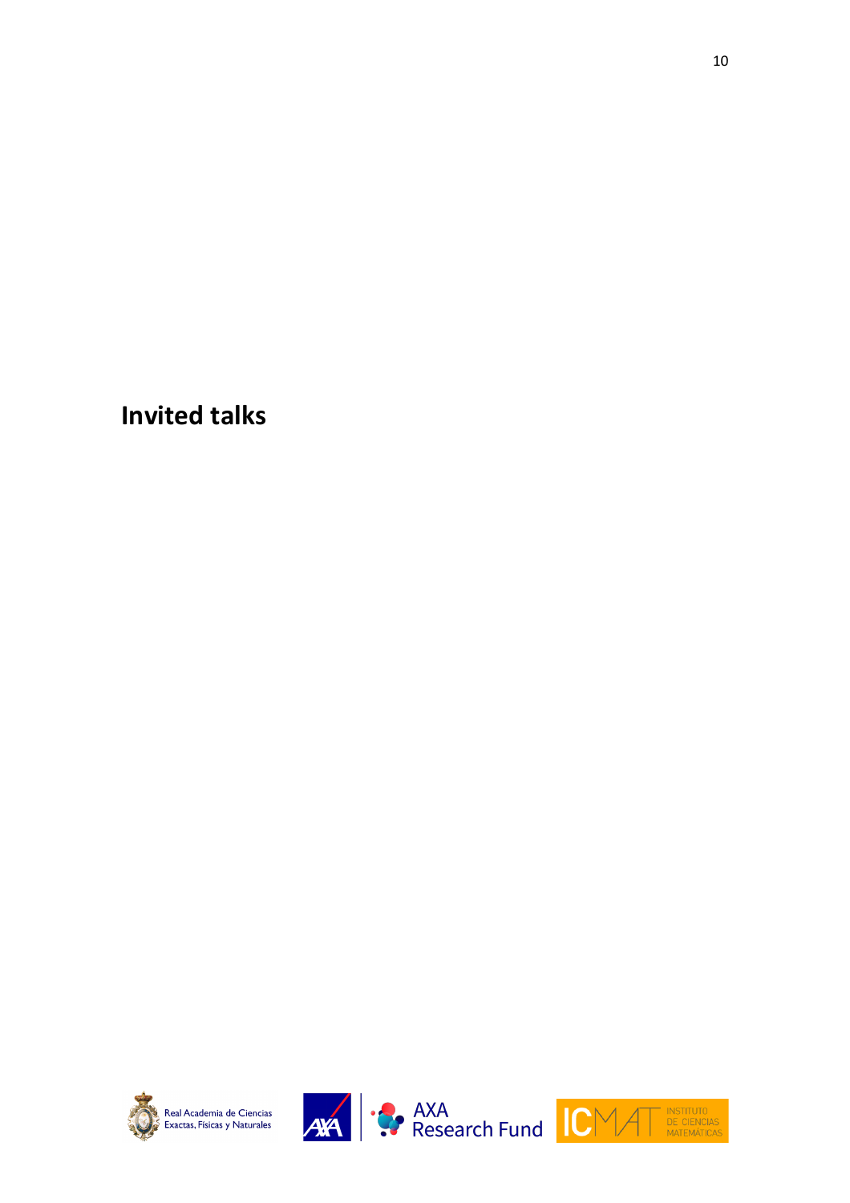# Invited talks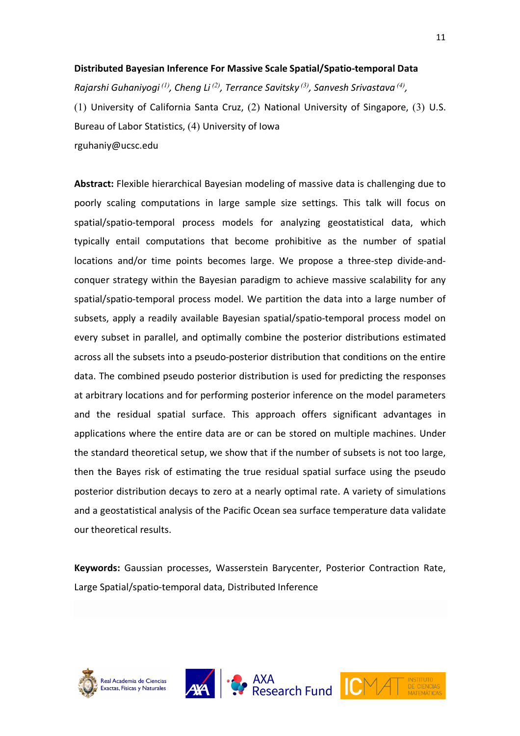**Distributed Bayesian Inference For Massive Scale Spatial/Spatio-temporal Data**

*Rajarshi Guhaniyogi* [(1)], *Cheng Li* [(2)], *Terrance Savitsky* [(3)], *Sanvesh Srivastava* [(4)],

(1) University of California Santa Cruz, (2) National University of Singapore, (3) U.S. Bureau of Labor Statistics, (4) University of Iowa

rguhaniy@ucsc.edu

**Abstract:** Flexible hierarchical Bayesian modeling of massive data is challenging due to poorly scaling computations in large sample size settings. This talk will focus on spatial/spatio-temporal process models for analyzing geostatistical data, which typically entail computations that become prohibitive as the number of spatial locations and/or time points becomes large. We propose a three-step divide-and-conquer strategy within the Bayesian paradigm to achieve massive scalability for any spatial/spatio-temporal process model. We partition the data into a large number of subsets, apply a readily available Bayesian spatial/spatio-temporal process model on every subset in parallel, and optimally combine the posterior distributions estimated across all the subsets into a pseudo-posterior distribution that conditions on the entire data. The combined pseudo posterior distribution is used for predicting the responses at arbitrary locations and for performing posterior inference on the model parameters and the residual spatial surface. This approach offers significant advantages in applications where the entire data are or can be stored on multiple machines. Under the standard theoretical setup, we show that if the number of subsets is not too large, then the Bayes risk of estimating the true residual spatial surface using the pseudo posterior distribution decays to zero at a nearly optimal rate. A variety of simulations and a geostatistical analysis of the Pacific Ocean sea surface temperature data validate our theoretical results.

**Keywords:** Gaussian processes, Wasserstein Barycenter, Posterior Contraction Rate, Large Spatial/spatio-temporal data, Distributed Inference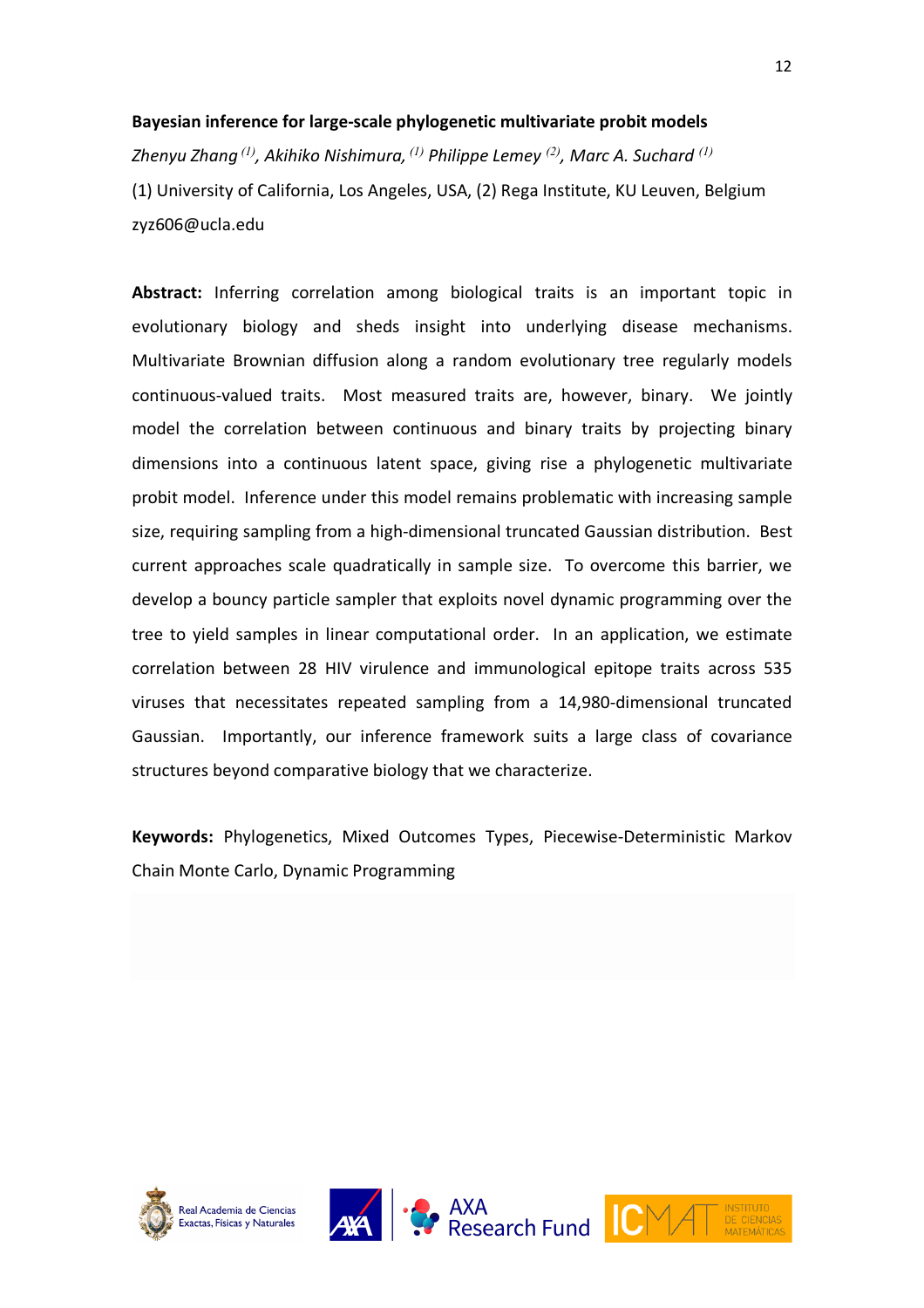**Bayesian inference for large-scale phylogenetic multivariate probit models**

*Zhenyu Zhang [1], Akihiko Nishimura, [1] Philippe Lemey [2], Marc A. Suchard [1]*

(1) University of California, Los Angeles, USA, (2) Rega Institute, KU Leuven, Belgium

zyz606@ucla.edu

**Abstract:** Inferring correlation among biological traits is an important topic in evolutionary biology and sheds insight into underlying disease mechanisms. Multivariate Brownian diffusion along a random evolutionary tree regularly models continuous-valued traits. Most measured traits are, however, binary. We jointly model the correlation between continuous and binary traits by projecting binary dimensions into a continuous latent space, giving rise a phylogenetic multivariate probit model. Inference under this model remains problematic with increasing sample size, requiring sampling from a high-dimensional truncated Gaussian distribution. Best current approaches scale quadratically in sample size. To overcome this barrier, we develop a bouncy particle sampler that exploits novel dynamic programming over the tree to yield samples in linear computational order. In an application, we estimate correlation between 28 HIV virulence and immunological epitope traits across 535 viruses that necessitates repeated sampling from a 14,980-dimensional truncated Gaussian. Importantly, our inference framework suits a large class of covariance structures beyond comparative biology that we characterize.

**Keywords:** Phylogenetics, Mixed Outcomes Types, Piecewise-Deterministic Markov Chain Monte Carlo, Dynamic Programming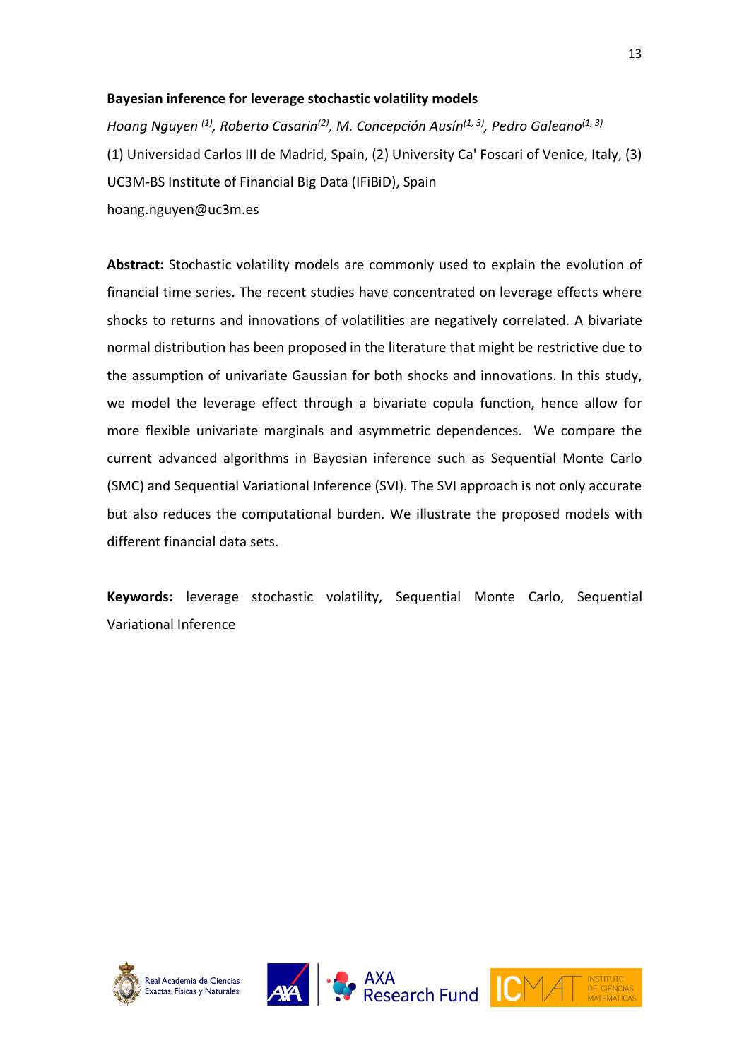## Bayesian inference for leverage stochastic volatility models

*Hoang Nguyen [1], Roberto Casarin[2], M. Concepción Ausín[1, 3], Pedro Galeano[1, 3]*

(1) Universidad Carlos III de Madrid, Spain, (2) University Ca' Foscari of Venice, Italy, (3) UC3M-BS Institute of Financial Big Data (IFiBiD), Spain

hoang.nguyen@uc3m.es

**Abstract:** Stochastic volatility models are commonly used to explain the evolution of financial time series. The recent studies have concentrated on leverage effects where shocks to returns and innovations of volatilities are negatively correlated. A bivariate normal distribution has been proposed in the literature that might be restrictive due to the assumption of univariate Gaussian for both shocks and innovations. In this study, we model the leverage effect through a bivariate copula function, hence allow for more flexible univariate marginals and asymmetric dependences. We compare the current advanced algorithms in Bayesian inference such as Sequential Monte Carlo (SMC) and Sequential Variational Inference (SVI). The SVI approach is not only accurate but also reduces the computational burden. We illustrate the proposed models with different financial data sets.

**Keywords:** leverage stochastic volatility, Sequential Monte Carlo, Sequential Variational Inference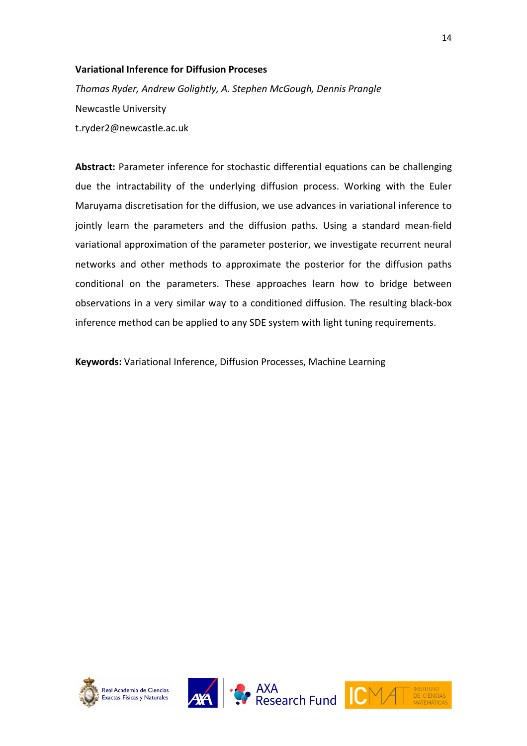### Variational Inference for Diffusion Proceses

*Thomas Ryder, Andrew Golightly, A. Stephen McGough, Dennis Prangle*

Newcastle University

t.ryder2@newcastle.ac.uk

**Abstract:** Parameter inference for stochastic differential equations can be challenging due the intractability of the underlying diffusion process. Working with the Euler Maruyama discretisation for the diffusion, we use advances in variational inference to jointly learn the parameters and the diffusion paths. Using a standard mean-field variational approximation of the parameter posterior, we investigate recurrent neural networks and other methods to approximate the posterior for the diffusion paths conditional on the parameters. These approaches learn how to bridge between observations in a very similar way to a conditioned diffusion. The resulting black-box inference method can be applied to any SDE system with light tuning requirements.

**Keywords:** Variational Inference, Diffusion Processes, Machine Learning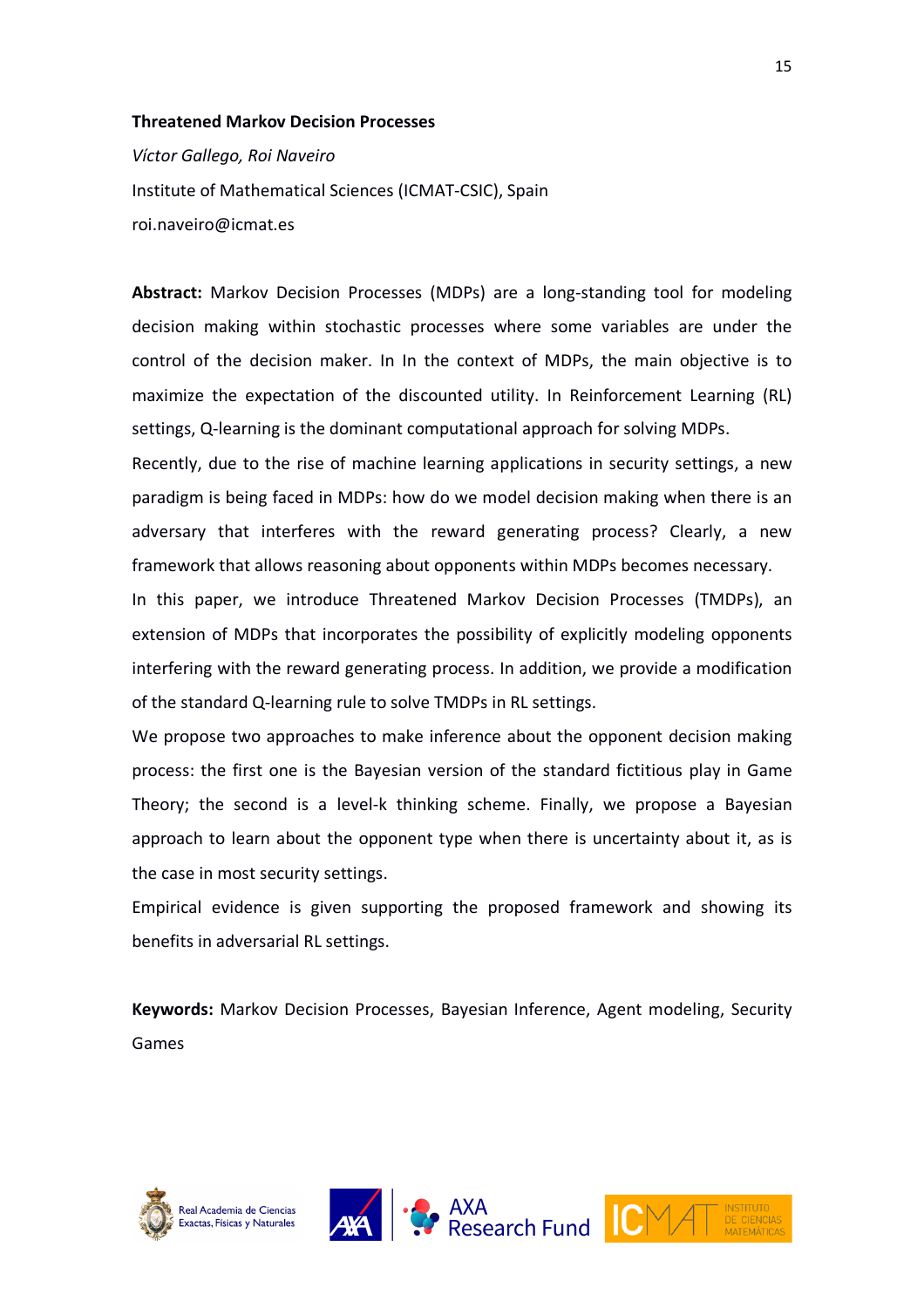**Threatened Markov Decision Processes**

*Víctor Gallego, Roi Naveiro*

Institute of Mathematical Sciences (ICMAT-CSIC), Spain

roi.naveiro@icmat.es

**Abstract:** Markov Decision Processes (MDPs) are a long-standing tool for modeling decision making within stochastic processes where some variables are under the control of the decision maker. In In the context of MDPs, the main objective is to maximize the expectation of the discounted utility. In Reinforcement Learning (RL) settings, Q-learning is the dominant computational approach for solving MDPs.

Recently, due to the rise of machine learning applications in security settings, a new paradigm is being faced in MDPs: how do we model decision making when there is an adversary that interferes with the reward generating process? Clearly, a new framework that allows reasoning about opponents within MDPs becomes necessary.

In this paper, we introduce Threatened Markov Decision Processes (TMDPs), an extension of MDPs that incorporates the possibility of explicitly modeling opponents interfering with the reward generating process. In addition, we provide a modification of the standard Q-learning rule to solve TMDPs in RL settings.

We propose two approaches to make inference about the opponent decision making process: the first one is the Bayesian version of the standard fictitious play in Game Theory; the second is a level-k thinking scheme. Finally, we propose a Bayesian approach to learn about the opponent type when there is uncertainty about it, as is the case in most security settings.

Empirical evidence is given supporting the proposed framework and showing its benefits in adversarial RL settings.

**Keywords:** Markov Decision Processes, Bayesian Inference, Agent modeling, Security Games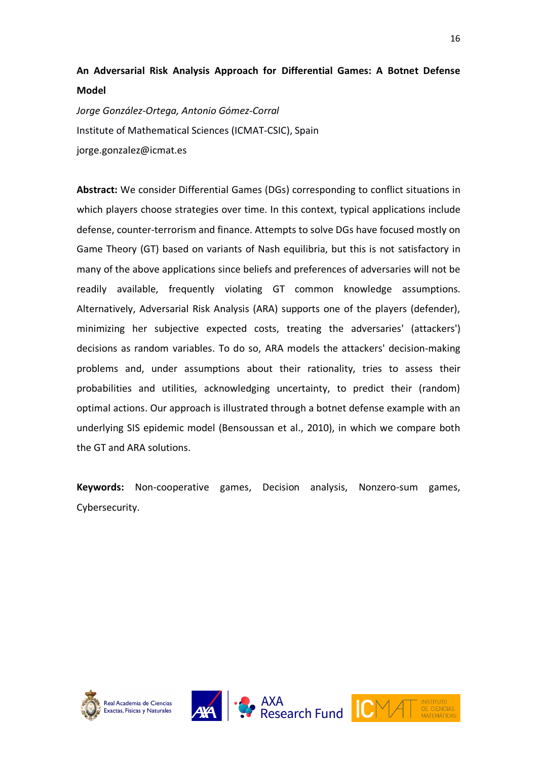**An Adversarial Risk Analysis Approach for Differential Games: A Botnet Defense Model**

*Jorge González-Ortega, Antonio Gómez-Corral*

Institute of Mathematical Sciences (ICMAT-CSIC), Spain

jorge.gonzalez@icmat.es

**Abstract:** We consider Differential Games (DGs) corresponding to conflict situations in which players choose strategies over time. In this context, typical applications include defense, counter-terrorism and finance. Attempts to solve DGs have focused mostly on Game Theory (GT) based on variants of Nash equilibria, but this is not satisfactory in many of the above applications since beliefs and preferences of adversaries will not be readily available, frequently violating GT common knowledge assumptions. Alternatively, Adversarial Risk Analysis (ARA) supports one of the players (defender), minimizing her subjective expected costs, treating the adversaries' (attackers') decisions as random variables. To do so, ARA models the attackers' decision-making problems and, under assumptions about their rationality, tries to assess their probabilities and utilities, acknowledging uncertainty, to predict their (random) optimal actions. Our approach is illustrated through a botnet defense example with an underlying SIS epidemic model (Bensoussan et al., 2010), in which we compare both the GT and ARA solutions.

**Keywords:** Non-cooperative games, Decision analysis, Nonzero-sum games, Cybersecurity.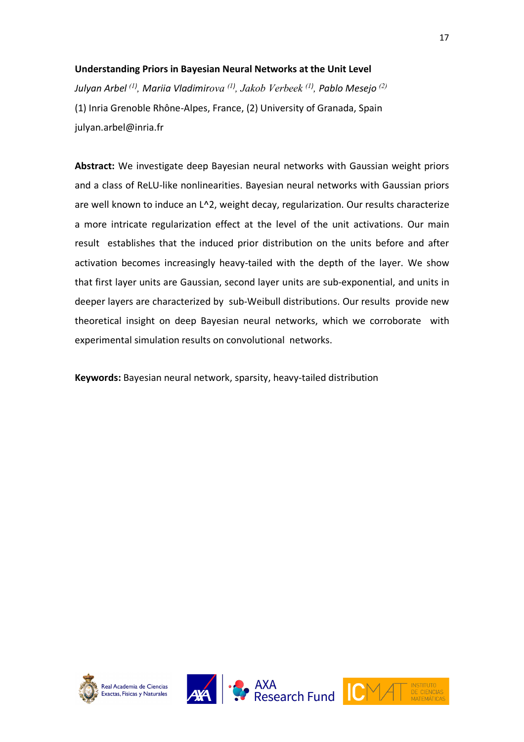**Understanding Priors in Bayesian Neural Networks at the Unit Level**

*Julyan Arbel [(1)], Mariia Vladimirova [(1)], Jakob Verbeek [(1)], Pablo Mesejo [(2)]*

(1) Inria Grenoble Rhône-Alpes, France, (2) University of Granada, Spain

julyan.arbel@inria.fr

**Abstract:** We investigate deep Bayesian neural networks with Gaussian weight priors and a class of ReLU-like nonlinearities. Bayesian neural networks with Gaussian priors are well known to induce an L^2, weight decay, regularization. Our results characterize a more intricate regularization effect at the level of the unit activations. Our main result establishes that the induced prior distribution on the units before and after activation becomes increasingly heavy-tailed with the depth of the layer. We show that first layer units are Gaussian, second layer units are sub-exponential, and units in deeper layers are characterized by sub-Weibull distributions. Our results provide new theoretical insight on deep Bayesian neural networks, which we corroborate with experimental simulation results on convolutional networks.

**Keywords:** Bayesian neural network, sparsity, heavy-tailed distribution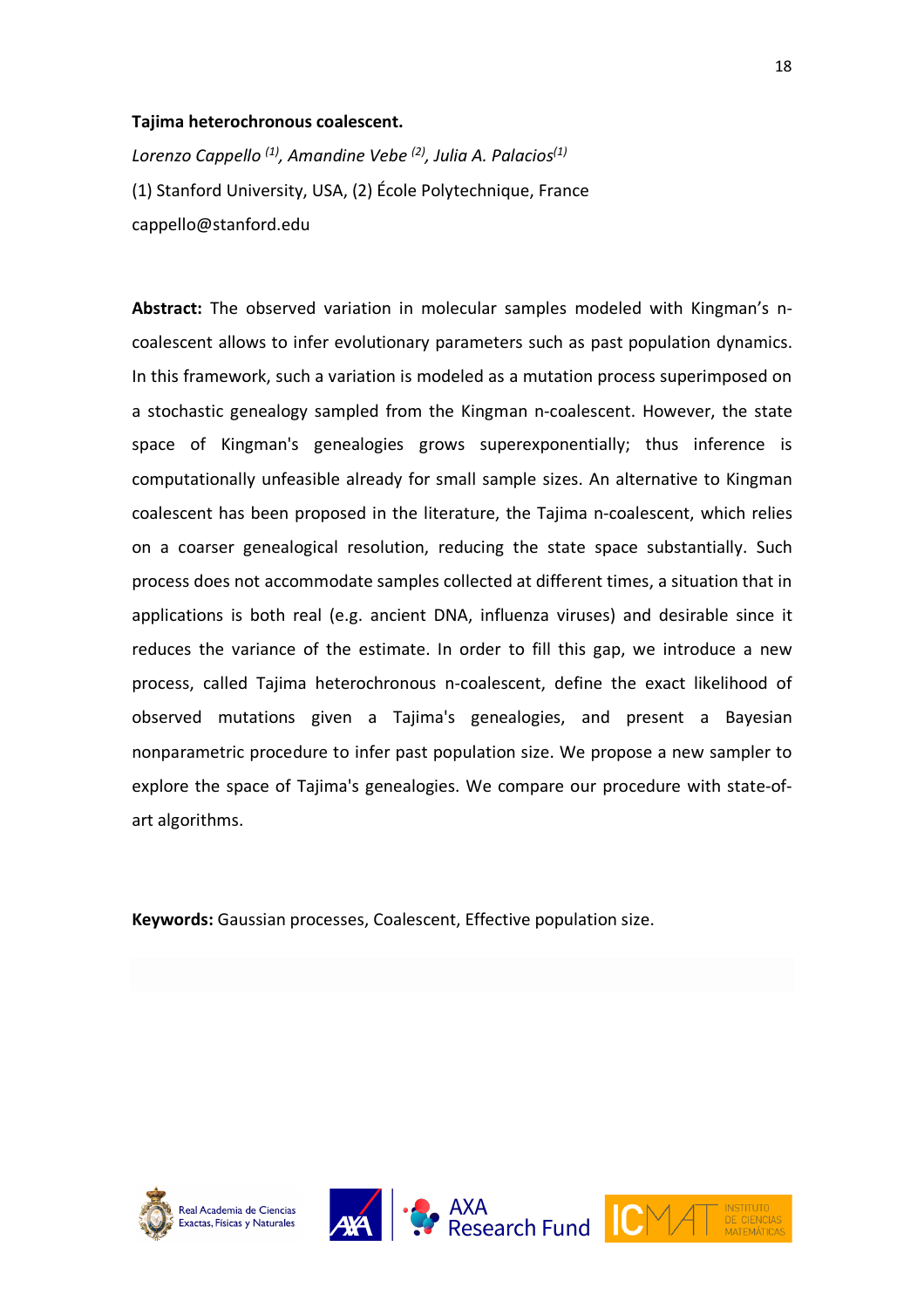**Tajima heterochronous coalescent.**

*Lorenzo Cappello [1], Amandine Vebe [2], Julia A. Palacios[1]*

(1) Stanford University, USA, (2) École Polytechnique, France

cappello@stanford.edu

**Abstract:** The observed variation in molecular samples modeled with Kingman's n-coalescent allows to infer evolutionary parameters such as past population dynamics. In this framework, such a variation is modeled as a mutation process superimposed on a stochastic genealogy sampled from the Kingman n-coalescent. However, the state space of Kingman's genealogies grows superexponentially; thus inference is computationally unfeasible already for small sample sizes. An alternative to Kingman coalescent has been proposed in the literature, the Tajima n-coalescent, which relies on a coarser genealogical resolution, reducing the state space substantially. Such process does not accommodate samples collected at different times, a situation that in applications is both real (e.g. ancient DNA, influenza viruses) and desirable since it reduces the variance of the estimate. In order to fill this gap, we introduce a new process, called Tajima heterochronous n-coalescent, define the exact likelihood of observed mutations given a Tajima's genealogies, and present a Bayesian nonparametric procedure to infer past population size. We propose a new sampler to explore the space of Tajima's genealogies. We compare our procedure with state-of-art algorithms.

**Keywords:** Gaussian processes, Coalescent, Effective population size.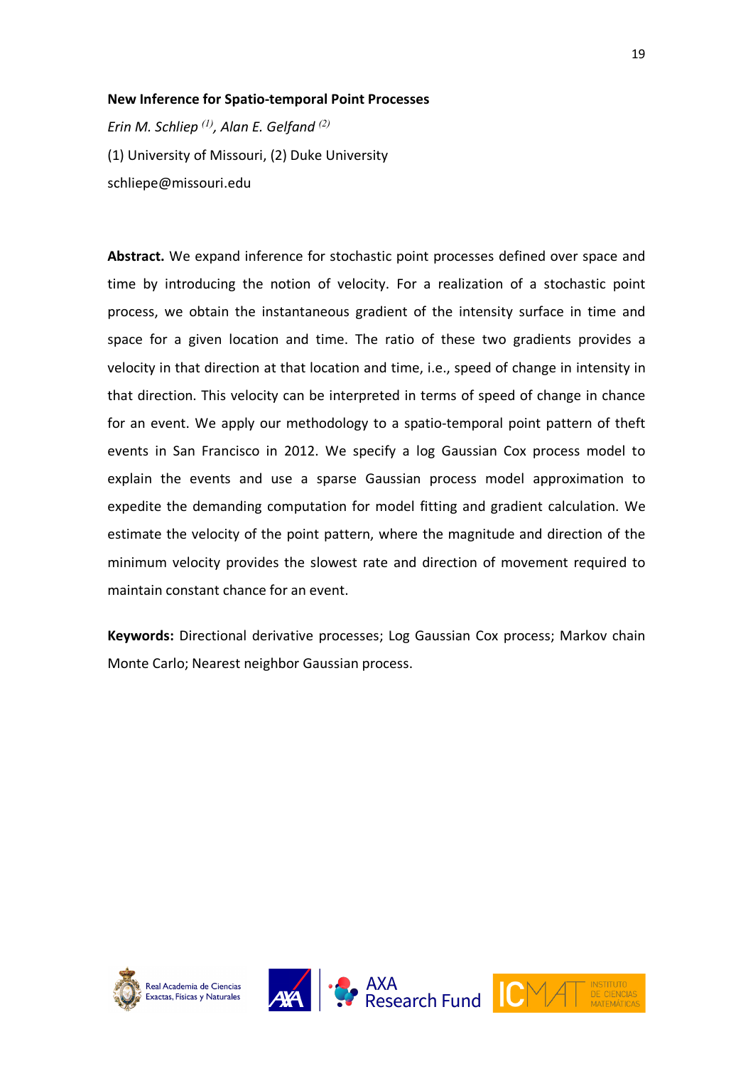**New Inference for Spatio-temporal Point Processes**

*Erin M. Schliep [(1)], Alan E. Gelfand [(2)]*

(1) University of Missouri, (2) Duke University

schliepe@missouri.edu

**Abstract.** We expand inference for stochastic point processes defined over space and time by introducing the notion of velocity. For a realization of a stochastic point process, we obtain the instantaneous gradient of the intensity surface in time and space for a given location and time. The ratio of these two gradients provides a velocity in that direction at that location and time, i.e., speed of change in intensity in that direction. This velocity can be interpreted in terms of speed of change in chance for an event. We apply our methodology to a spatio-temporal point pattern of theft events in San Francisco in 2012. We specify a log Gaussian Cox process model to explain the events and use a sparse Gaussian process model approximation to expedite the demanding computation for model fitting and gradient calculation. We estimate the velocity of the point pattern, where the magnitude and direction of the minimum velocity provides the slowest rate and direction of movement required to maintain constant chance for an event.

**Keywords:** Directional derivative processes; Log Gaussian Cox process; Markov chain Monte Carlo; Nearest neighbor Gaussian process.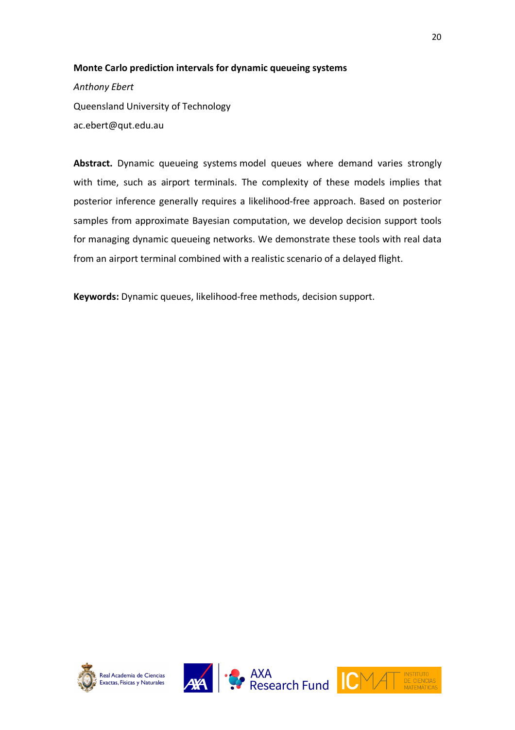**Monte Carlo prediction intervals for dynamic queueing systems**

*Anthony Ebert*

Queensland University of Technology

ac.ebert@qut.edu.au

**Abstract.** Dynamic queueing systems model queues where demand varies strongly with time, such as airport terminals. The complexity of these models implies that posterior inference generally requires a likelihood-free approach. Based on posterior samples from approximate Bayesian computation, we develop decision support tools for managing dynamic queueing networks. We demonstrate these tools with real data from an airport terminal combined with a realistic scenario of a delayed flight.

**Keywords:** Dynamic queues, likelihood-free methods, decision support.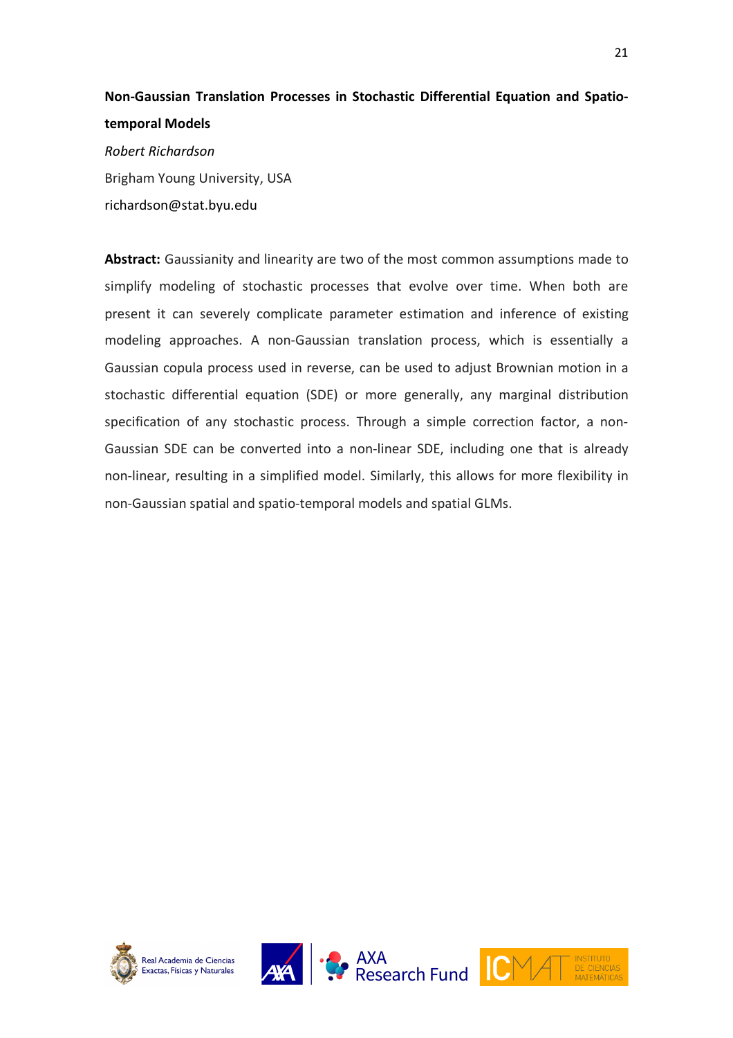**Non-Gaussian Translation Processes in Stochastic Differential Equation and Spatio-temporal Models**

*Robert Richardson*

Brigham Young University, USA

richardson@stat.byu.edu

**Abstract:** Gaussianity and linearity are two of the most common assumptions made to simplify modeling of stochastic processes that evolve over time. When both are present it can severely complicate parameter estimation and inference of existing modeling approaches. A non-Gaussian translation process, which is essentially a Gaussian copula process used in reverse, can be used to adjust Brownian motion in a stochastic differential equation (SDE) or more generally, any marginal distribution specification of any stochastic process. Through a simple correction factor, a non-Gaussian SDE can be converted into a non-linear SDE, including one that is already non-linear, resulting in a simplified model. Similarly, this allows for more flexibility in non-Gaussian spatial and spatio-temporal models and spatial GLMs.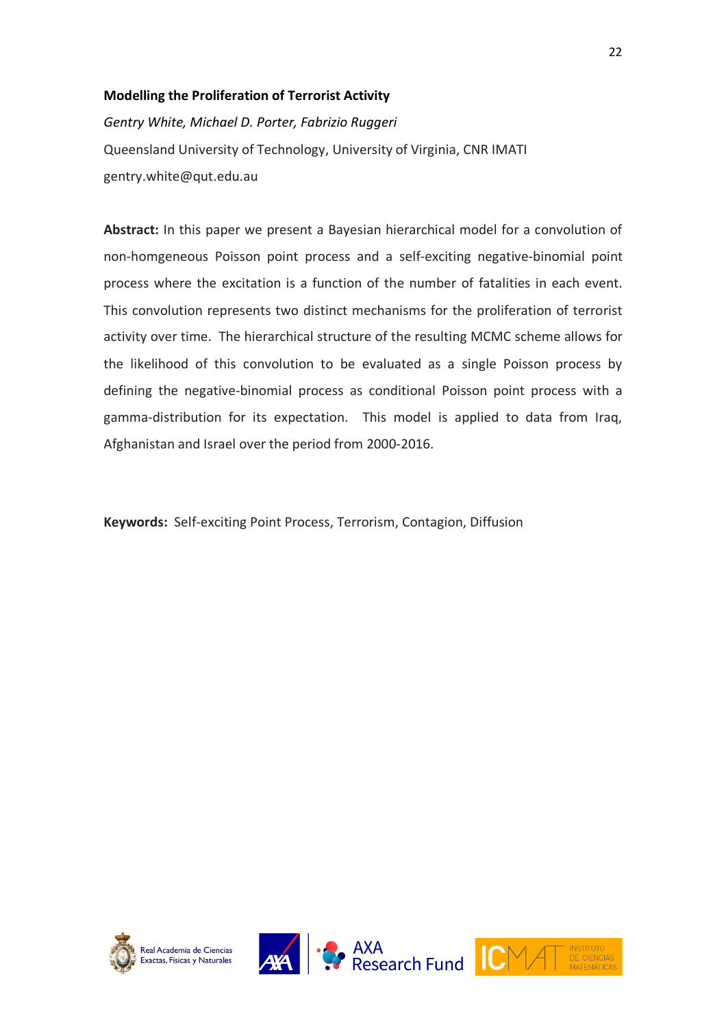**Modelling the Proliferation of Terrorist Activity**

*Gentry White, Michael D. Porter, Fabrizio Ruggeri*

Queensland University of Technology, University of Virginia, CNR IMATI

gentry.white@qut.edu.au

**Abstract:** In this paper we present a Bayesian hierarchical model for a convolution of non-homgeneous Poisson point process and a self-exciting negative-binomial point process where the excitation is a function of the number of fatalities in each event. This convolution represents two distinct mechanisms for the proliferation of terrorist activity over time. The hierarchical structure of the resulting MCMC scheme allows for the likelihood of this convolution to be evaluated as a single Poisson process by defining the negative-binomial process as conditional Poisson point process with a gamma-distribution for its expectation. This model is applied to data from Iraq, Afghanistan and Israel over the period from 2000-2016.

**Keywords:** Self-exciting Point Process, Terrorism, Contagion, Diffusion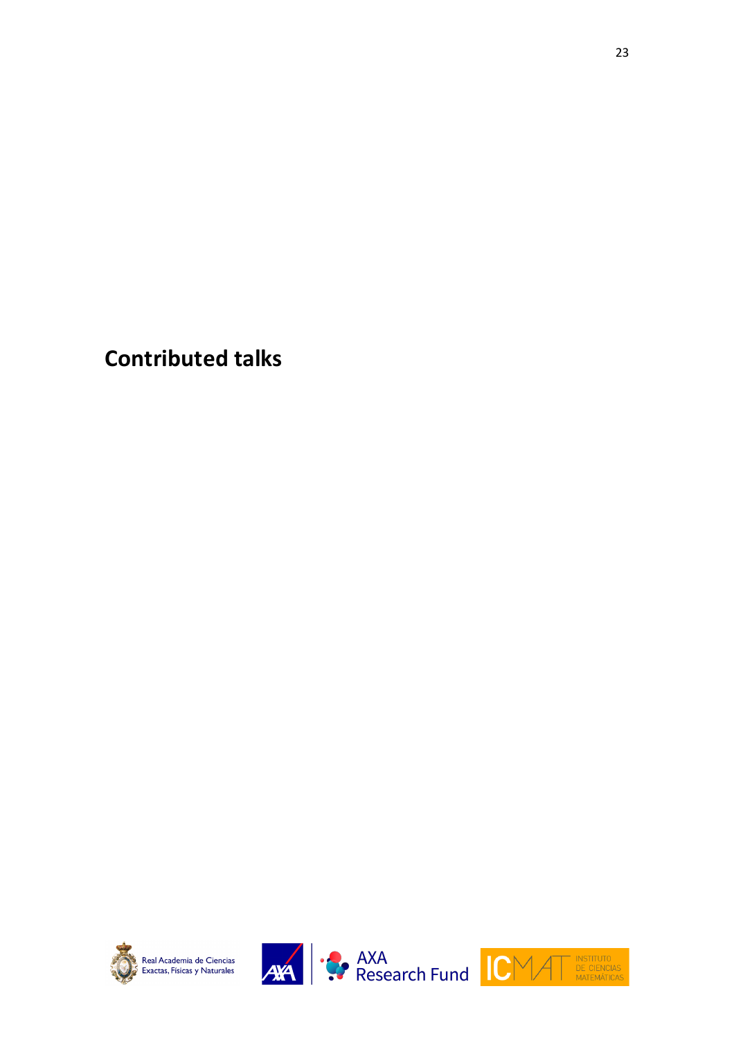# Contributed talks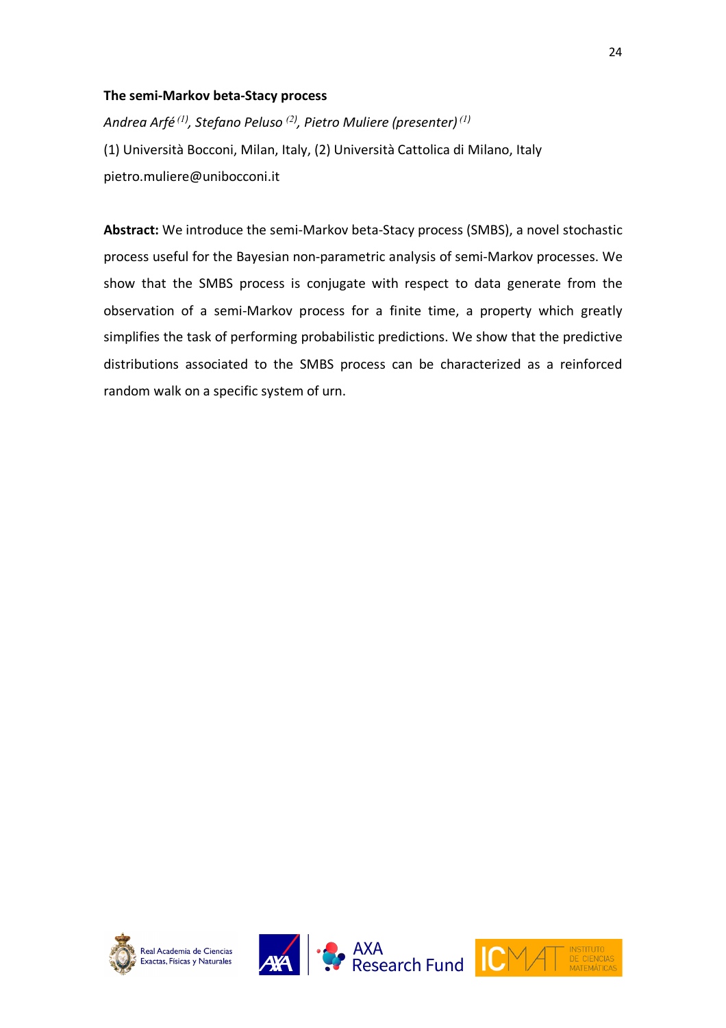**The semi-Markov beta-Stacy process**

*Andrea Arfé [1], Stefano Peluso [2], Pietro Muliere (presenter) [1]*

(1) Università Bocconi, Milan, Italy, (2) Università Cattolica di Milano, Italy

pietro.muliere@unibocconi.it

**Abstract:** We introduce the semi-Markov beta-Stacy process (SMBS), a novel stochastic process useful for the Bayesian non-parametric analysis of semi-Markov processes. We show that the SMBS process is conjugate with respect to data generate from the observation of a semi-Markov process for a finite time, a property which greatly simplifies the task of performing probabilistic predictions. We show that the predictive distributions associated to the SMBS process can be characterized as a reinforced random walk on a specific system of urn.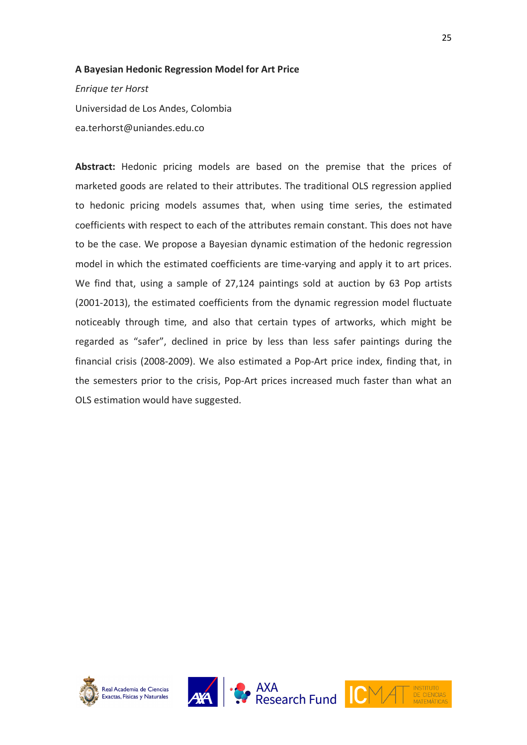**A Bayesian Hedonic Regression Model for Art Price**

*Enrique ter Horst*

Universidad de Los Andes, Colombia

ea.terhorst@uniandes.edu.co

**Abstract:** Hedonic pricing models are based on the premise that the prices of marketed goods are related to their attributes. The traditional OLS regression applied to hedonic pricing models assumes that, when using time series, the estimated coefficients with respect to each of the attributes remain constant. This does not have to be the case. We propose a Bayesian dynamic estimation of the hedonic regression model in which the estimated coefficients are time-varying and apply it to art prices. We find that, using a sample of 27,124 paintings sold at auction by 63 Pop artists (2001-2013), the estimated coefficients from the dynamic regression model fluctuate noticeably through time, and also that certain types of artworks, which might be regarded as "safer", declined in price by less than less safer paintings during the financial crisis (2008-2009). We also estimated a Pop-Art price index, finding that, in the semesters prior to the crisis, Pop-Art prices increased much faster than what an OLS estimation would have suggested.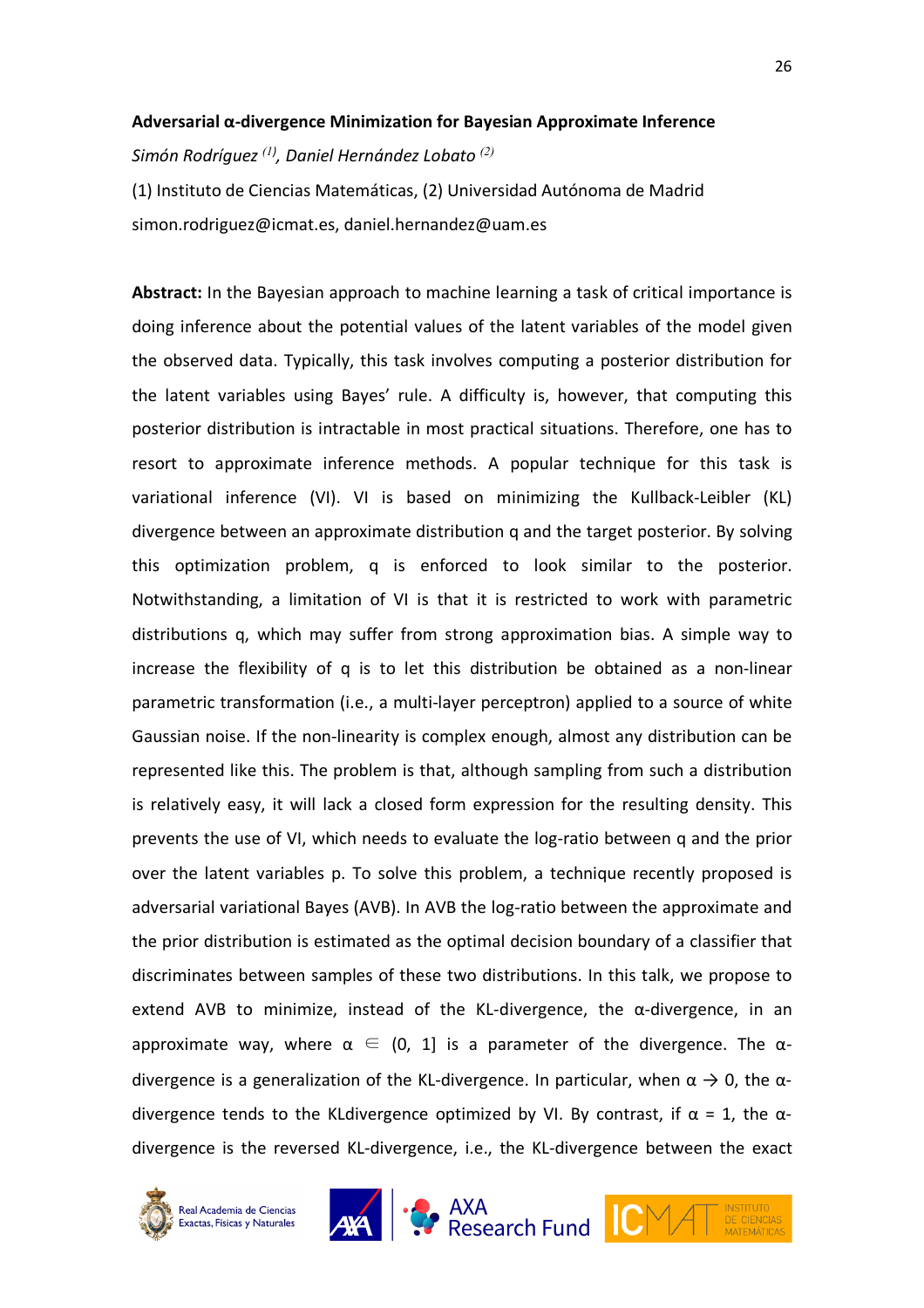**Adversarial α-divergence Minimization for Bayesian Approximate Inference**

*Simón Rodríguez [1], Daniel Hernández Lobato [2]*

(1) Instituto de Ciencias Matemáticas, (2) Universidad Autónoma de Madrid

simon.rodriguez@icmat.es, daniel.hernandez@uam.es

**Abstract:** In the Bayesian approach to machine learning a task of critical importance is doing inference about the potential values of the latent variables of the model given the observed data. Typically, this task involves computing a posterior distribution for the latent variables using Bayes' rule. A difficulty is, however, that computing this posterior distribution is intractable in most practical situations. Therefore, one has to resort to approximate inference methods. A popular technique for this task is variational inference (VI). VI is based on minimizing the Kullback-Leibler (KL) divergence between an approximate distribution q and the target posterior. By solving this optimization problem, q is enforced to look similar to the posterior. Notwithstanding, a limitation of VI is that it is restricted to work with parametric distributions q, which may suffer from strong approximation bias. A simple way to increase the flexibility of q is to let this distribution be obtained as a non-linear parametric transformation (i.e., a multi-layer perceptron) applied to a source of white Gaussian noise. If the non-linearity is complex enough, almost any distribution can be represented like this. The problem is that, although sampling from such a distribution is relatively easy, it will lack a closed form expression for the resulting density. This prevents the use of VI, which needs to evaluate the log-ratio between q and the prior over the latent variables p. To solve this problem, a technique recently proposed is adversarial variational Bayes (AVB). In AVB the log-ratio between the approximate and the prior distribution is estimated as the optimal decision boundary of a classifier that discriminates between samples of these two distributions. In this talk, we propose to extend AVB to minimize, instead of the KL-divergence, the α-divergence, in an approximate way, where $\alpha \in (0, 1]$ is a parameter of the divergence. The α-divergence is a generalization of the KL-divergence. In particular, when $\alpha \to 0$, the α-divergence tends to the KLdivergence optimized by VI. By contrast, if $\alpha = 1$, the α-divergence is the reversed KL-divergence, i.e., the KL-divergence between the exact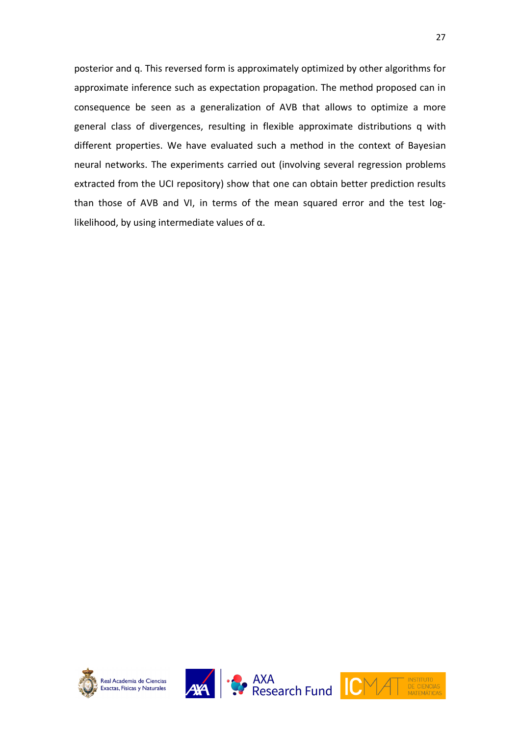posterior and q. This reversed form is approximately optimized by other algorithms for approximate inference such as expectation propagation. The method proposed can in consequence be seen as a generalization of AVB that allows to optimize a more general class of divergences, resulting in flexible approximate distributions q with different properties. We have evaluated such a method in the context of Bayesian neural networks. The experiments carried out (involving several regression problems extracted from the UCI repository) show that one can obtain better prediction results than those of AVB and VI, in terms of the mean squared error and the test log-likelihood, by using intermediate values of $\alpha$.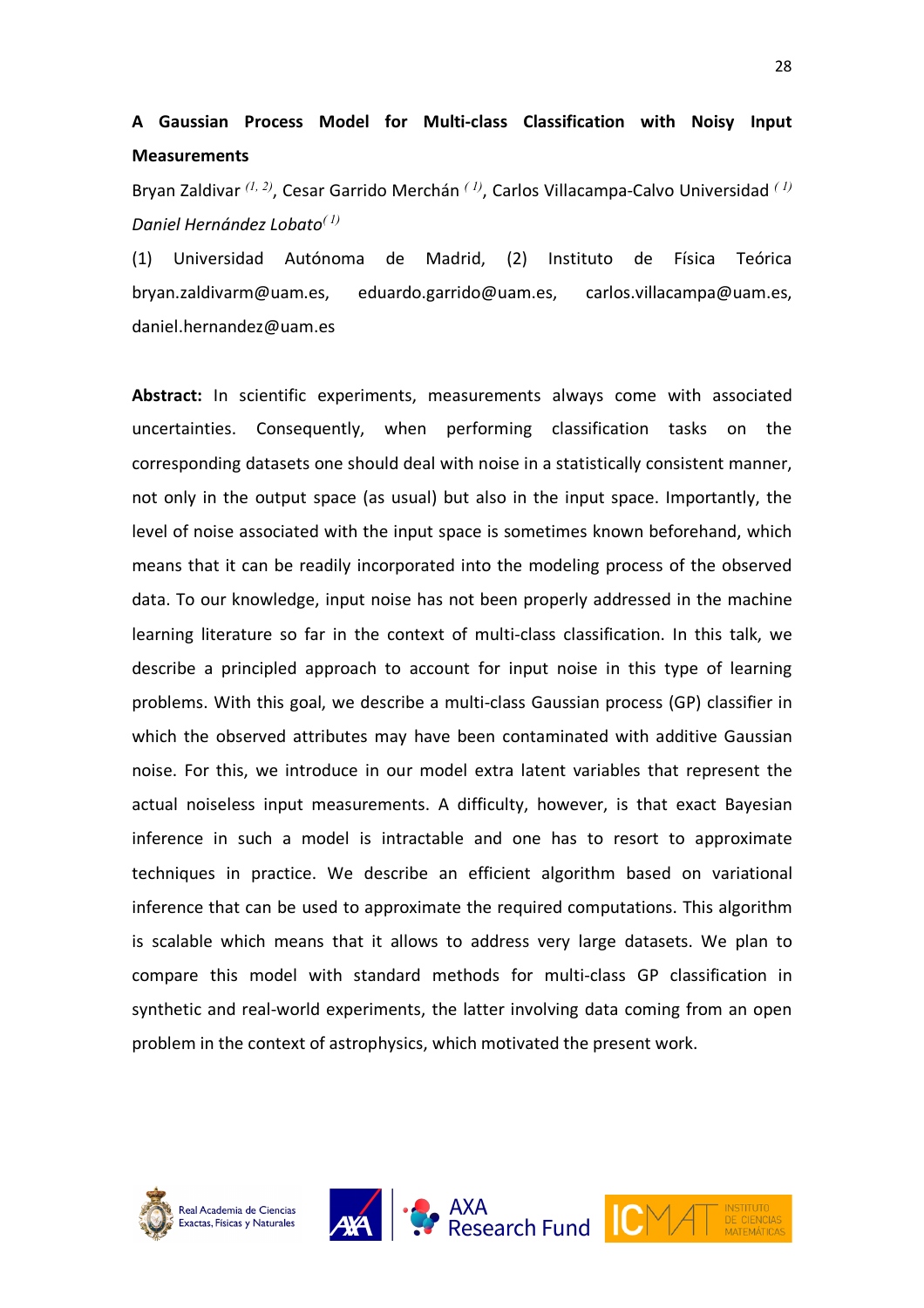**A Gaussian Process Model for Multi-class Classification with Noisy Input Measurements**

Bryan Zaldivar [1, 2], Cesar Garrido Merchán [1], Carlos Villacampa-Calvo Universidad [1] *Daniel Hernández Lobato*[1]

(1) Universidad Autónoma de Madrid, (2) Instituto de Física Teórica bryan.zaldivarm@uam.es, eduardo.garrido@uam.es, carlos.villacampa@uam.es, daniel.hernandez@uam.es

**Abstract:** In scientific experiments, measurements always come with associated uncertainties. Consequently, when performing classification tasks on the corresponding datasets one should deal with noise in a statistically consistent manner, not only in the output space (as usual) but also in the input space. Importantly, the level of noise associated with the input space is sometimes known beforehand, which means that it can be readily incorporated into the modeling process of the observed data. To our knowledge, input noise has not been properly addressed in the machine learning literature so far in the context of multi-class classification. In this talk, we describe a principled approach to account for input noise in this type of learning problems. With this goal, we describe a multi-class Gaussian process (GP) classifier in which the observed attributes may have been contaminated with additive Gaussian noise. For this, we introduce in our model extra latent variables that represent the actual noiseless input measurements. A difficulty, however, is that exact Bayesian inference in such a model is intractable and one has to resort to approximate techniques in practice. We describe an efficient algorithm based on variational inference that can be used to approximate the required computations. This algorithm is scalable which means that it allows to address very large datasets. We plan to compare this model with standard methods for multi-class GP classification in synthetic and real-world experiments, the latter involving data coming from an open problem in the context of astrophysics, which motivated the present work.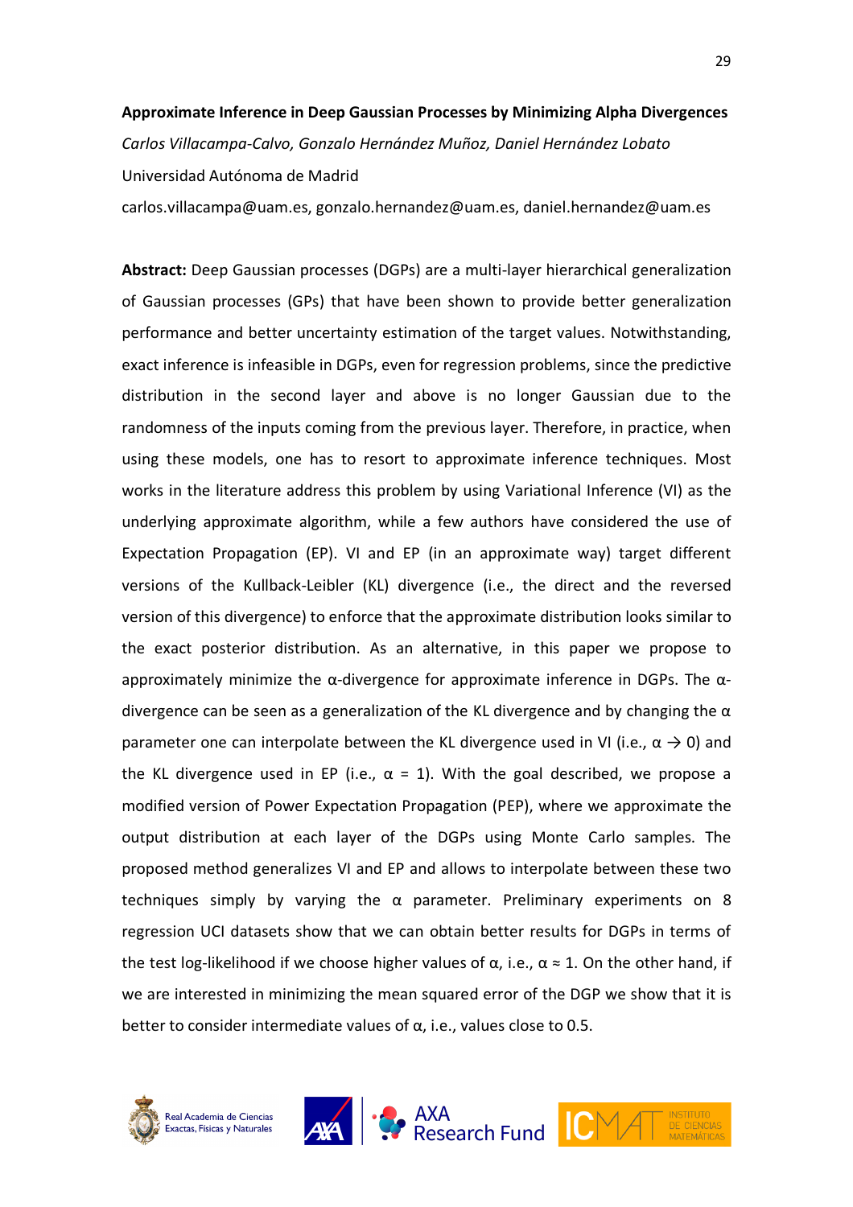**Approximate Inference in Deep Gaussian Processes by Minimizing Alpha Divergences**

*Carlos Villacampa-Calvo, Gonzalo Hernández Muñoz, Daniel Hernández Lobato*

Universidad Autónoma de Madrid

carlos.villacampa@uam.es, gonzalo.hernandez@uam.es, daniel.hernandez@uam.es

**Abstract:** Deep Gaussian processes (DGPs) are a multi-layer hierarchical generalization of Gaussian processes (GPs) that have been shown to provide better generalization performance and better uncertainty estimation of the target values. Notwithstanding, exact inference is infeasible in DGPs, even for regression problems, since the predictive distribution in the second layer and above is no longer Gaussian due to the randomness of the inputs coming from the previous layer. Therefore, in practice, when using these models, one has to resort to approximate inference techniques. Most works in the literature address this problem by using Variational Inference (VI) as the underlying approximate algorithm, while a few authors have considered the use of Expectation Propagation (EP). VI and EP (in an approximate way) target different versions of the Kullback-Leibler (KL) divergence (i.e., the direct and the reversed version of this divergence) to enforce that the approximate distribution looks similar to the exact posterior distribution. As an alternative, in this paper we propose to approximately minimize the $\alpha$-divergence for approximate inference in DGPs. The $\alpha$-divergence can be seen as a generalization of the KL divergence and by changing the $\alpha$ parameter one can interpolate between the KL divergence used in VI (i.e., $\alpha \to 0$) and the KL divergence used in EP (i.e., $\alpha = 1$). With the goal described, we propose a modified version of Power Expectation Propagation (PEP), where we approximate the output distribution at each layer of the DGPs using Monte Carlo samples. The proposed method generalizes VI and EP and allows to interpolate between these two techniques simply by varying the $\alpha$ parameter. Preliminary experiments on 8 regression UCI datasets show that we can obtain better results for DGPs in terms of the test log-likelihood if we choose higher values of $\alpha$, i.e., $\alpha \approx 1$. On the other hand, if we are interested in minimizing the mean squared error of the DGP we show that it is better to consider intermediate values of $\alpha$, i.e., values close to 0.5.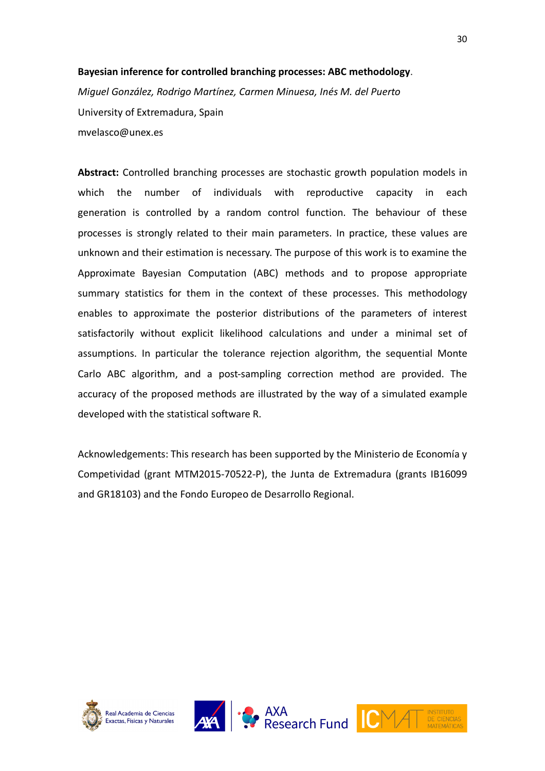**Bayesian inference for controlled branching processes: ABC methodology**.

*Miguel González, Rodrigo Martínez, Carmen Minuesa, Inés M. del Puerto*

University of Extremadura, Spain

mvelasco@unex.es

**Abstract:** Controlled branching processes are stochastic growth population models in which the number of individuals with reproductive capacity in each generation is controlled by a random control function. The behaviour of these processes is strongly related to their main parameters. In practice, these values are unknown and their estimation is necessary. The purpose of this work is to examine the Approximate Bayesian Computation (ABC) methods and to propose appropriate summary statistics for them in the context of these processes. This methodology enables to approximate the posterior distributions of the parameters of interest satisfactorily without explicit likelihood calculations and under a minimal set of assumptions. In particular the tolerance rejection algorithm, the sequential Monte Carlo ABC algorithm, and a post-sampling correction method are provided. The accuracy of the proposed methods are illustrated by the way of a simulated example developed with the statistical software R.

Acknowledgements: This research has been supported by the Ministerio de Economía y Competitividad (grant MTM2015-70522-P), the Junta de Extremadura (grants IB16099 and GR18103) and the Fondo Europeo de Desarrollo Regional.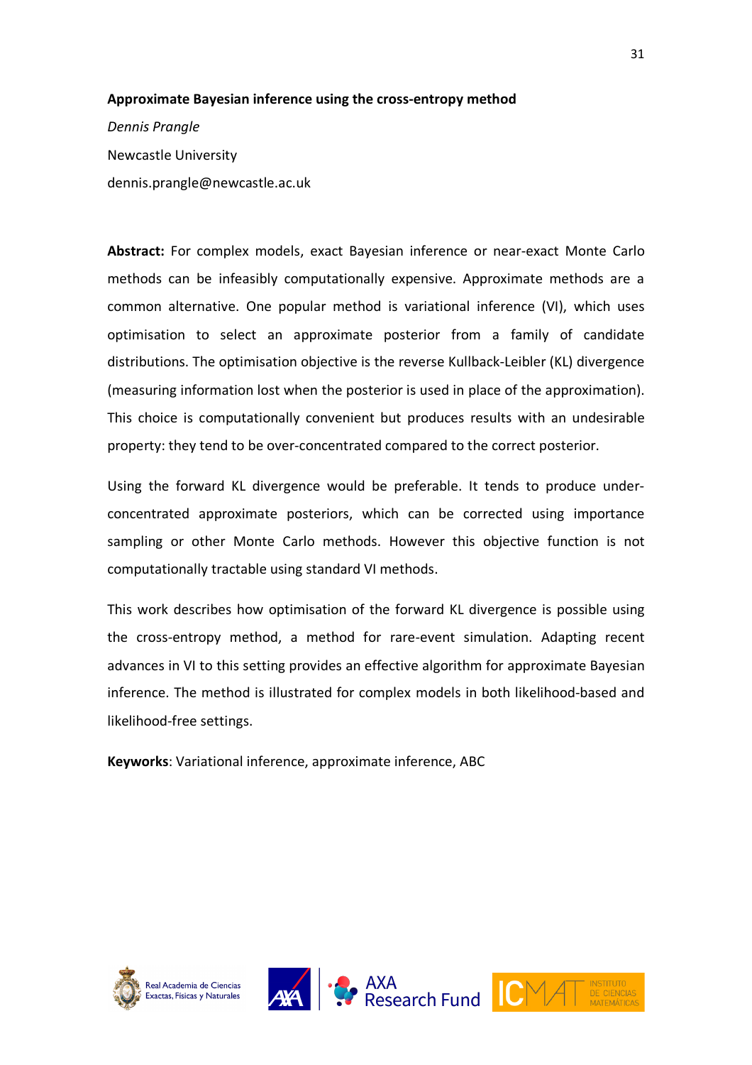**Approximate Bayesian inference using the cross-entropy method**

*Dennis Prangle*

Newcastle University

dennis.prangle@newcastle.ac.uk

**Abstract:** For complex models, exact Bayesian inference or near-exact Monte Carlo methods can be infeasibly computationally expensive. Approximate methods are a common alternative. One popular method is variational inference (VI), which uses optimisation to select an approximate posterior from a family of candidate distributions. The optimisation objective is the reverse Kullback-Leibler (KL) divergence (measuring information lost when the posterior is used in place of the approximation). This choice is computationally convenient but produces results with an undesirable property: they tend to be over-concentrated compared to the correct posterior.

Using the forward KL divergence would be preferable. It tends to produce under-concentrated approximate posteriors, which can be corrected using importance sampling or other Monte Carlo methods. However this objective function is not computationally tractable using standard VI methods.

This work describes how optimisation of the forward KL divergence is possible using the cross-entropy method, a method for rare-event simulation. Adapting recent advances in VI to this setting provides an effective algorithm for approximate Bayesian inference. The method is illustrated for complex models in both likelihood-based and likelihood-free settings.

**Keyworks**: Variational inference, approximate inference, ABC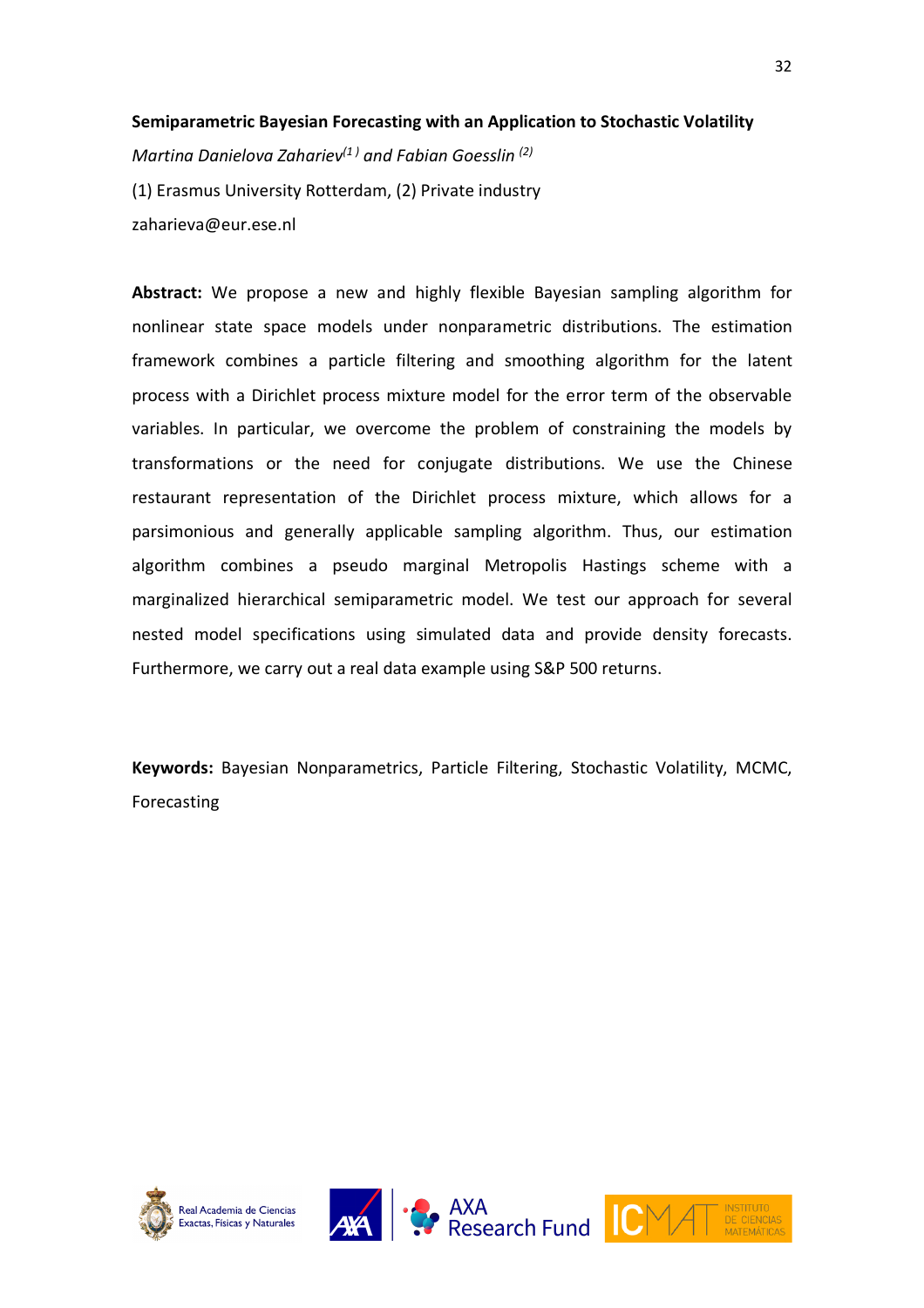**Semiparametric Bayesian Forecasting with an Application to Stochastic Volatility**

*Martina Danielova Zahariev[1] and Fabian Goesslin [2]*

(1) Erasmus University Rotterdam, (2) Private industry

zaharieva@eur.ese.nl

**Abstract:** We propose a new and highly flexible Bayesian sampling algorithm for nonlinear state space models under nonparametric distributions. The estimation framework combines a particle filtering and smoothing algorithm for the latent process with a Dirichlet process mixture model for the error term of the observable variables. In particular, we overcome the problem of constraining the models by transformations or the need for conjugate distributions. We use the Chinese restaurant representation of the Dirichlet process mixture, which allows for a parsimonious and generally applicable sampling algorithm. Thus, our estimation algorithm combines a pseudo marginal Metropolis Hastings scheme with a marginalized hierarchical semiparametric model. We test our approach for several nested model specifications using simulated data and provide density forecasts. Furthermore, we carry out a real data example using S&P 500 returns.

**Keywords:** Bayesian Nonparametrics, Particle Filtering, Stochastic Volatility, MCMC, Forecasting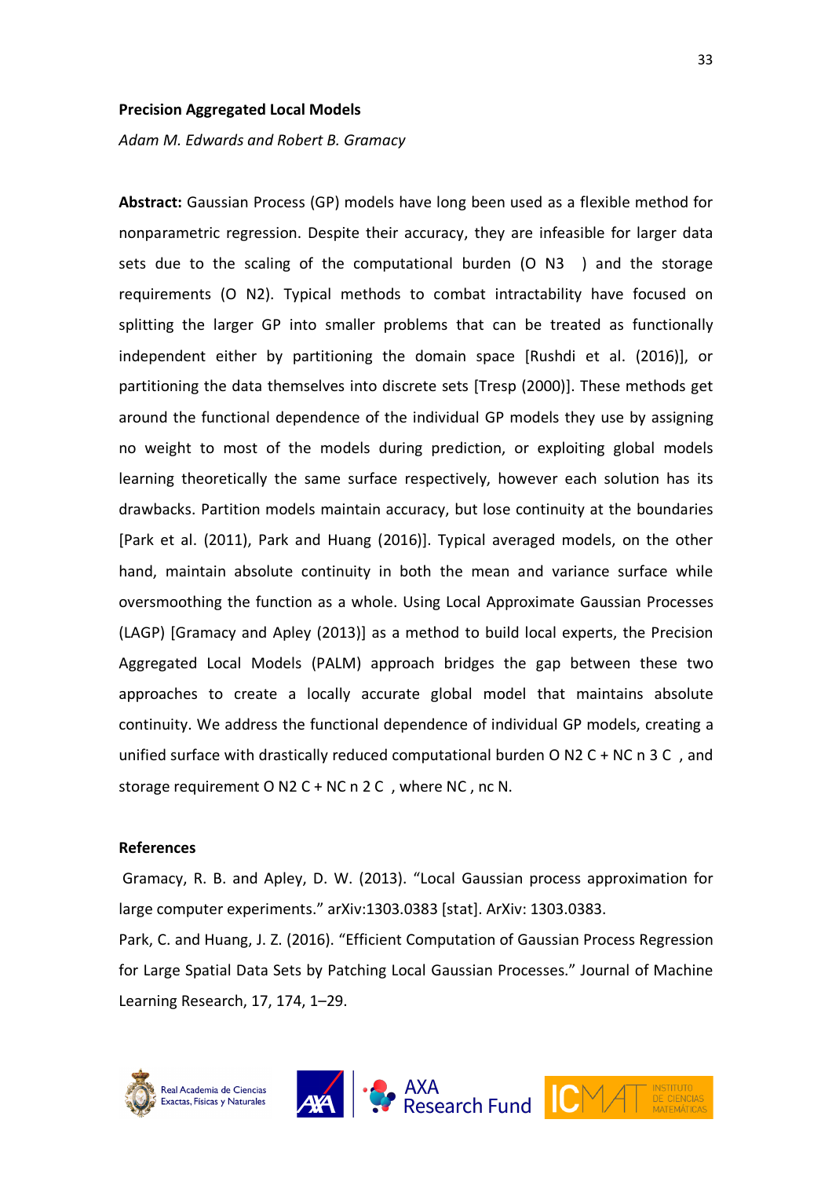**Precision Aggregated Local Models**

*Adam M. Edwards and Robert B. Gramacy*

**Abstract:** Gaussian Process (GP) models have long been used as a flexible method for nonparametric regression. Despite their accuracy, they are infeasible for larger data sets due to the scaling of the computational burden ($O(N^3)$) and the storage requirements ($O(N^2)$). Typical methods to combat intractability have focused on splitting the larger GP into smaller problems that can be treated as functionally independent either by partitioning the domain space [Rushdi et al. (2016)], or partitioning the data themselves into discrete sets [Tresp (2000)]. These methods get around the functional dependence of the individual GP models they use by assigning no weight to most of the models during prediction, or exploiting global models learning theoretically the same surface respectively, however each solution has its drawbacks. Partition models maintain accuracy, but lose continuity at the boundaries [Park et al. (2011), Park and Huang (2016)]. Typical averaged models, on the other hand, maintain absolute continuity in both the mean and variance surface while oversmoothing the function as a whole. Using Local Approximate Gaussian Processes (LAGP) [Gramacy and Apley (2013)] as a method to build local experts, the Precision Aggregated Local Models (PALM) approach bridges the gap between these two approaches to create a locally accurate global model that maintains absolute continuity. We address the functional dependence of individual GP models, creating a unified surface with drastically reduced computational burden $O(N_C^2 + N_C n^3)$, and storage requirement $O(N_C^2 + N_C n^2)$, where $N_C, n \ll N$.

**References**

Gramacy, R. B. and Apley, D. W. (2013). "Local Gaussian process approximation for large computer experiments." arXiv:1303.0383 [stat]. ArXiv: 1303.0383.

Park, C. and Huang, J. Z. (2016). "Efficient Computation of Gaussian Process Regression for Large Spatial Data Sets by Patching Local Gaussian Processes." Journal of Machine Learning Research, 17, 174, 1–29.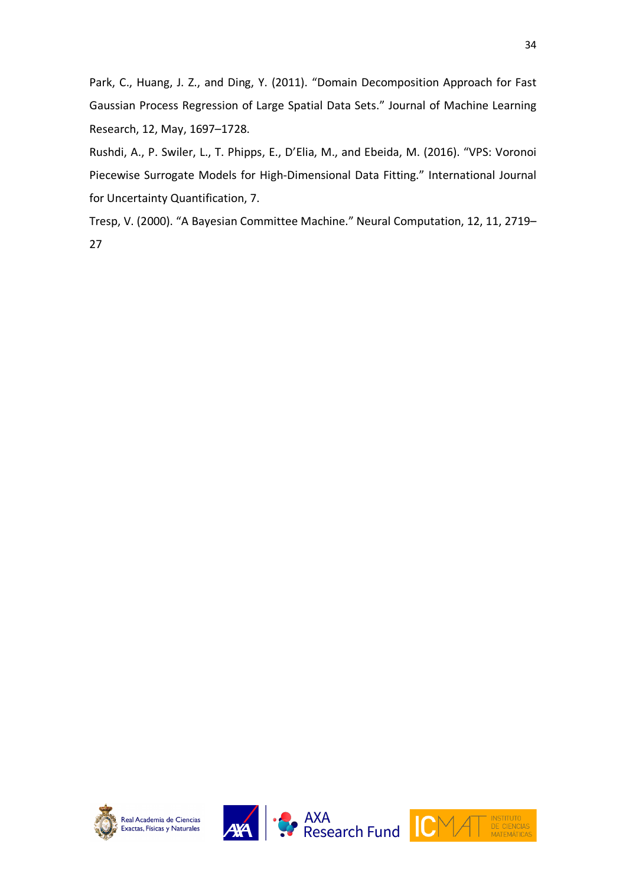Park, C., Huang, J. Z., and Ding, Y. (2011). "Domain Decomposition Approach for Fast Gaussian Process Regression of Large Spatial Data Sets." Journal of Machine Learning Research, 12, May, 1697–1728.

Rushdi, A., P. Swiler, L., T. Phipps, E., D'Elia, M., and Ebeida, M. (2016). "VPS: Voronoi Piecewise Surrogate Models for High-Dimensional Data Fitting." International Journal for Uncertainty Quantification, 7.

Tresp, V. (2000). "A Bayesian Committee Machine." Neural Computation, 12, 11, 2719–27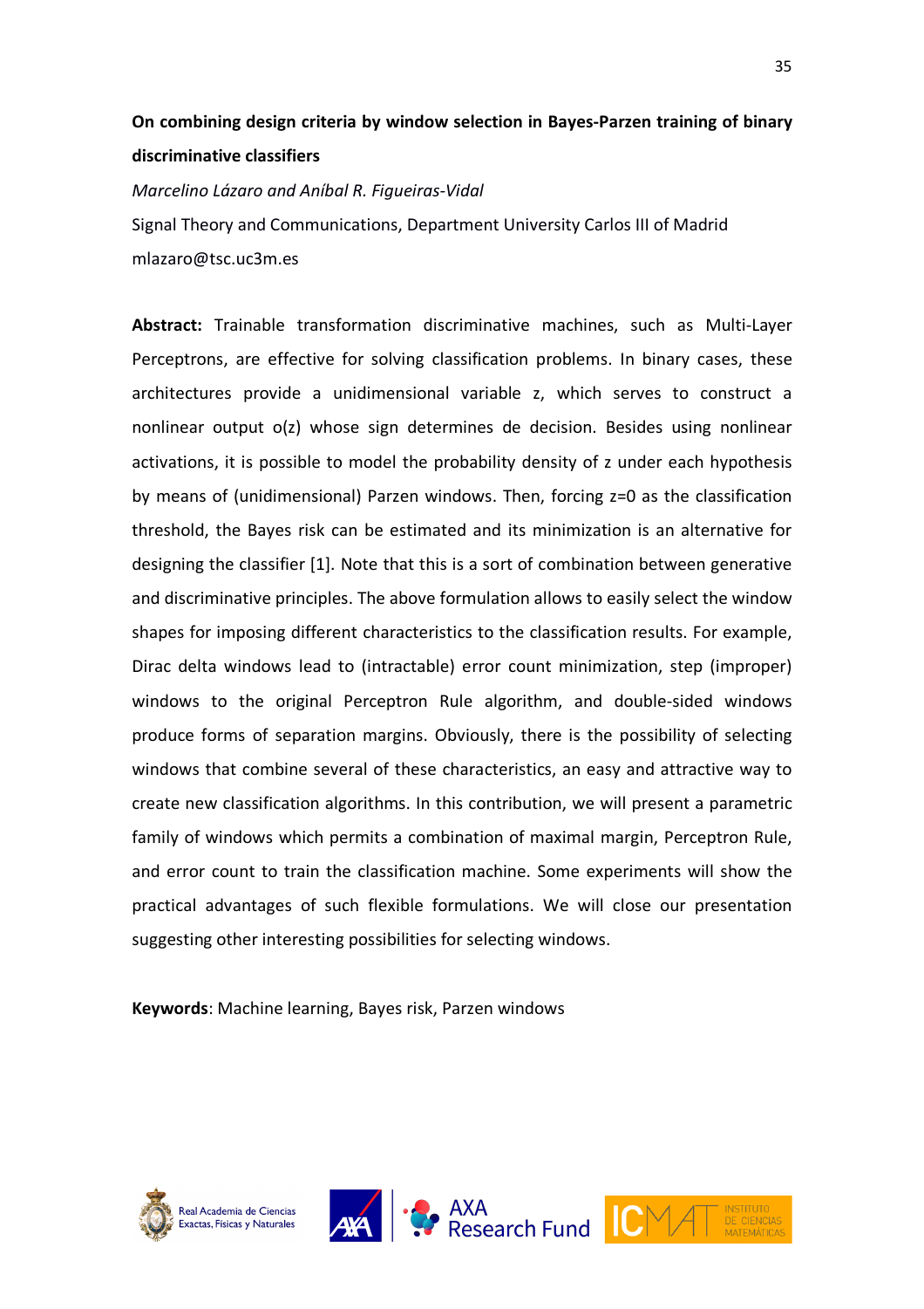**On combining design criteria by window selection in Bayes-Parzen training of binary discriminative classifiers**

*Marcelino Lázaro and Aníbal R. Figueiras-Vidal*

Signal Theory and Communications, Department University Carlos III of Madrid

mlazaro@tsc.uc3m.es

**Abstract:** Trainable transformation discriminative machines, such as Multi-Layer Perceptrons, are effective for solving classification problems. In binary cases, these architectures provide a unidimensional variable $z$, which serves to construct a nonlinear output $o(z)$ whose sign determines de decision. Besides using nonlinear activations, it is possible to model the probability density of $z$ under each hypothesis by means of (unidimensional) Parzen windows. Then, forcing $z=0$ as the classification threshold, the Bayes risk can be estimated and its minimization is an alternative for designing the classifier [1]. Note that this is a sort of combination between generative and discriminative principles. The above formulation allows to easily select the window shapes for imposing different characteristics to the classification results. For example, Dirac delta windows lead to (intractable) error count minimization, step (improper) windows to the original Perceptron Rule algorithm, and double-sided windows produce forms of separation margins. Obviously, there is the possibility of selecting windows that combine several of these characteristics, an easy and attractive way to create new classification algorithms. In this contribution, we will present a parametric family of windows which permits a combination of maximal margin, Perceptron Rule, and error count to train the classification machine. Some experiments will show the practical advantages of such flexible formulations. We will close our presentation suggesting other interesting possibilities for selecting windows.

**Keywords**: Machine learning, Bayes risk, Parzen windows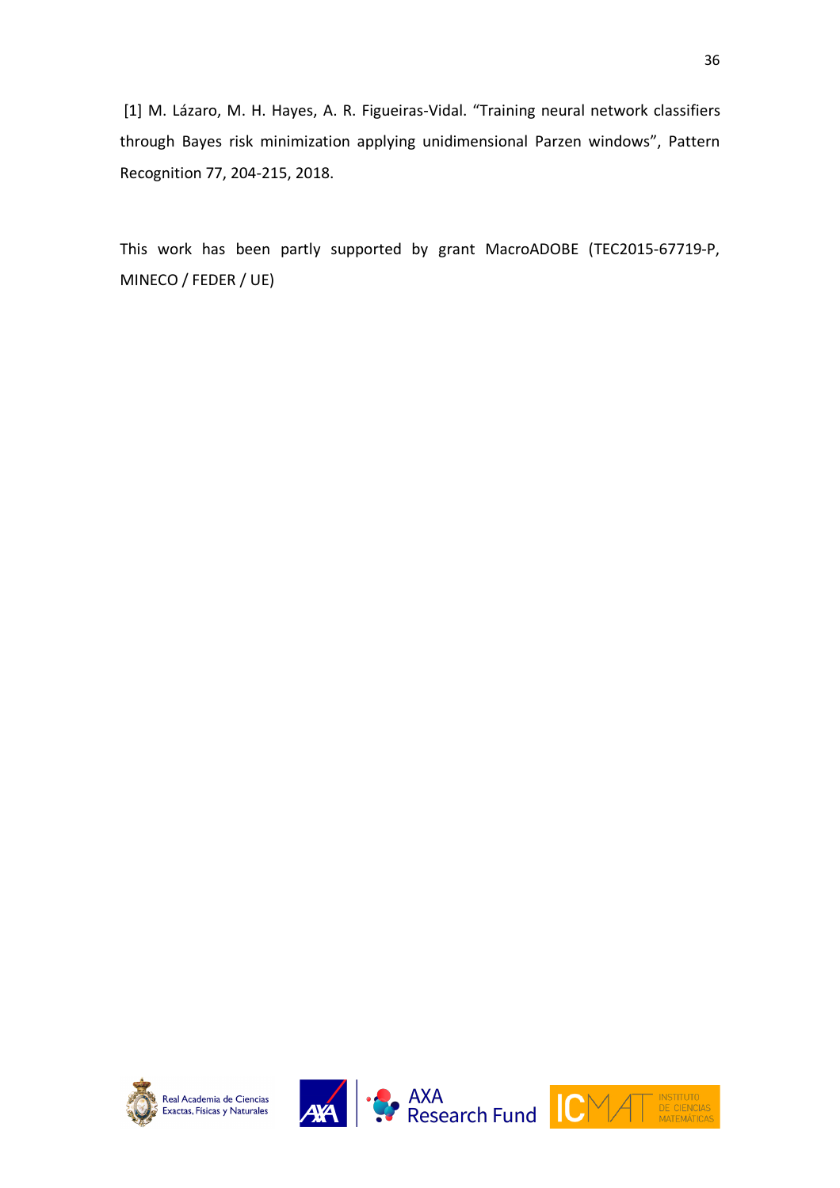[1] M. Lázaro, M. H. Hayes, A. R. Figueiras-Vidal. "Training neural network classifiers through Bayes risk minimization applying unidimensional Parzen windows", Pattern Recognition 77, 204-215, 2018.

This work has been partly supported by grant MacroADOBE (TEC2015-67719-P, MINECO / FEDER / UE)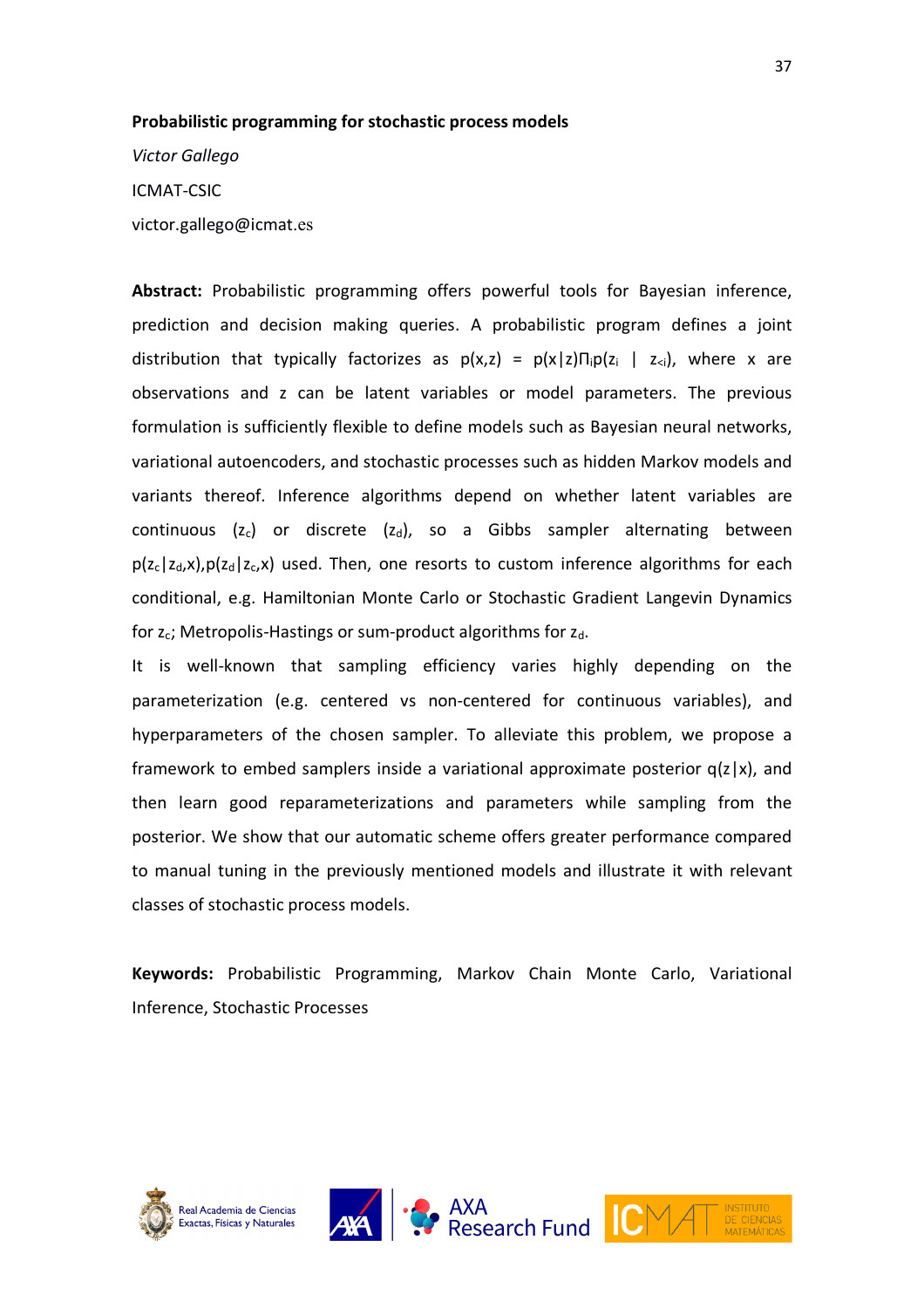**Probabilistic programming for stochastic process models**

*Victor Gallego*

ICMAT-CSIC

victor.gallego@icmat.es

**Abstract:** Probabilistic programming offers powerful tools for Bayesian inference, prediction and decision making queries. A probabilistic program defines a joint distribution that typically factorizes as $p(x,z) = p(x|z)\Pi_i p(z_i \mid z_{<i})$, where x are observations and z can be latent variables or model parameters. The previous formulation is sufficiently flexible to define models such as Bayesian neural networks, variational autoencoders, and stochastic processes such as hidden Markov models and variants thereof. Inference algorithms depend on whether latent variables are continuous ($z_c$) or discrete ($z_d$), so a Gibbs sampler alternating between $p(z_c|z_d,x), p(z_d|z_c,x)$ used. Then, one resorts to custom inference algorithms for each conditional, e.g. Hamiltonian Monte Carlo or Stochastic Gradient Langevin Dynamics for $z_c$; Metropolis-Hastings or sum-product algorithms for $z_d$.

It is well-known that sampling efficiency varies highly depending on the parameterization (e.g. centered vs non-centered for continuous variables), and hyperparameters of the chosen sampler. To alleviate this problem, we propose a framework to embed samplers inside a variational approximate posterior $q(z|x)$, and then learn good reparameterizations and parameters while sampling from the posterior. We show that our automatic scheme offers greater performance compared to manual tuning in the previously mentioned models and illustrate it with relevant classes of stochastic process models.

**Keywords:** Probabilistic Programming, Markov Chain Monte Carlo, Variational Inference, Stochastic Processes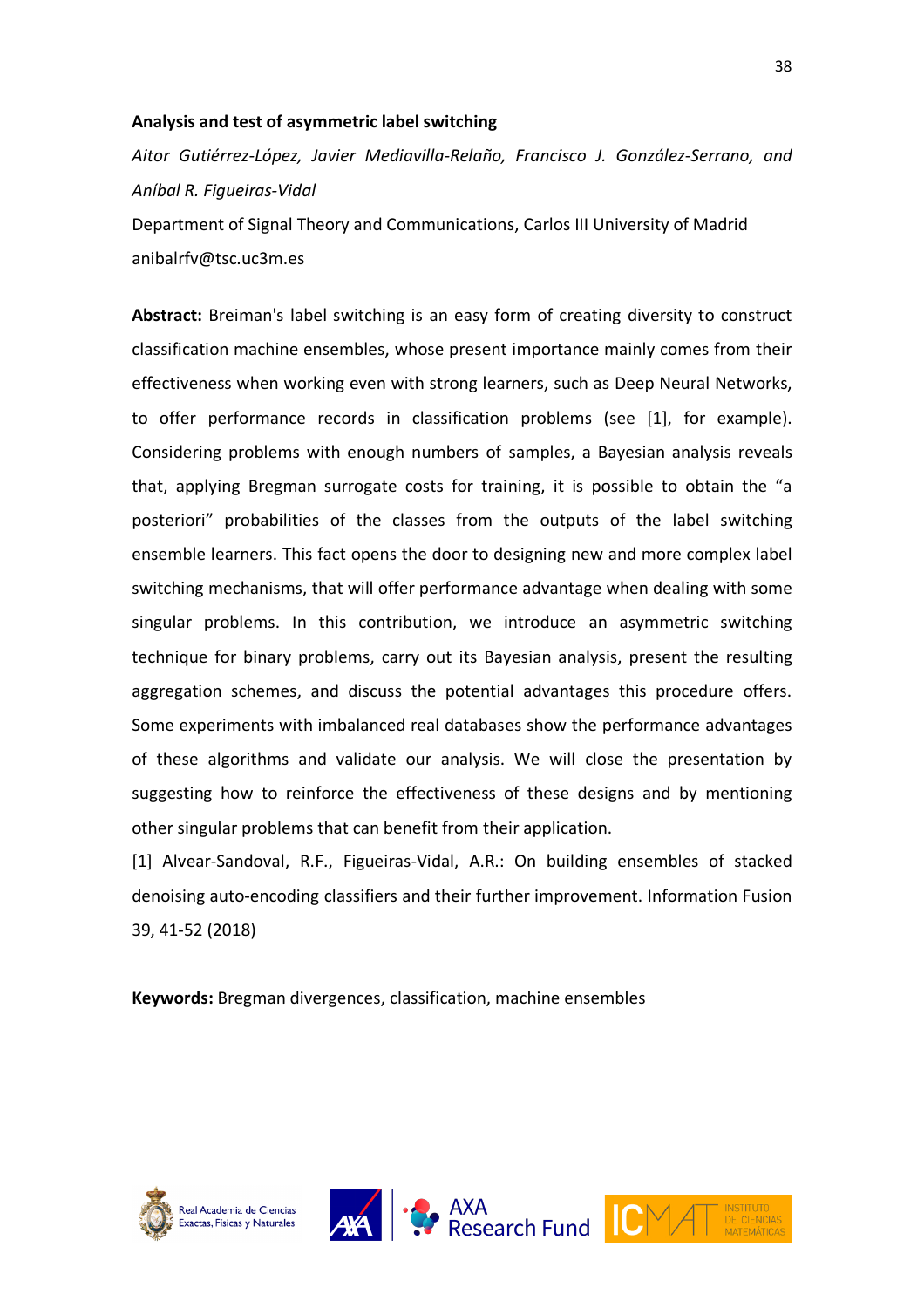**Analysis and test of asymmetric label switching**

*Aitor Gutiérrez-López, Javier Mediavilla-Relaño, Francisco J. González-Serrano, and Aníbal R. Figueiras-Vidal*

Department of Signal Theory and Communications, Carlos III University of Madrid

anibalrfv@tsc.uc3m.es

**Abstract:** Breiman's label switching is an easy form of creating diversity to construct classification machine ensembles, whose present importance mainly comes from their effectiveness when working even with strong learners, such as Deep Neural Networks, to offer performance records in classification problems (see [1], for example). Considering problems with enough numbers of samples, a Bayesian analysis reveals that, applying Bregman surrogate costs for training, it is possible to obtain the "a posteriori" probabilities of the classes from the outputs of the label switching ensemble learners. This fact opens the door to designing new and more complex label switching mechanisms, that will offer performance advantage when dealing with some singular problems. In this contribution, we introduce an asymmetric switching technique for binary problems, carry out its Bayesian analysis, present the resulting aggregation schemes, and discuss the potential advantages this procedure offers. Some experiments with imbalanced real databases show the performance advantages of these algorithms and validate our analysis. We will close the presentation by suggesting how to reinforce the effectiveness of these designs and by mentioning other singular problems that can benefit from their application.

[1] Alvear-Sandoval, R.F., Figueiras-Vidal, A.R.: On building ensembles of stacked denoising auto-encoding classifiers and their further improvement. Information Fusion 39, 41-52 (2018)

**Keywords:** Bregman divergences, classification, machine ensembles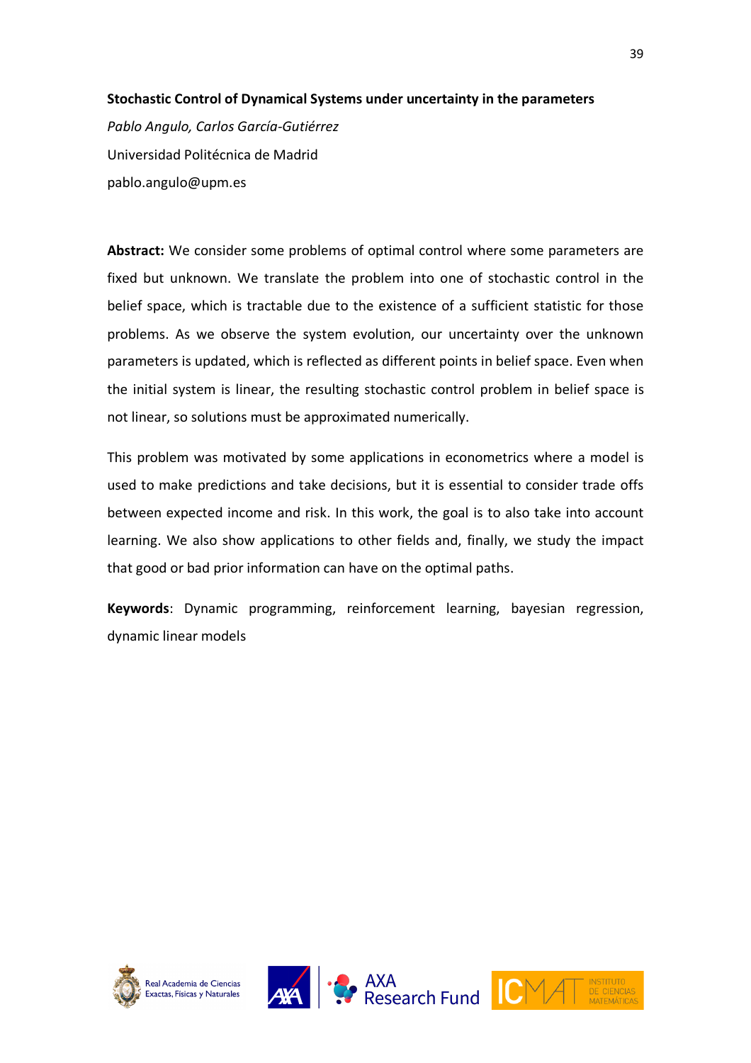## Stochastic Control of Dynamical Systems under uncertainty in the parameters

*Pablo Angulo, Carlos García-Gutiérrez*

Universidad Politécnica de Madrid

pablo.angulo@upm.es

**Abstract:** We consider some problems of optimal control where some parameters are fixed but unknown. We translate the problem into one of stochastic control in the belief space, which is tractable due to the existence of a sufficient statistic for those problems. As we observe the system evolution, our uncertainty over the unknown parameters is updated, which is reflected as different points in belief space. Even when the initial system is linear, the resulting stochastic control problem in belief space is not linear, so solutions must be approximated numerically.

This problem was motivated by some applications in econometrics where a model is used to make predictions and take decisions, but it is essential to consider trade offs between expected income and risk. In this work, the goal is to also take into account learning. We also show applications to other fields and, finally, we study the impact that good or bad prior information can have on the optimal paths.

**Keywords**: Dynamic programming, reinforcement learning, bayesian regression, dynamic linear models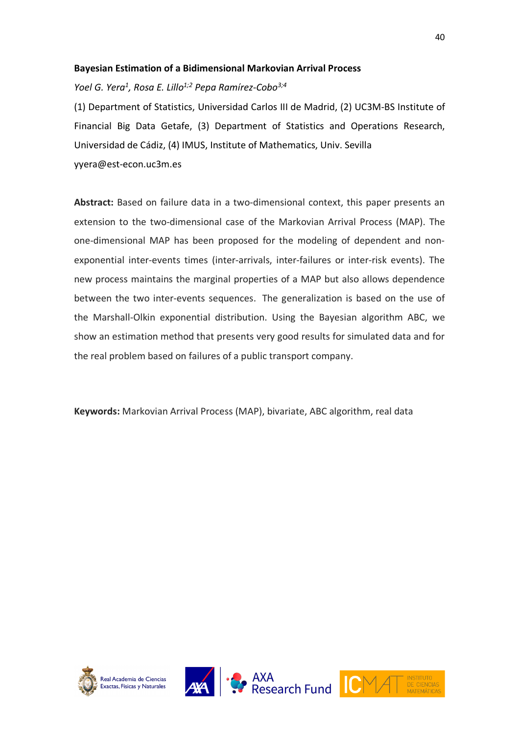**Bayesian Estimation of a Bidimensional Markovian Arrival Process**

*Yoel G. Yera[1], Rosa E. Lillo[1;2] Pepa Ramírez-Cobo[3;4]*

(1) Department of Statistics, Universidad Carlos III de Madrid, (2) UC3M-BS Institute of Financial Big Data Getafe, (3) Department of Statistics and Operations Research, Universidad de Cádiz, (4) IMUS, Institute of Mathematics, Univ. Sevilla

yyera@est-econ.uc3m.es

**Abstract:** Based on failure data in a two-dimensional context, this paper presents an extension to the two-dimensional case of the Markovian Arrival Process (MAP). The one-dimensional MAP has been proposed for the modeling of dependent and non-exponential inter-events times (inter-arrivals, inter-failures or inter-risk events). The new process maintains the marginal properties of a MAP but also allows dependence between the two inter-events sequences. The generalization is based on the use of the Marshall-Olkin exponential distribution. Using the Bayesian algorithm ABC, we show an estimation method that presents very good results for simulated data and for the real problem based on failures of a public transport company.

**Keywords:** Markovian Arrival Process (MAP), bivariate, ABC algorithm, real data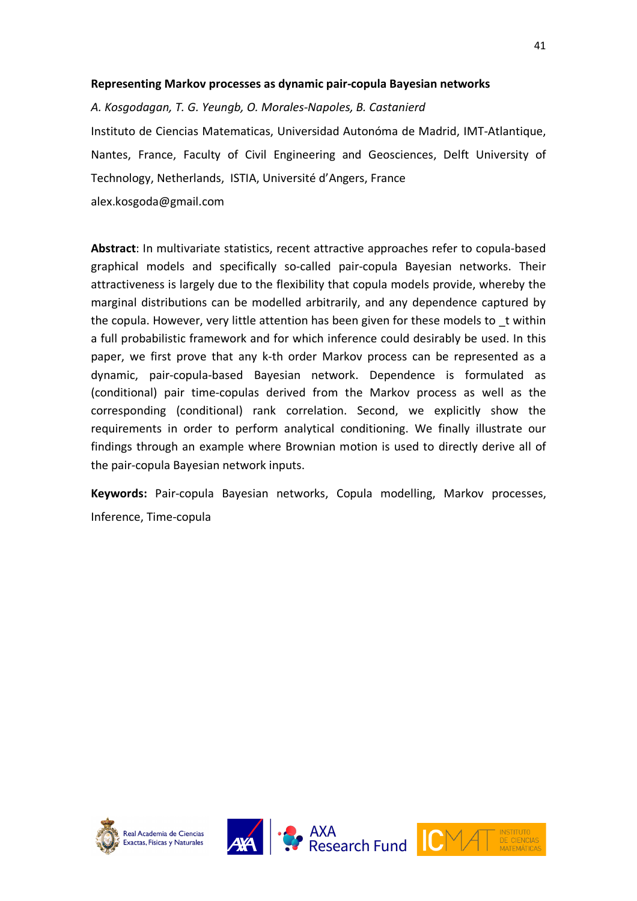**Representing Markov processes as dynamic pair-copula Bayesian networks**

*A. Kosgodagan, T. G. Yeungb, O. Morales-Napoles, B. Castanierd*

Instituto de Ciencias Matematicas, Universidad Autonóma de Madrid, IMT-Atlantique, Nantes, France, Faculty of Civil Engineering and Geosciences, Delft University of Technology, Netherlands, ISTIA, Université d'Angers, France

alex.kosgoda@gmail.com

**Abstract**: In multivariate statistics, recent attractive approaches refer to copula-based graphical models and specifically so-called pair-copula Bayesian networks. Their attractiveness is largely due to the flexibility that copula models provide, whereby the marginal distributions can be modelled arbitrarily, and any dependence captured by the copula. However, very little attention has been given for these models to _t within a full probabilistic framework and for which inference could desirably be used. In this paper, we first prove that any k-th order Markov process can be represented as a dynamic, pair-copula-based Bayesian network. Dependence is formulated as (conditional) pair time-copulas derived from the Markov process as well as the corresponding (conditional) rank correlation. Second, we explicitly show the requirements in order to perform analytical conditioning. We finally illustrate our findings through an example where Brownian motion is used to directly derive all of the pair-copula Bayesian network inputs.

**Keywords:** Pair-copula Bayesian networks, Copula modelling, Markov processes, Inference, Time-copula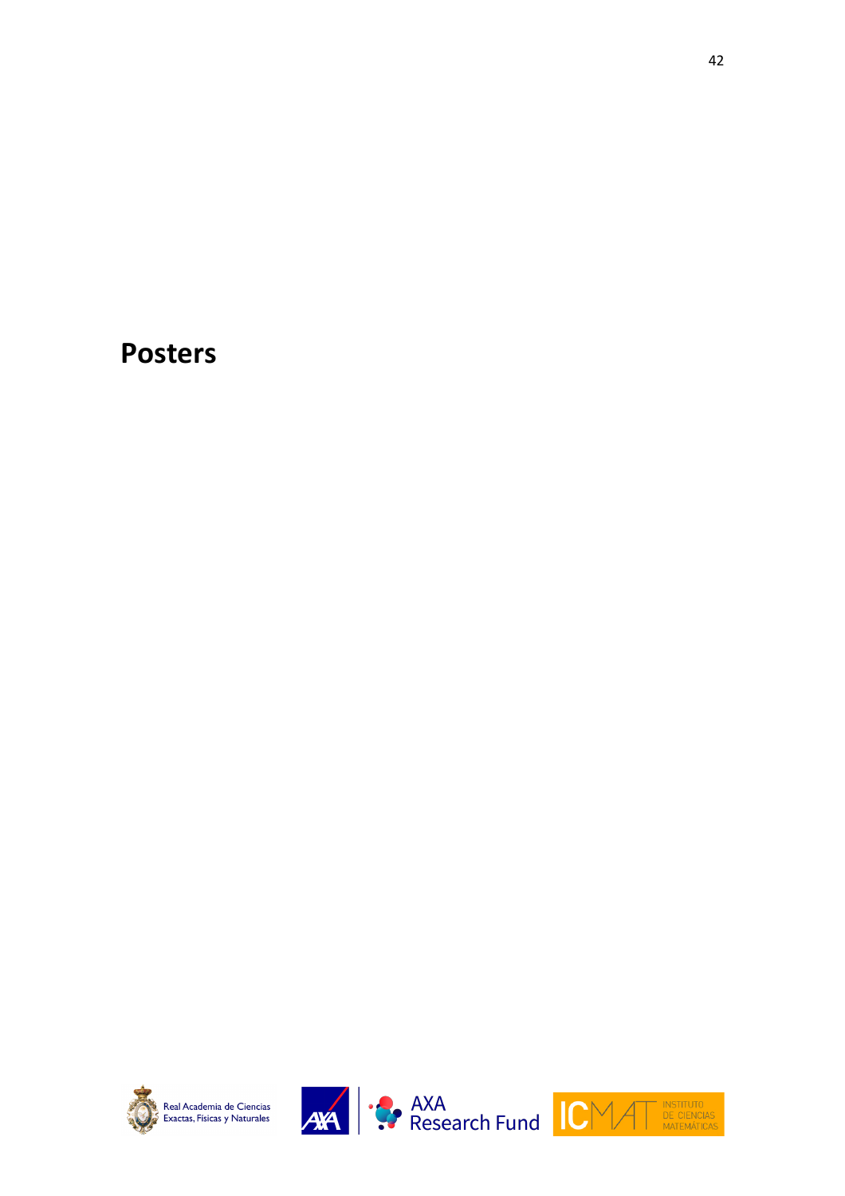# Posters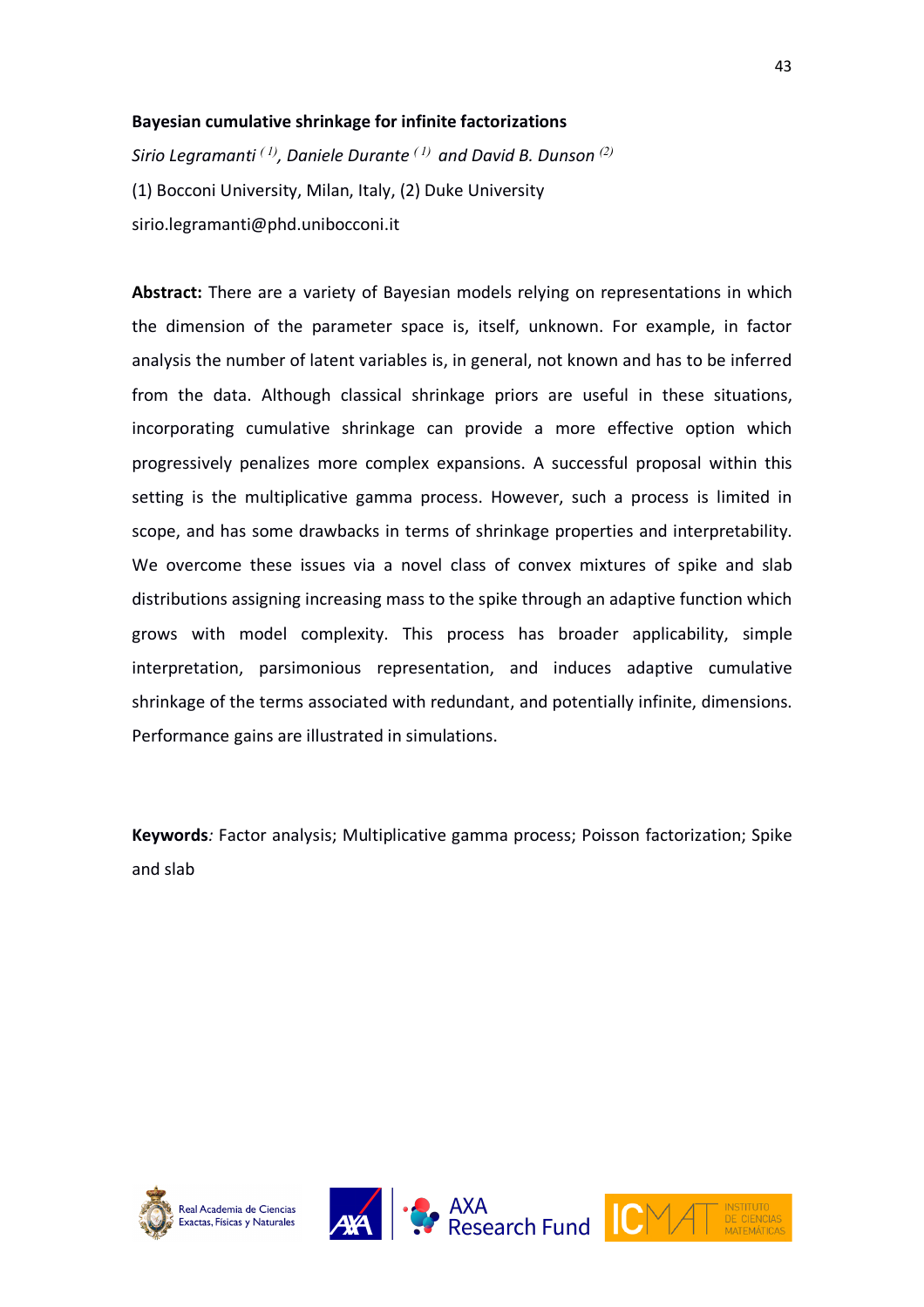**Bayesian cumulative shrinkage for infinite factorizations**

*Sirio Legramanti [1], Daniele Durante [1] and David B. Dunson [2]*

(1) Bocconi University, Milan, Italy, (2) Duke University

sirio.legramanti@phd.unibocconi.it

**Abstract:** There are a variety of Bayesian models relying on representations in which the dimension of the parameter space is, itself, unknown. For example, in factor analysis the number of latent variables is, in general, not known and has to be inferred from the data. Although classical shrinkage priors are useful in these situations, incorporating cumulative shrinkage can provide a more effective option which progressively penalizes more complex expansions. A successful proposal within this setting is the multiplicative gamma process. However, such a process is limited in scope, and has some drawbacks in terms of shrinkage properties and interpretability. We overcome these issues via a novel class of convex mixtures of spike and slab distributions assigning increasing mass to the spike through an adaptive function which grows with model complexity. This process has broader applicability, simple interpretation, parsimonious representation, and induces adaptive cumulative shrinkage of the terms associated with redundant, and potentially infinite, dimensions. Performance gains are illustrated in simulations.

**Keywords***:* Factor analysis; Multiplicative gamma process; Poisson factorization; Spike and slab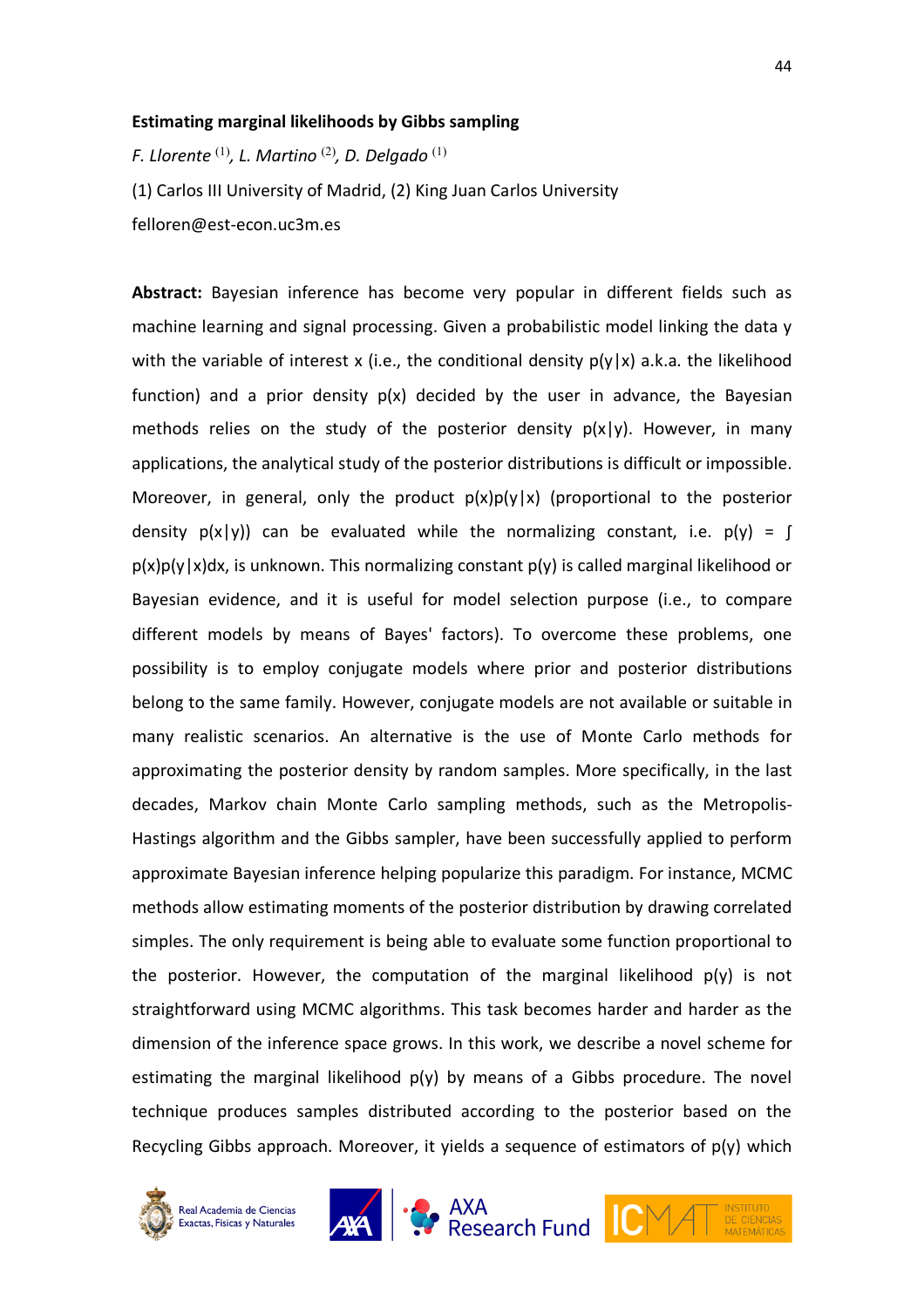**Estimating marginal likelihoods by Gibbs sampling**

*F. Llorente* [1], *L. Martino* [2], *D. Delgado* [1]

(1) Carlos III University of Madrid, (2) King Juan Carlos University

felloren@est-econ.uc3m.es

**Abstract:** Bayesian inference has become very popular in different fields such as machine learning and signal processing. Given a probabilistic model linking the data y with the variable of interest x (i.e., the conditional density p(y|x) a.k.a. the likelihood function) and a prior density p(x) decided by the user in advance, the Bayesian methods relies on the study of the posterior density p(x|y). However, in many applications, the analytical study of the posterior distributions is difficult or impossible. Moreover, in general, only the product p(x)p(y|x) (proportional to the posterior density p(x|y)) can be evaluated while the normalizing constant, i.e. p(y) = ∫ p(x)p(y|x)dx, is unknown. This normalizing constant p(y) is called marginal likelihood or Bayesian evidence, and it is useful for model selection purpose (i.e., to compare different models by means of Bayes' factors). To overcome these problems, one possibility is to employ conjugate models where prior and posterior distributions belong to the same family. However, conjugate models are not available or suitable in many realistic scenarios. An alternative is the use of Monte Carlo methods for approximating the posterior density by random samples. More specifically, in the last decades, Markov chain Monte Carlo sampling methods, such as the Metropolis-Hastings algorithm and the Gibbs sampler, have been successfully applied to perform approximate Bayesian inference helping popularize this paradigm. For instance, MCMC methods allow estimating moments of the posterior distribution by drawing correlated simples. The only requirement is being able to evaluate some function proportional to the posterior. However, the computation of the marginal likelihood p(y) is not straightforward using MCMC algorithms. This task becomes harder and harder as the dimension of the inference space grows. In this work, we describe a novel scheme for estimating the marginal likelihood p(y) by means of a Gibbs procedure. The novel technique produces samples distributed according to the posterior based on the Recycling Gibbs approach. Moreover, it yields a sequence of estimators of p(y) which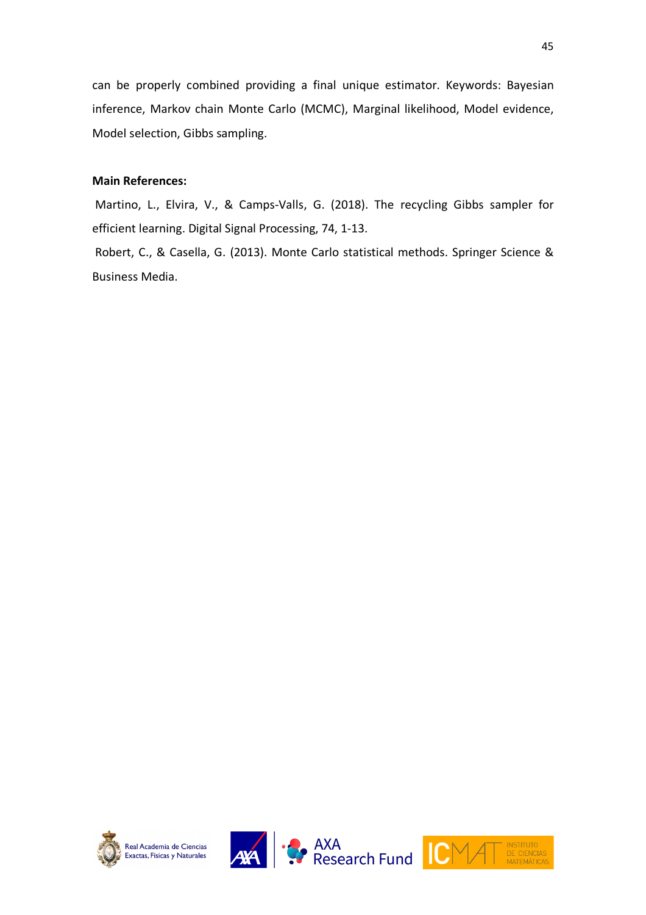can be properly combined providing a final unique estimator. Keywords: Bayesian inference, Markov chain Monte Carlo (MCMC), Marginal likelihood, Model evidence, Model selection, Gibbs sampling.

**Main References:**

Martino, L., Elvira, V., & Camps-Valls, G. (2018). The recycling Gibbs sampler for efficient learning. Digital Signal Processing, 74, 1-13.

Robert, C., & Casella, G. (2013). Monte Carlo statistical methods. Springer Science & Business Media.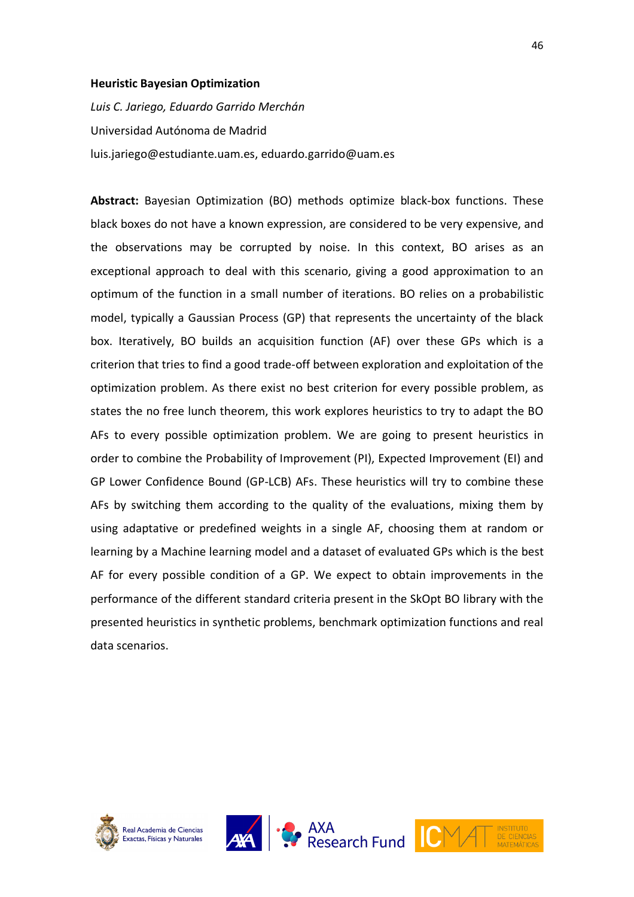**Heuristic Bayesian Optimization**

*Luis C. Jariego, Eduardo Garrido Merchán*

Universidad Autónoma de Madrid

luis.jariego@estudiante.uam.es, eduardo.garrido@uam.es

**Abstract:** Bayesian Optimization (BO) methods optimize black-box functions. These black boxes do not have a known expression, are considered to be very expensive, and the observations may be corrupted by noise. In this context, BO arises as an exceptional approach to deal with this scenario, giving a good approximation to an optimum of the function in a small number of iterations. BO relies on a probabilistic model, typically a Gaussian Process (GP) that represents the uncertainty of the black box. Iteratively, BO builds an acquisition function (AF) over these GPs which is a criterion that tries to find a good trade-off between exploration and exploitation of the optimization problem. As there exist no best criterion for every possible problem, as states the no free lunch theorem, this work explores heuristics to try to adapt the BO AFs to every possible optimization problem. We are going to present heuristics in order to combine the Probability of Improvement (PI), Expected Improvement (EI) and GP Lower Confidence Bound (GP-LCB) AFs. These heuristics will try to combine these AFs by switching them according to the quality of the evaluations, mixing them by using adaptative or predefined weights in a single AF, choosing them at random or learning by a Machine learning model and a dataset of evaluated GPs which is the best AF for every possible condition of a GP. We expect to obtain improvements in the performance of the different standard criteria present in the SkOpt BO library with the presented heuristics in synthetic problems, benchmark optimization functions and real data scenarios.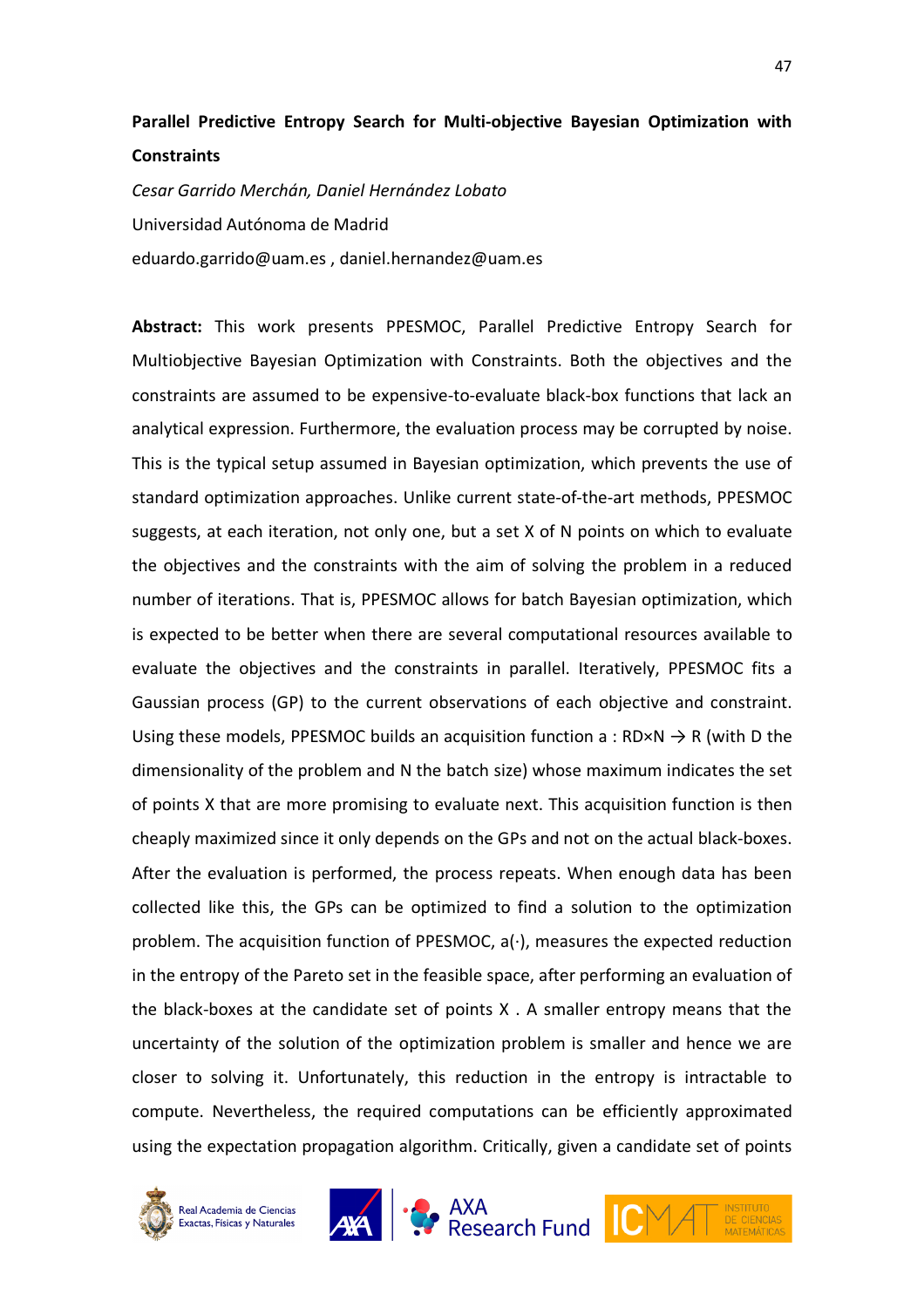**Parallel Predictive Entropy Search for Multi-objective Bayesian Optimization with Constraints**

*Cesar Garrido Merchán, Daniel Hernández Lobato*

Universidad Autónoma de Madrid

eduardo.garrido@uam.es , daniel.hernandez@uam.es

**Abstract:** This work presents PPESMOC, Parallel Predictive Entropy Search for Multiobjective Bayesian Optimization with Constraints. Both the objectives and the constraints are assumed to be expensive-to-evaluate black-box functions that lack an analytical expression. Furthermore, the evaluation process may be corrupted by noise. This is the typical setup assumed in Bayesian optimization, which prevents the use of standard optimization approaches. Unlike current state-of-the-art methods, PPESMOC suggests, at each iteration, not only one, but a set X of N points on which to evaluate the objectives and the constraints with the aim of solving the problem in a reduced number of iterations. That is, PPESMOC allows for batch Bayesian optimization, which is expected to be better when there are several computational resources available to evaluate the objectives and the constraints in parallel. Iteratively, PPESMOC fits a Gaussian process (GP) to the current observations of each objective and constraint. Using these models, PPESMOC builds an acquisition function $a : \mathbb{R}^{D \times N} \rightarrow \mathbb{R}$ (with D the dimensionality of the problem and N the batch size) whose maximum indicates the set of points X that are more promising to evaluate next. This acquisition function is then cheaply maximized since it only depends on the GPs and not on the actual black-boxes. After the evaluation is performed, the process repeats. When enough data has been collected like this, the GPs can be optimized to find a solution to the optimization problem. The acquisition function of PPESMOC, $a(\cdot)$, measures the expected reduction in the entropy of the Pareto set in the feasible space, after performing an evaluation of the black-boxes at the candidate set of points X . A smaller entropy means that the uncertainty of the solution of the optimization problem is smaller and hence we are closer to solving it. Unfortunately, this reduction in the entropy is intractable to compute. Nevertheless, the required computations can be efficiently approximated using the expectation propagation algorithm. Critically, given a candidate set of points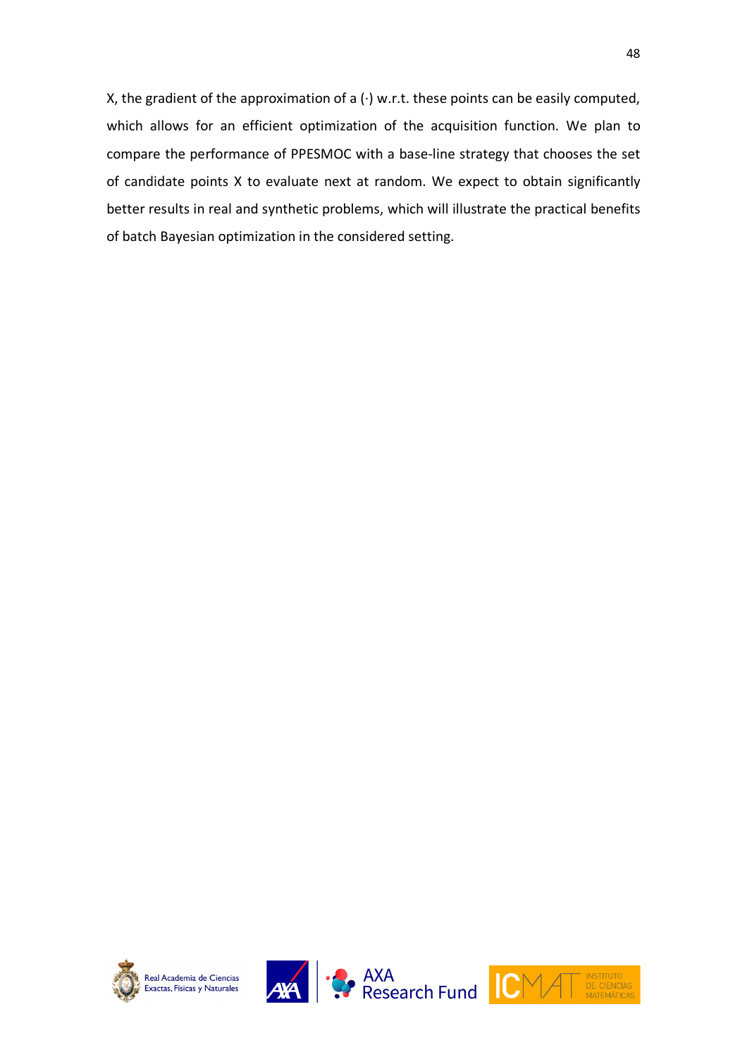X, the gradient of the approximation of a (·) w.r.t. these points can be easily computed, which allows for an efficient optimization of the acquisition function. We plan to compare the performance of PPESMOC with a base-line strategy that chooses the set of candidate points X to evaluate next at random. We expect to obtain significantly better results in real and synthetic problems, which will illustrate the practical benefits of batch Bayesian optimization in the considered setting.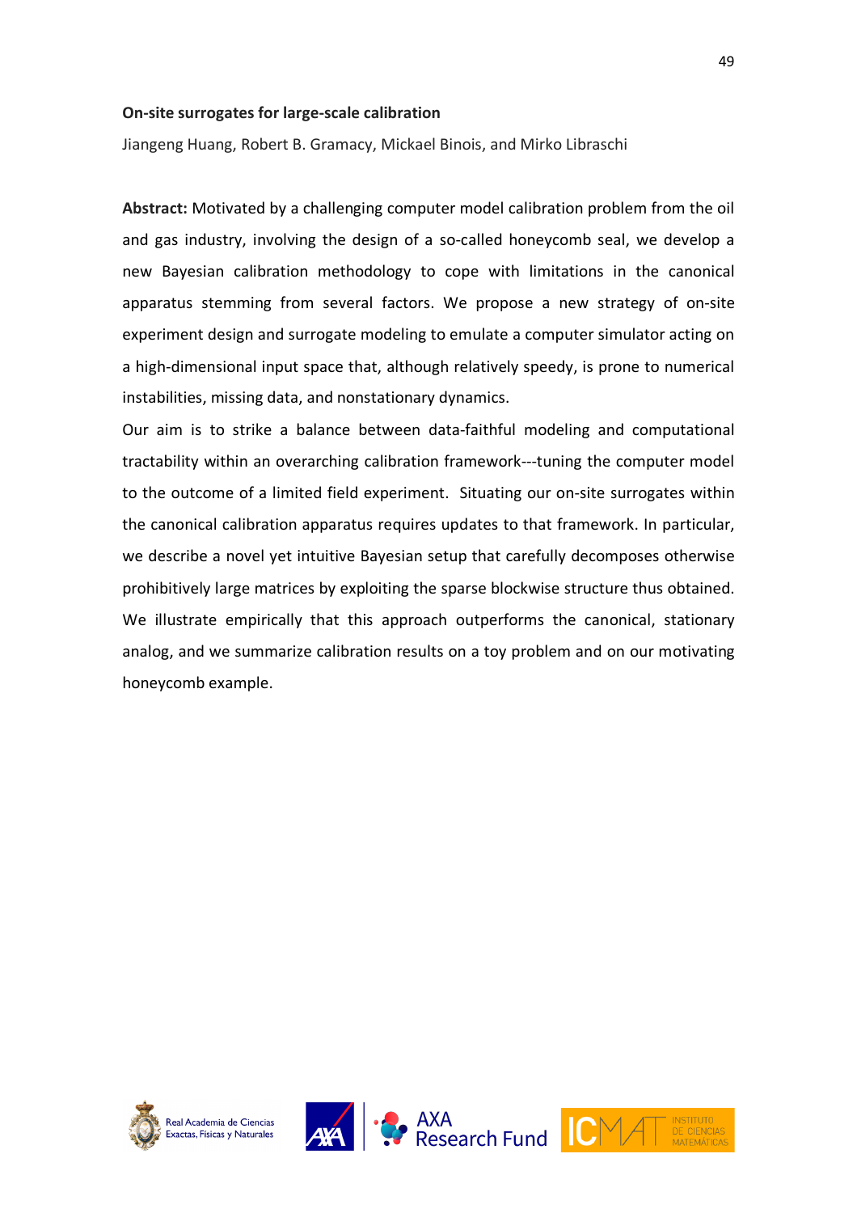**On-site surrogates for large-scale calibration**

Jiangeng Huang, Robert B. Gramacy, Mickael Binois, and Mirko Libraschi

**Abstract:** Motivated by a challenging computer model calibration problem from the oil and gas industry, involving the design of a so-called honeycomb seal, we develop a new Bayesian calibration methodology to cope with limitations in the canonical apparatus stemming from several factors. We propose a new strategy of on-site experiment design and surrogate modeling to emulate a computer simulator acting on a high-dimensional input space that, although relatively speedy, is prone to numerical instabilities, missing data, and nonstationary dynamics.

Our aim is to strike a balance between data-faithful modeling and computational tractability within an overarching calibration framework---tuning the computer model to the outcome of a limited field experiment. Situating our on-site surrogates within the canonical calibration apparatus requires updates to that framework. In particular, we describe a novel yet intuitive Bayesian setup that carefully decomposes otherwise prohibitively large matrices by exploiting the sparse blockwise structure thus obtained. We illustrate empirically that this approach outperforms the canonical, stationary analog, and we summarize calibration results on a toy problem and on our motivating honeycomb example.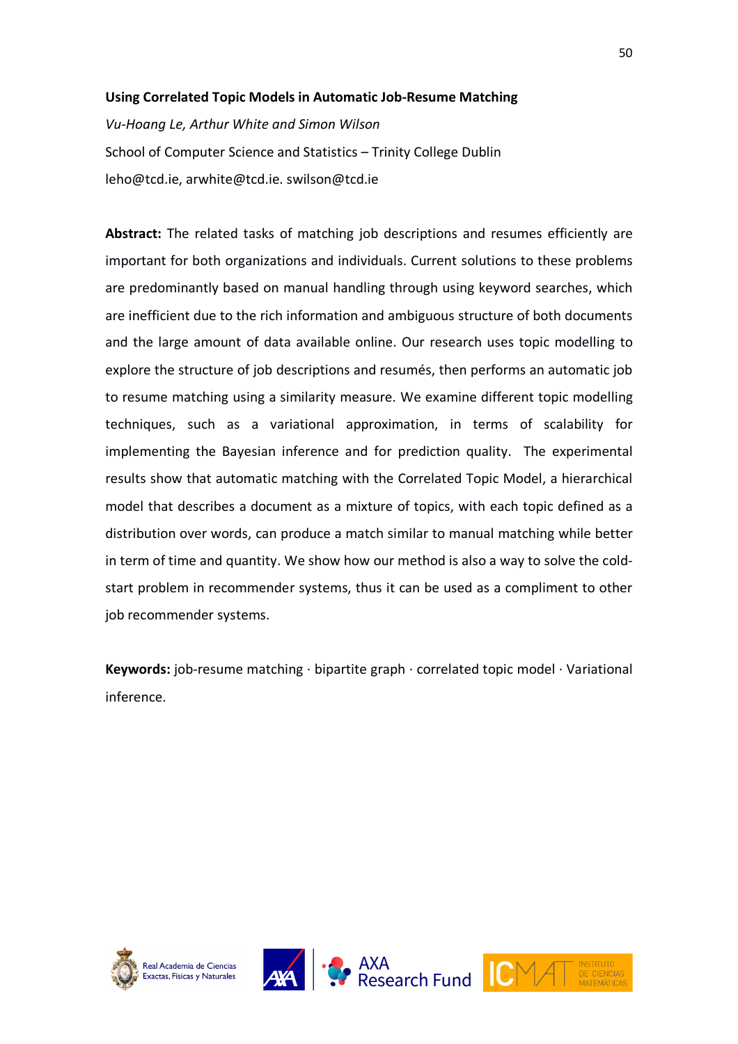**Using Correlated Topic Models in Automatic Job-Resume Matching**

*Vu-Hoang Le, Arthur White and Simon Wilson*

School of Computer Science and Statistics – Trinity College Dublin

leho@tcd.ie, arwhite@tcd.ie. swilson@tcd.ie

**Abstract:** The related tasks of matching job descriptions and resumes efficiently are important for both organizations and individuals. Current solutions to these problems are predominantly based on manual handling through using keyword searches, which are inefficient due to the rich information and ambiguous structure of both documents and the large amount of data available online. Our research uses topic modelling to explore the structure of job descriptions and resumés, then performs an automatic job to resume matching using a similarity measure. We examine different topic modelling techniques, such as a variational approximation, in terms of scalability for implementing the Bayesian inference and for prediction quality. The experimental results show that automatic matching with the Correlated Topic Model, a hierarchical model that describes a document as a mixture of topics, with each topic defined as a distribution over words, can produce a match similar to manual matching while better in term of time and quantity. We show how our method is also a way to solve the cold-start problem in recommender systems, thus it can be used as a compliment to other job recommender systems.

**Keywords:** job-resume matching · bipartite graph · correlated topic model · Variational inference.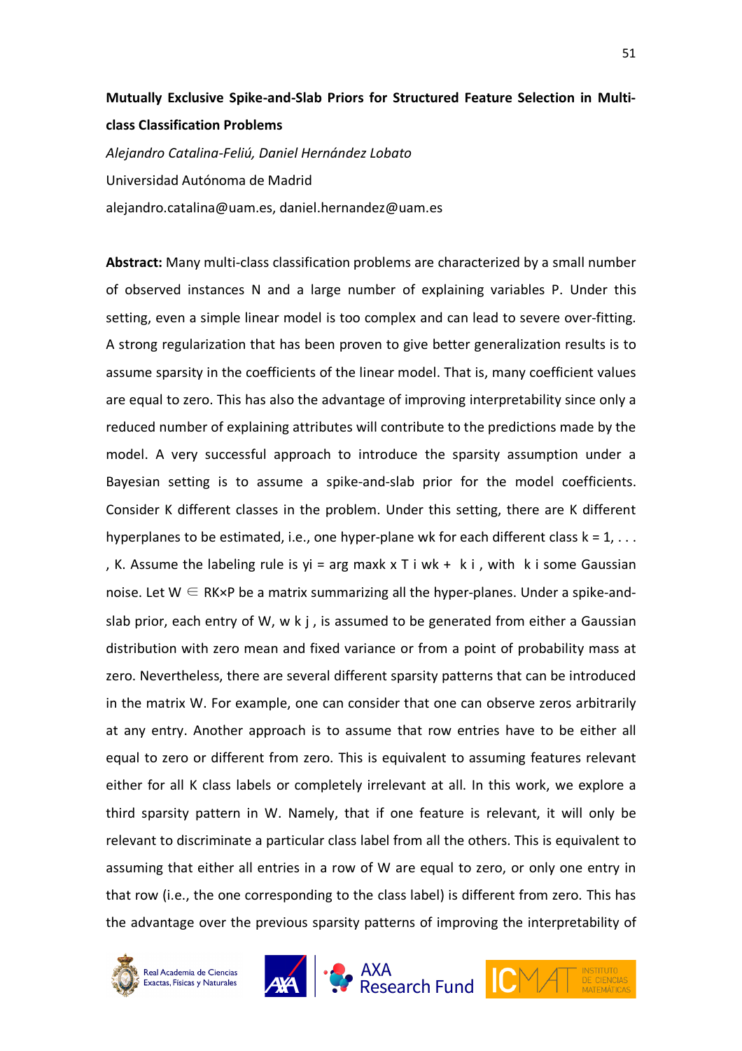**Mutually Exclusive Spike-and-Slab Priors for Structured Feature Selection in Multi-class Classification Problems**

*Alejandro Catalina-Feliú, Daniel Hernández Lobato*

Universidad Autónoma de Madrid

alejandro.catalina@uam.es, daniel.hernandez@uam.es

**Abstract:** Many multi-class classification problems are characterized by a small number of observed instances N and a large number of explaining variables P. Under this setting, even a simple linear model is too complex and can lead to severe over-fitting. A strong regularization that has been proven to give better generalization results is to assume sparsity in the coefficients of the linear model. That is, many coefficient values are equal to zero. This has also the advantage of improving interpretability since only a reduced number of explaining attributes will contribute to the predictions made by the model. A very successful approach to introduce the sparsity assumption under a Bayesian setting is to assume a spike-and-slab prior for the model coefficients. Consider K different classes in the problem. Under this setting, there are K different hyperplanes to be estimated, i.e., one hyper-plane $w_k$ for each different class $k = 1, \ldots, K$. Assume the labeling rule is $y_i = \arg\max_k x_i^T w_k + \epsilon_{k i}$, with $\epsilon_{k i}$ some Gaussian noise. Let $W \in \mathbb{R}^{K \times P}$ be a matrix summarizing all the hyper-planes. Under a spike-and-slab prior, each entry of W, $w_{kj}$, is assumed to be generated from either a Gaussian distribution with zero mean and fixed variance or from a point of probability mass at zero. Nevertheless, there are several different sparsity patterns that can be introduced in the matrix W. For example, one can consider that one can observe zeros arbitrarily at any entry. Another approach is to assume that row entries have to be either all equal to zero or different from zero. This is equivalent to assuming features relevant either for all K class labels or completely irrelevant at all. In this work, we explore a third sparsity pattern in W. Namely, that if one feature is relevant, it will only be relevant to discriminate a particular class label from all the others. This is equivalent to assuming that either all entries in a row of W are equal to zero, or only one entry in that row (i.e., the one corresponding to the class label) is different from zero. This has the advantage over the previous sparsity patterns of improving the interpretability of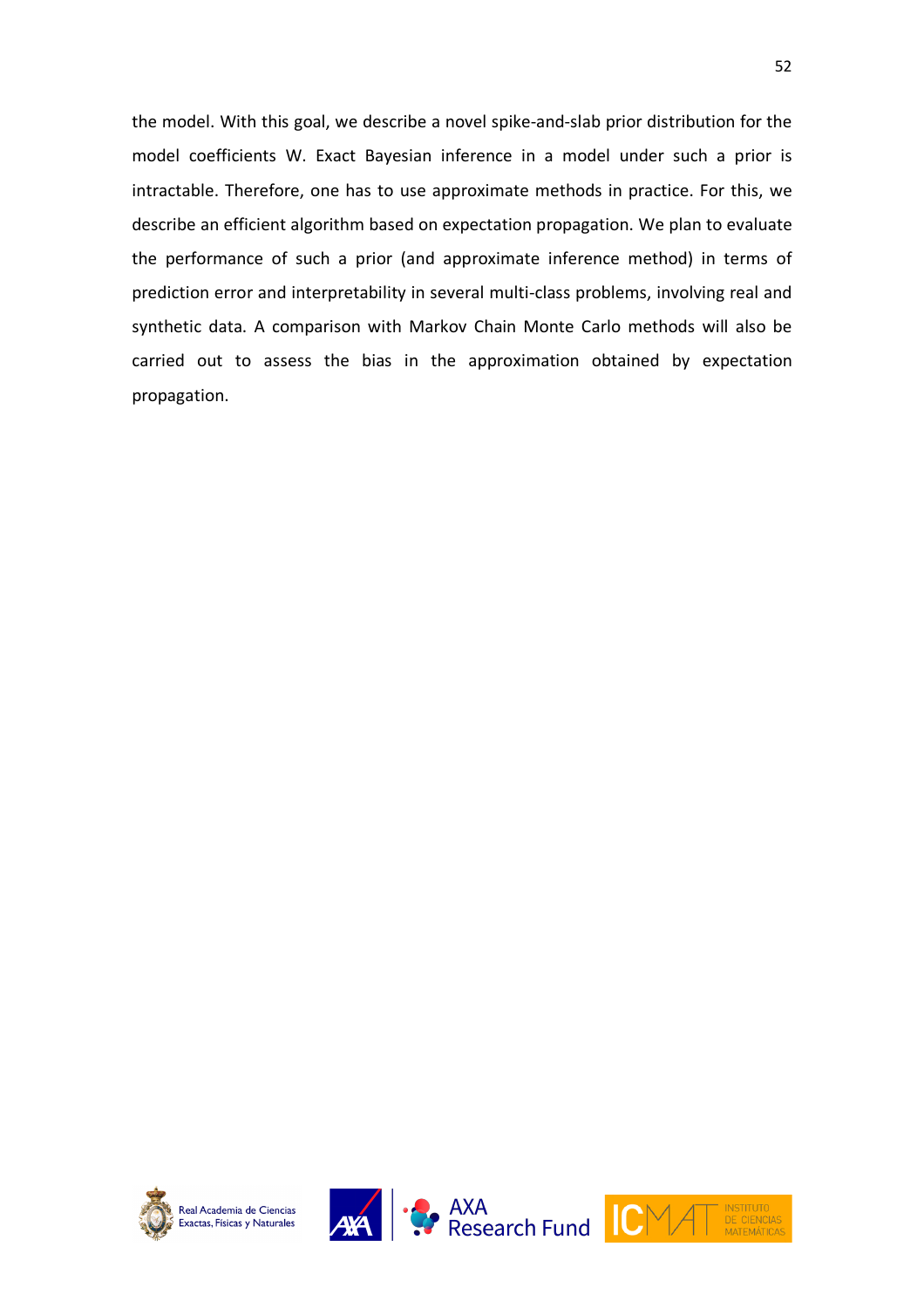the model. With this goal, we describe a novel spike-and-slab prior distribution for the model coefficients W. Exact Bayesian inference in a model under such a prior is intractable. Therefore, one has to use approximate methods in practice. For this, we describe an efficient algorithm based on expectation propagation. We plan to evaluate the performance of such a prior (and approximate inference method) in terms of prediction error and interpretability in several multi-class problems, involving real and synthetic data. A comparison with Markov Chain Monte Carlo methods will also be carried out to assess the bias in the approximation obtained by expectation propagation.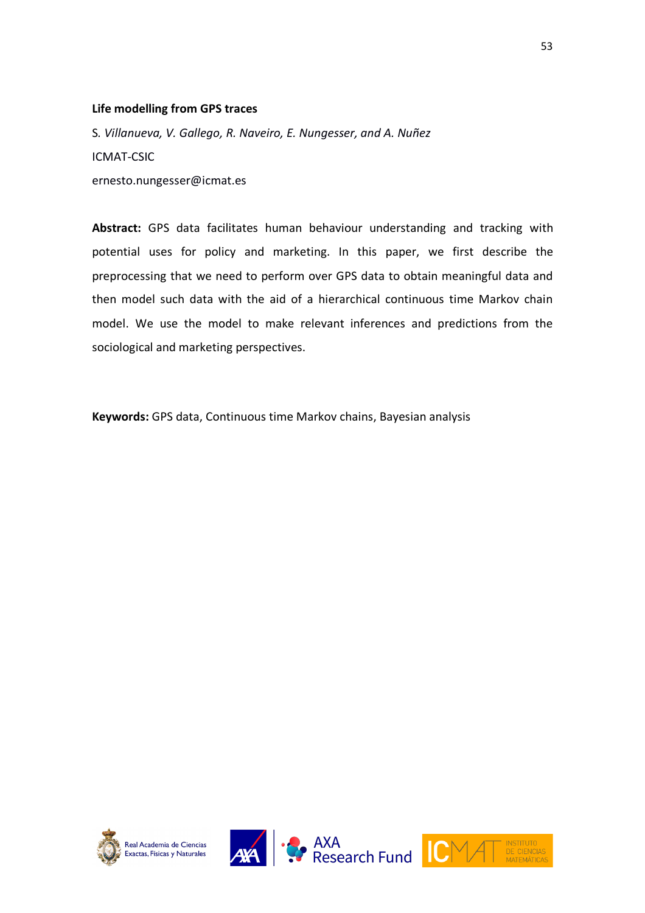**Life modelling from GPS traces**

S. *Villanueva, V. Gallego, R. Naveiro, E. Nungesser, and A. Nuñez*

ICMAT-CSIC

ernesto.nungesser@icmat.es

**Abstract:** GPS data facilitates human behaviour understanding and tracking with potential uses for policy and marketing. In this paper, we first describe the preprocessing that we need to perform over GPS data to obtain meaningful data and then model such data with the aid of a hierarchical continuous time Markov chain model. We use the model to make relevant inferences and predictions from the sociological and marketing perspectives.

**Keywords:** GPS data, Continuous time Markov chains, Bayesian analysis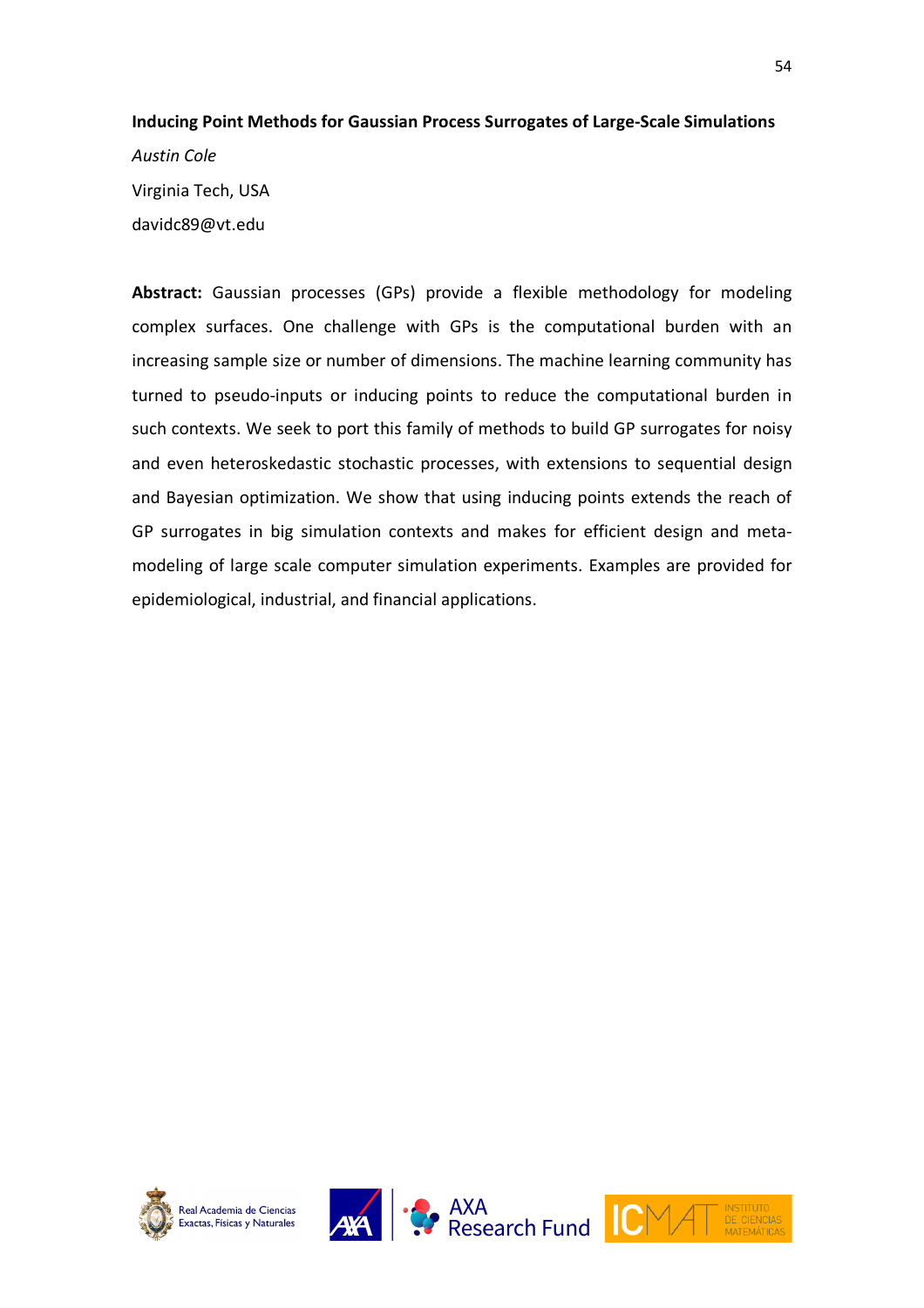**Inducing Point Methods for Gaussian Process Surrogates of Large-Scale Simulations**

*Austin Cole*

Virginia Tech, USA

davidc89@vt.edu

**Abstract:** Gaussian processes (GPs) provide a flexible methodology for modeling complex surfaces. One challenge with GPs is the computational burden with an increasing sample size or number of dimensions. The machine learning community has turned to pseudo-inputs or inducing points to reduce the computational burden in such contexts. We seek to port this family of methods to build GP surrogates for noisy and even heteroskedastic stochastic processes, with extensions to sequential design and Bayesian optimization. We show that using inducing points extends the reach of GP surrogates in big simulation contexts and makes for efficient design and meta-modeling of large scale computer simulation experiments. Examples are provided for epidemiological, industrial, and financial applications.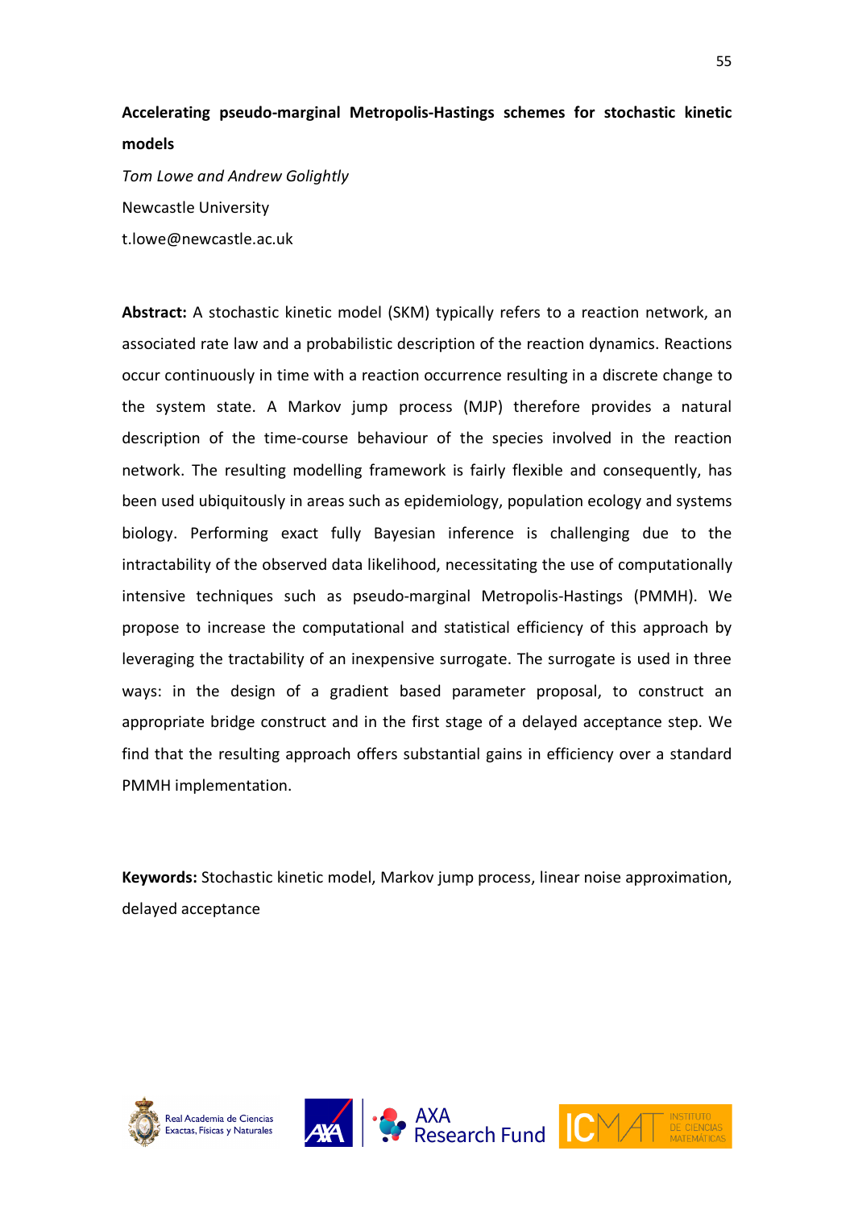**Accelerating pseudo-marginal Metropolis-Hastings schemes for stochastic kinetic models**

*Tom Lowe and Andrew Golightly*

Newcastle University

t.lowe@newcastle.ac.uk

**Abstract:** A stochastic kinetic model (SKM) typically refers to a reaction network, an associated rate law and a probabilistic description of the reaction dynamics. Reactions occur continuously in time with a reaction occurrence resulting in a discrete change to the system state. A Markov jump process (MJP) therefore provides a natural description of the time-course behaviour of the species involved in the reaction network. The resulting modelling framework is fairly flexible and consequently, has been used ubiquitously in areas such as epidemiology, population ecology and systems biology. Performing exact fully Bayesian inference is challenging due to the intractability of the observed data likelihood, necessitating the use of computationally intensive techniques such as pseudo-marginal Metropolis-Hastings (PMMH). We propose to increase the computational and statistical efficiency of this approach by leveraging the tractability of an inexpensive surrogate. The surrogate is used in three ways: in the design of a gradient based parameter proposal, to construct an appropriate bridge construct and in the first stage of a delayed acceptance step. We find that the resulting approach offers substantial gains in efficiency over a standard PMMH implementation.

**Keywords:** Stochastic kinetic model, Markov jump process, linear noise approximation, delayed acceptance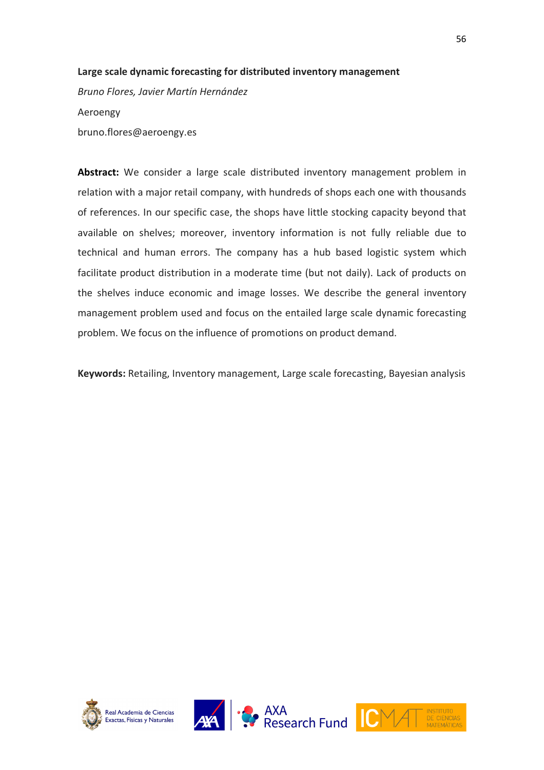### Large scale dynamic forecasting for distributed inventory management

*Bruno Flores, Javier Martín Hernández*

Aeroengy

bruno.flores@aeroengy.es

**Abstract:** We consider a large scale distributed inventory management problem in relation with a major retail company, with hundreds of shops each one with thousands of references. In our specific case, the shops have little stocking capacity beyond that available on shelves; moreover, inventory information is not fully reliable due to technical and human errors. The company has a hub based logistic system which facilitate product distribution in a moderate time (but not daily). Lack of products on the shelves induce economic and image losses. We describe the general inventory management problem used and focus on the entailed large scale dynamic forecasting problem. We focus on the influence of promotions on product demand.

**Keywords:** Retailing, Inventory management, Large scale forecasting, Bayesian analysis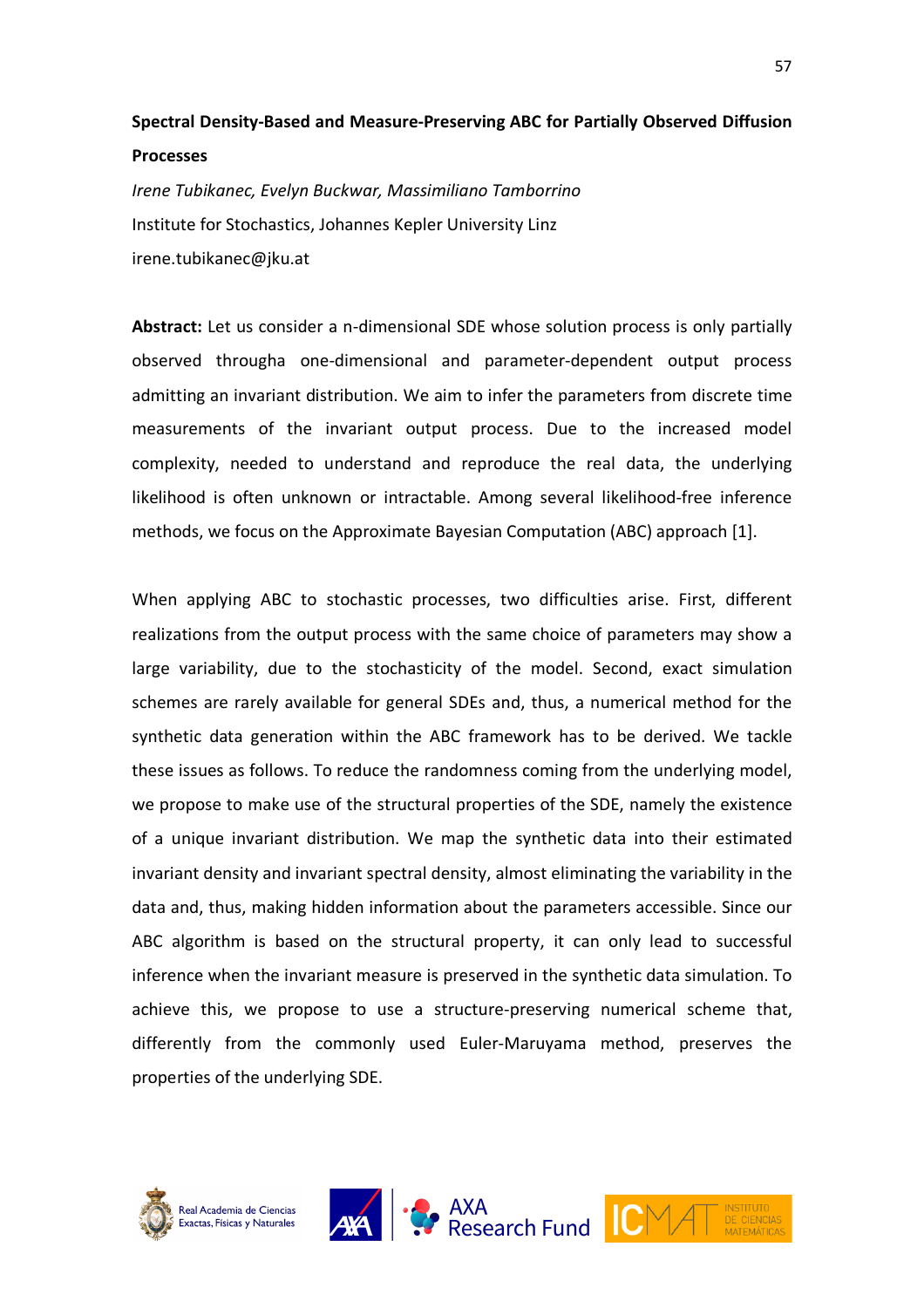**Spectral Density-Based and Measure-Preserving ABC for Partially Observed Diffusion Processes**

*Irene Tubikanec, Evelyn Buckwar, Massimiliano Tamborrino*

Institute for Stochastics, Johannes Kepler University Linz

irene.tubikanec@jku.at

**Abstract:** Let us consider a n-dimensional SDE whose solution process is only partially observed througha one-dimensional and parameter-dependent output process admitting an invariant distribution. We aim to infer the parameters from discrete time measurements of the invariant output process. Due to the increased model complexity, needed to understand and reproduce the real data, the underlying likelihood is often unknown or intractable. Among several likelihood-free inference methods, we focus on the Approximate Bayesian Computation (ABC) approach [1].

When applying ABC to stochastic processes, two difficulties arise. First, different realizations from the output process with the same choice of parameters may show a large variability, due to the stochasticity of the model. Second, exact simulation schemes are rarely available for general SDEs and, thus, a numerical method for the synthetic data generation within the ABC framework has to be derived. We tackle these issues as follows. To reduce the randomness coming from the underlying model, we propose to make use of the structural properties of the SDE, namely the existence of a unique invariant distribution. We map the synthetic data into their estimated invariant density and invariant spectral density, almost eliminating the variability in the data and, thus, making hidden information about the parameters accessible. Since our ABC algorithm is based on the structural property, it can only lead to successful inference when the invariant measure is preserved in the synthetic data simulation. To achieve this, we propose to use a structure-preserving numerical scheme that, differently from the commonly used Euler-Maruyama method, preserves the properties of the underlying SDE.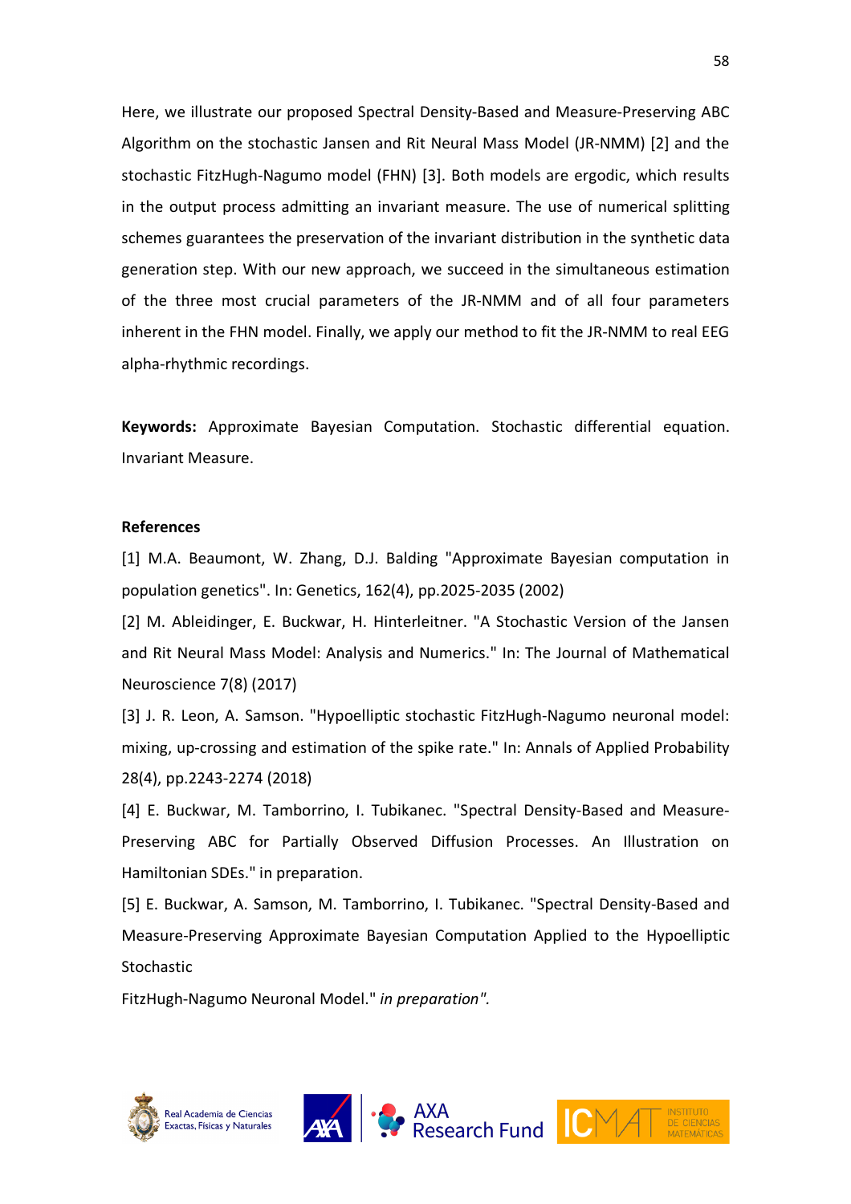Here, we illustrate our proposed Spectral Density-Based and Measure-Preserving ABC Algorithm on the stochastic Jansen and Rit Neural Mass Model (JR-NMM) [2] and the stochastic FitzHugh-Nagumo model (FHN) [3]. Both models are ergodic, which results in the output process admitting an invariant measure. The use of numerical splitting schemes guarantees the preservation of the invariant distribution in the synthetic data generation step. With our new approach, we succeed in the simultaneous estimation of the three most crucial parameters of the JR-NMM and of all four parameters inherent in the FHN model. Finally, we apply our method to fit the JR-NMM to real EEG alpha-rhythmic recordings.

**Keywords:** Approximate Bayesian Computation. Stochastic differential equation. Invariant Measure.

**References**

[1] M.A. Beaumont, W. Zhang, D.J. Balding "Approximate Bayesian computation in population genetics". In: Genetics, 162(4), pp.2025-2035 (2002)

[2] M. Ableidinger, E. Buckwar, H. Hinterleitner. "A Stochastic Version of the Jansen and Rit Neural Mass Model: Analysis and Numerics." In: The Journal of Mathematical Neuroscience 7(8) (2017)

[3] J. R. Leon, A. Samson. "Hypoelliptic stochastic FitzHugh-Nagumo neuronal model: mixing, up-crossing and estimation of the spike rate." In: Annals of Applied Probability 28(4), pp.2243-2274 (2018)

[4] E. Buckwar, M. Tamborrino, I. Tubikanec. "Spectral Density-Based and Measure-Preserving ABC for Partially Observed Diffusion Processes. An Illustration on Hamiltonian SDEs." in preparation.

[5] E. Buckwar, A. Samson, M. Tamborrino, I. Tubikanec. "Spectral Density-Based and Measure-Preserving Approximate Bayesian Computation Applied to the Hypoelliptic Stochastic FitzHugh-Nagumo Neuronal Model." *in preparation".*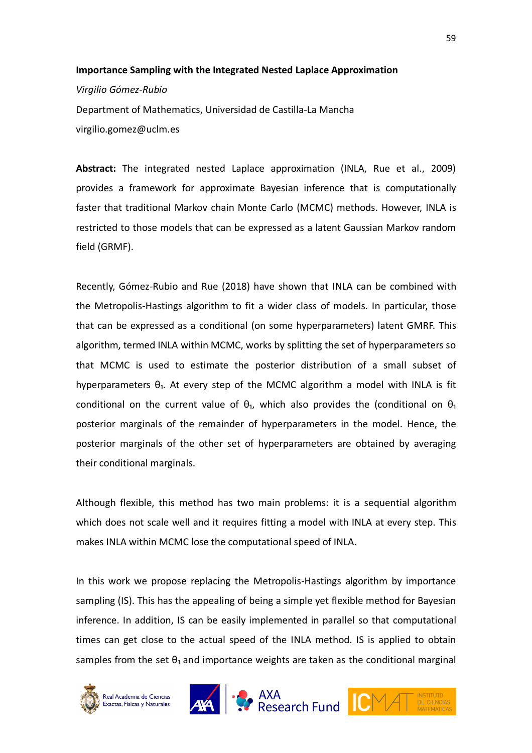**Importance Sampling with the Integrated Nested Laplace Approximation**

*Virgilio Gómez-Rubio*

Department of Mathematics, Universidad de Castilla-La Mancha

virgilio.gomez@uclm.es

**Abstract:** The integrated nested Laplace approximation (INLA, Rue et al., 2009) provides a framework for approximate Bayesian inference that is computationally faster that traditional Markov chain Monte Carlo (MCMC) methods. However, INLA is restricted to those models that can be expressed as a latent Gaussian Markov random field (GRMF).

Recently, Gómez-Rubio and Rue (2018) have shown that INLA can be combined with the Metropolis-Hastings algorithm to fit a wider class of models. In particular, those that can be expressed as a conditional (on some hyperparameters) latent GMRF. This algorithm, termed INLA within MCMC, works by splitting the set of hyperparameters so that MCMC is used to estimate the posterior distribution of a small subset of hyperparameters $\theta_1$. At every step of the MCMC algorithm a model with INLA is fit conditional on the current value of $\theta_1$, which also provides the (conditional on $\theta_1$ posterior marginals of the remainder of hyperparameters in the model. Hence, the posterior marginals of the other set of hyperparameters are obtained by averaging their conditional marginals.

Although flexible, this method has two main problems: it is a sequential algorithm which does not scale well and it requires fitting a model with INLA at every step. This makes INLA within MCMC lose the computational speed of INLA.

In this work we propose replacing the Metropolis-Hastings algorithm by importance sampling (IS). This has the appealing of being a simple yet flexible method for Bayesian inference. In addition, IS can be easily implemented in parallel so that computational times can get close to the actual speed of the INLA method. IS is applied to obtain samples from the set $\theta_1$ and importance weights are taken as the conditional marginal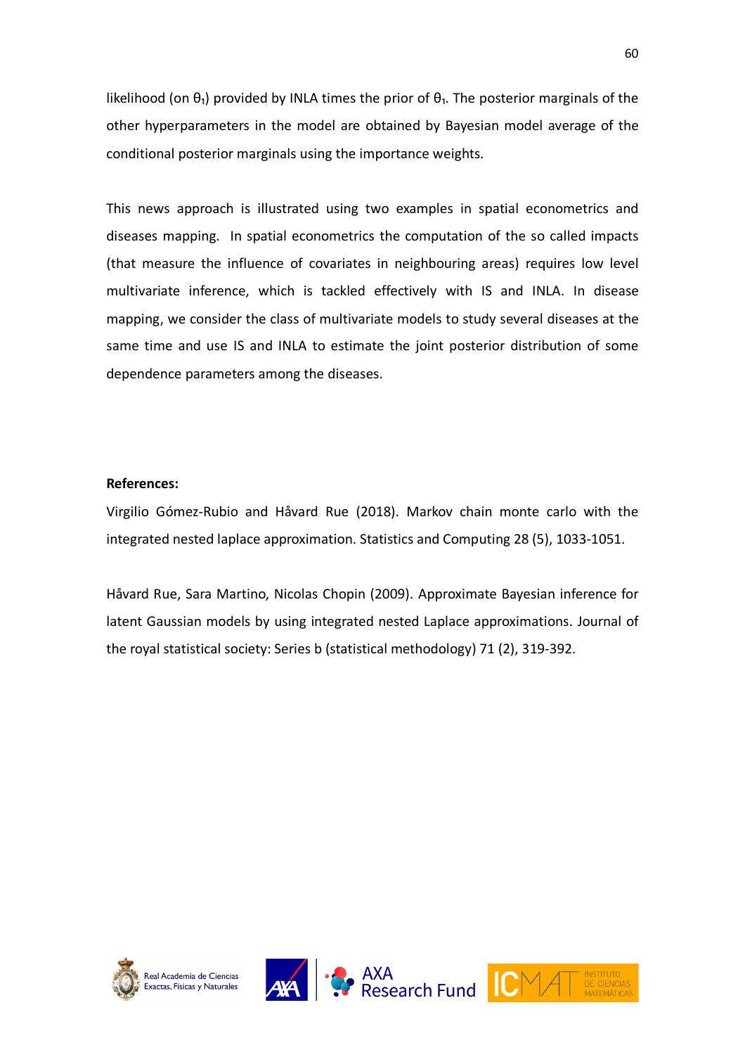likelihood (on $\theta_1$) provided by INLA times the prior of $\theta_1$. The posterior marginals of the other hyperparameters in the model are obtained by Bayesian model average of the conditional posterior marginals using the importance weights.

This news approach is illustrated using two examples in spatial econometrics and diseases mapping. In spatial econometrics the computation of the so called impacts (that measure the influence of covariates in neighbouring areas) requires low level multivariate inference, which is tackled effectively with IS and INLA. In disease mapping, we consider the class of multivariate models to study several diseases at the same time and use IS and INLA to estimate the joint posterior distribution of some dependence parameters among the diseases.

**References:**

Virgilio Gómez-Rubio and Håvard Rue (2018). Markov chain monte carlo with the integrated nested laplace approximation. Statistics and Computing 28 (5), 1033-1051.

Håvard Rue, Sara Martino, Nicolas Chopin (2009). Approximate Bayesian inference for latent Gaussian models by using integrated nested Laplace approximations. Journal of the royal statistical society: Series b (statistical methodology) 71 (2), 319-392.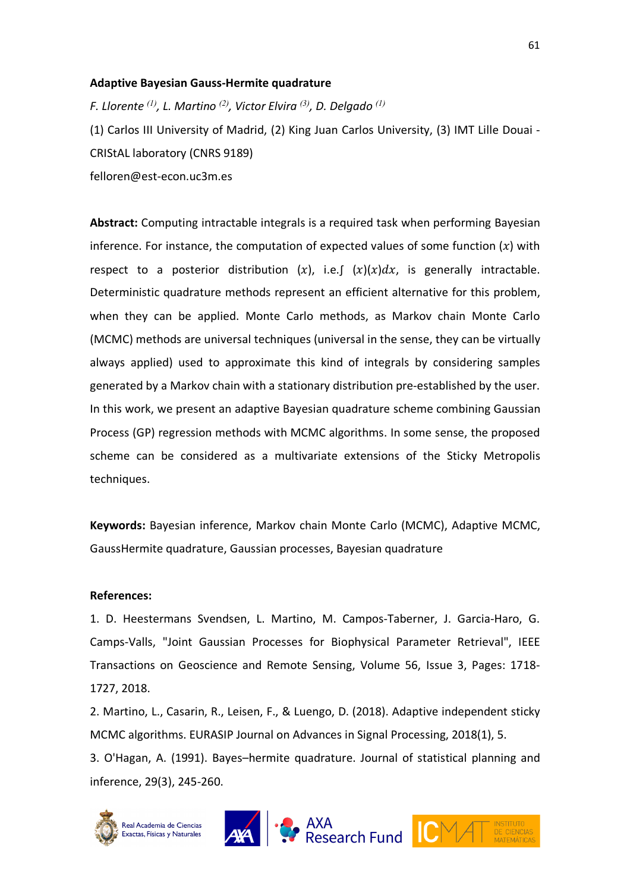**Adaptive Bayesian Gauss-Hermite quadrature**

*F. Llorente [(1)], L. Martino [(2)], Victor Elvira [(3)], D. Delgado [(1)]*

(1) Carlos III University of Madrid, (2) King Juan Carlos University, (3) IMT Lille Douai - CRIStAL laboratory (CNRS 9189)

felloren@est-econ.uc3m.es

**Abstract:** Computing intractable integrals is a required task when performing Bayesian inference. For instance, the computation of expected values of some function $(x)$ with respect to a posterior distribution $(x)$, i.e.$\int\ (x)(x)dx$, is generally intractable. Deterministic quadrature methods represent an efficient alternative for this problem, when they can be applied. Monte Carlo methods, as Markov chain Monte Carlo (MCMC) methods are universal techniques (universal in the sense, they can be virtually always applied) used to approximate this kind of integrals by considering samples generated by a Markov chain with a stationary distribution pre-established by the user. In this work, we present an adaptive Bayesian quadrature scheme combining Gaussian Process (GP) regression methods with MCMC algorithms. In some sense, the proposed scheme can be considered as a multivariate extensions of the Sticky Metropolis techniques.

**Keywords:** Bayesian inference, Markov chain Monte Carlo (MCMC), Adaptive MCMC, GaussHermite quadrature, Gaussian processes, Bayesian quadrature

**References:**

1. D. Heestermans Svendsen, L. Martino, M. Campos-Taberner, J. Garcia-Haro, G. Camps-Valls, "Joint Gaussian Processes for Biophysical Parameter Retrieval", IEEE Transactions on Geoscience and Remote Sensing, Volume 56, Issue 3, Pages: 1718-1727, 2018.
2. Martino, L., Casarin, R., Leisen, F., & Luengo, D. (2018). Adaptive independent sticky MCMC algorithms. EURASIP Journal on Advances in Signal Processing, 2018(1), 5.
3. O'Hagan, A. (1991). Bayes–hermite quadrature. Journal of statistical planning and inference, 29(3), 245-260.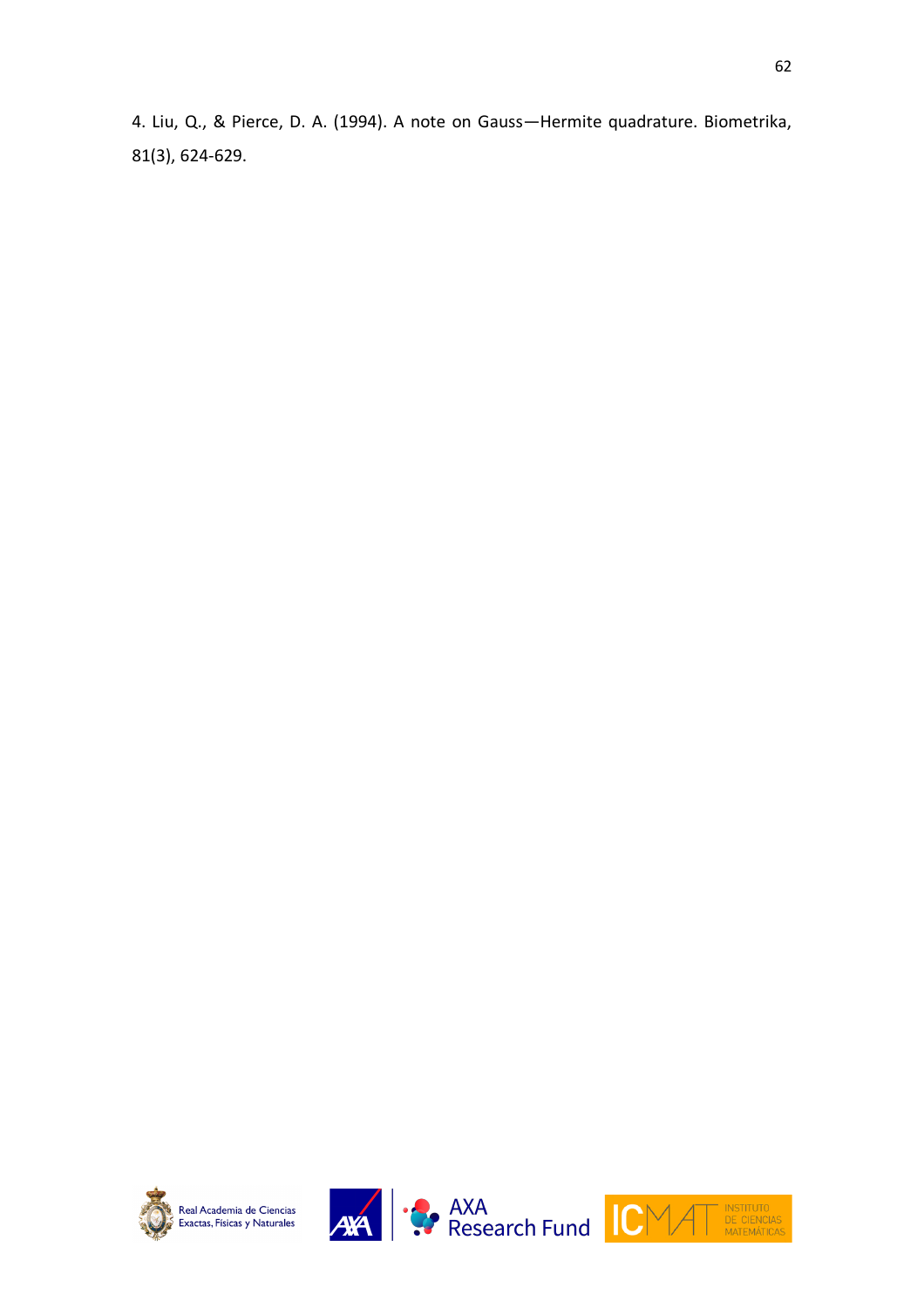4. Liu, Q., & Pierce, D. A. (1994). A note on Gauss—Hermite quadrature. Biometrika, 81(3), 624-629.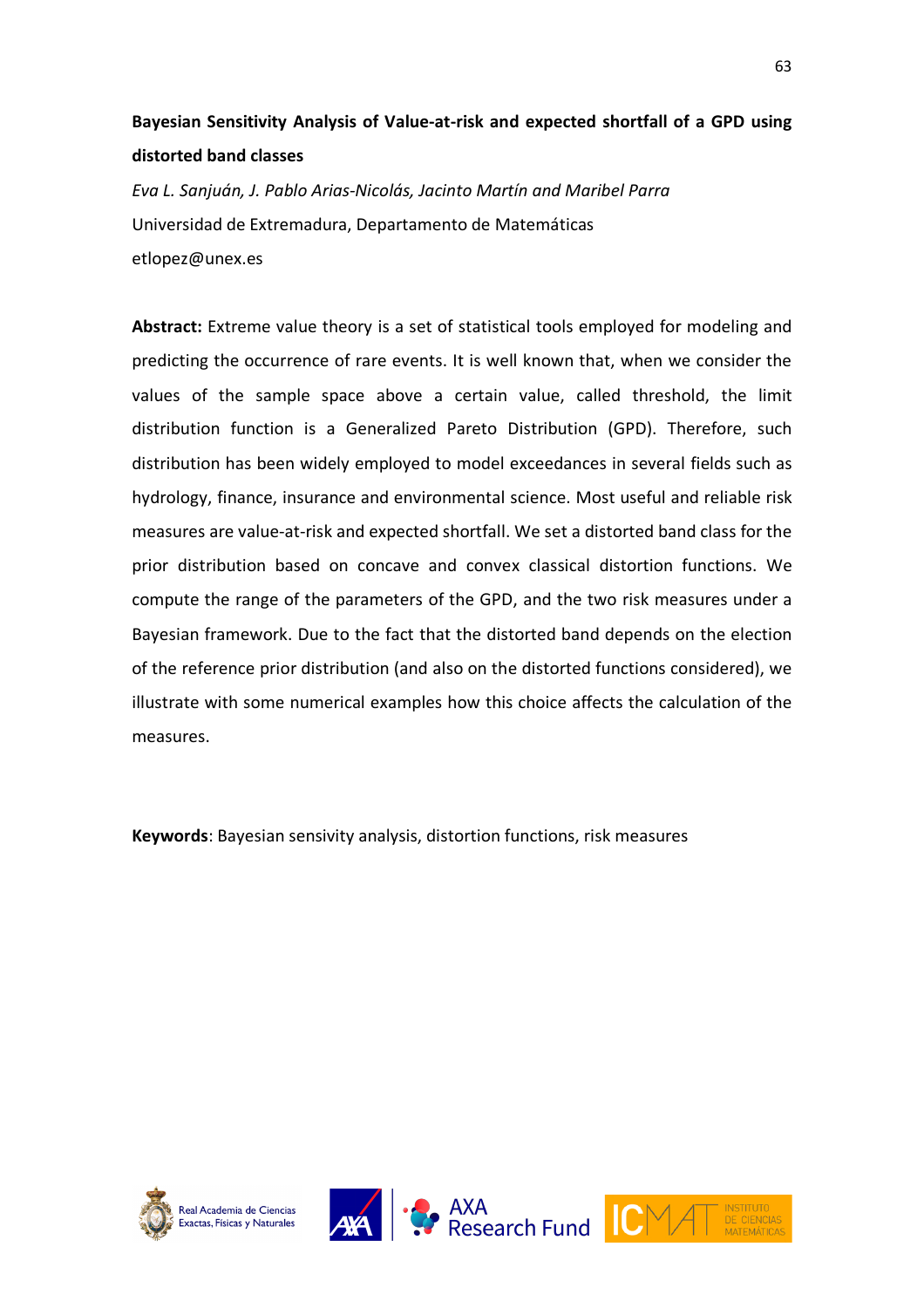**Bayesian Sensitivity Analysis of Value-at-risk and expected shortfall of a GPD using distorted band classes**

*Eva L. Sanjuán, J. Pablo Arias-Nicolás, Jacinto Martín and Maribel Parra*

Universidad de Extremadura, Departamento de Matemáticas

etlopez@unex.es

**Abstract:** Extreme value theory is a set of statistical tools employed for modeling and predicting the occurrence of rare events. It is well known that, when we consider the values of the sample space above a certain value, called threshold, the limit distribution function is a Generalized Pareto Distribution (GPD). Therefore, such distribution has been widely employed to model exceedances in several fields such as hydrology, finance, insurance and environmental science. Most useful and reliable risk measures are value-at-risk and expected shortfall. We set a distorted band class for the prior distribution based on concave and convex classical distortion functions. We compute the range of the parameters of the GPD, and the two risk measures under a Bayesian framework. Due to the fact that the distorted band depends on the election of the reference prior distribution (and also on the distorted functions considered), we illustrate with some numerical examples how this choice affects the calculation of the measures.

**Keywords**: Bayesian sensivity analysis, distortion functions, risk measures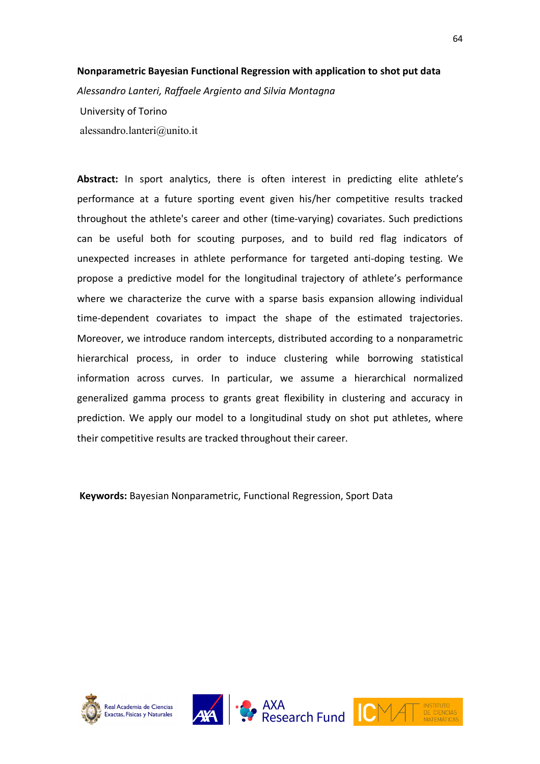**Nonparametric Bayesian Functional Regression with application to shot put data**

*Alessandro Lanteri, Raffaele Argiento and Silvia Montagna*

University of Torino

alessandro.lanteri@unito.it

**Abstract:** In sport analytics, there is often interest in predicting elite athlete's performance at a future sporting event given his/her competitive results tracked throughout the athlete's career and other (time-varying) covariates. Such predictions can be useful both for scouting purposes, and to build red flag indicators of unexpected increases in athlete performance for targeted anti-doping testing. We propose a predictive model for the longitudinal trajectory of athlete's performance where we characterize the curve with a sparse basis expansion allowing individual time-dependent covariates to impact the shape of the estimated trajectories. Moreover, we introduce random intercepts, distributed according to a nonparametric hierarchical process, in order to induce clustering while borrowing statistical information across curves. In particular, we assume a hierarchical normalized generalized gamma process to grants great flexibility in clustering and accuracy in prediction. We apply our model to a longitudinal study on shot put athletes, where their competitive results are tracked throughout their career.

**Keywords:** Bayesian Nonparametric, Functional Regression, Sport Data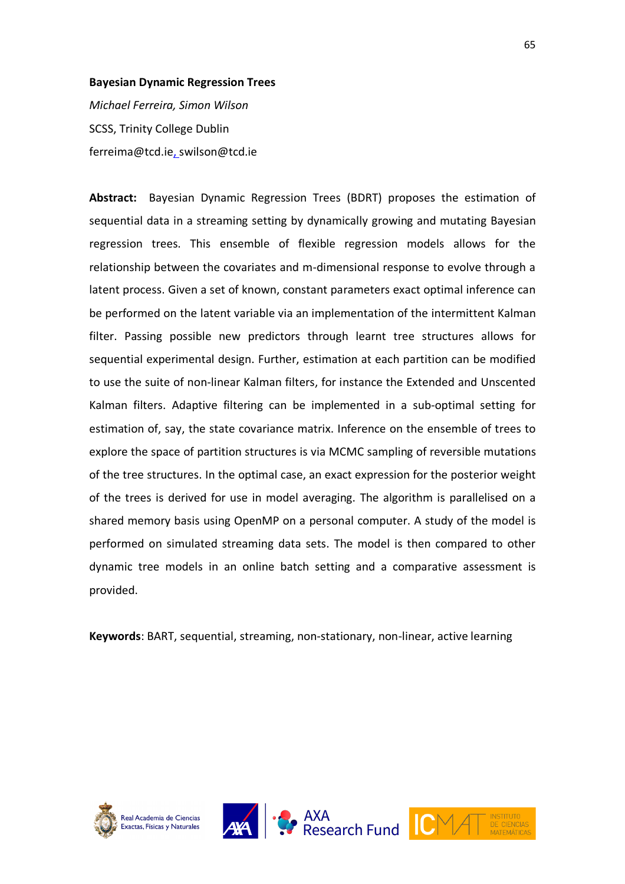**Bayesian Dynamic Regression Trees**

*Michael Ferreira, Simon Wilson*

SCSS, Trinity College Dublin

ferreima@tcd.ie, swilson@tcd.ie

**Abstract:** Bayesian Dynamic Regression Trees (BDRT) proposes the estimation of sequential data in a streaming setting by dynamically growing and mutating Bayesian regression trees. This ensemble of flexible regression models allows for the relationship between the covariates and m-dimensional response to evolve through a latent process. Given a set of known, constant parameters exact optimal inference can be performed on the latent variable via an implementation of the intermittent Kalman filter. Passing possible new predictors through learnt tree structures allows for sequential experimental design. Further, estimation at each partition can be modified to use the suite of non-linear Kalman filters, for instance the Extended and Unscented Kalman filters. Adaptive filtering can be implemented in a sub-optimal setting for estimation of, say, the state covariance matrix. Inference on the ensemble of trees to explore the space of partition structures is via MCMC sampling of reversible mutations of the tree structures. In the optimal case, an exact expression for the posterior weight of the trees is derived for use in model averaging. The algorithm is parallelised on a shared memory basis using OpenMP on a personal computer. A study of the model is performed on simulated streaming data sets. The model is then compared to other dynamic tree models in an online batch setting and a comparative assessment is provided.

**Keywords**: BART, sequential, streaming, non-stationary, non-linear, active learning